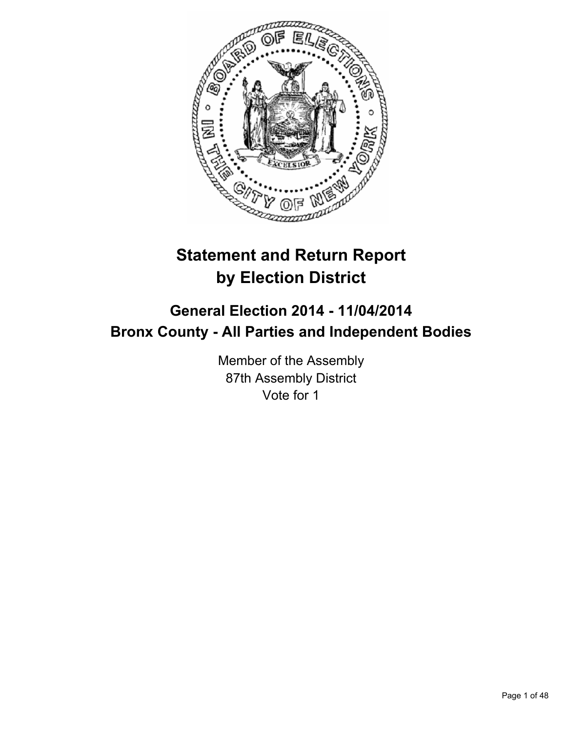# Statement and Return Report by Election District

## General Election 2014 - 11/04/2014
## Bronx County - All Parties and Independent Bodies

Member of the Assembly
87th Assembly District
Vote for 1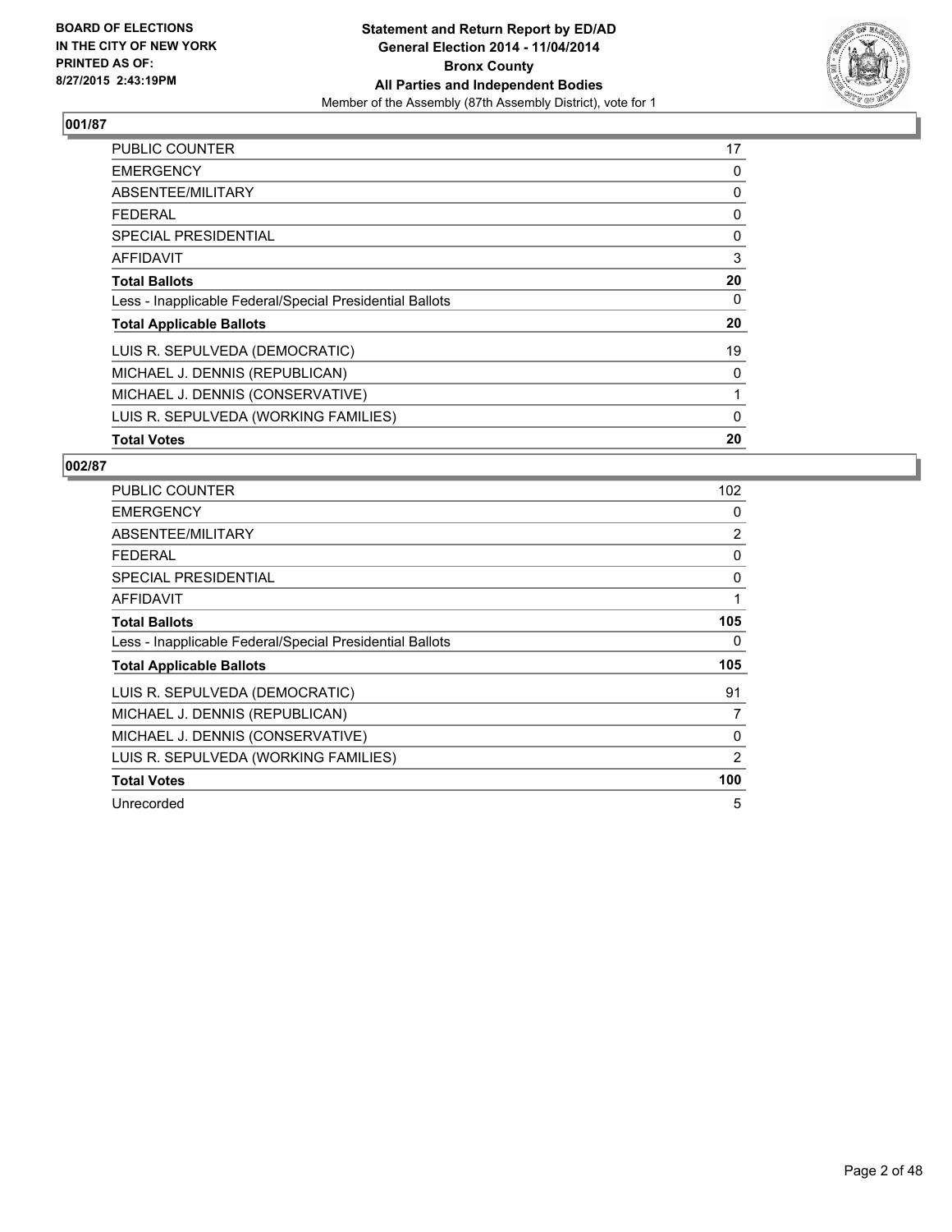BOARD OF ELECTIONS
IN THE CITY OF NEW YORK
PRINTED AS OF:
8/27/2015 2:43:19PM

**Statement and Return Report by ED/AD**
**General Election 2014 - 11/04/2014**
**Bronx County**
**All Parties and Independent Bodies**
Member of the Assembly (87th Assembly District), vote for 1

## 001/87

| | |
|---|---|
| PUBLIC COUNTER | 17 |
| EMERGENCY | 0 |
| ABSENTEE/MILITARY | 0 |
| FEDERAL | 0 |
| SPECIAL PRESIDENTIAL | 0 |
| AFFIDAVIT | 3 |
| **Total Ballots** | **20** |
| Less - Inapplicable Federal/Special Presidential Ballots | 0 |
| **Total Applicable Ballots** | **20** |
| LUIS R. SEPULVEDA (DEMOCRATIC) | 19 |
| MICHAEL J. DENNIS (REPUBLICAN) | 0 |
| MICHAEL J. DENNIS (CONSERVATIVE) | 1 |
| LUIS R. SEPULVEDA (WORKING FAMILIES) | 0 |
| **Total Votes** | **20** |

## 002/87

| | |
|---|---|
| PUBLIC COUNTER | 102 |
| EMERGENCY | 0 |
| ABSENTEE/MILITARY | 2 |
| FEDERAL | 0 |
| SPECIAL PRESIDENTIAL | 0 |
| AFFIDAVIT | 1 |
| **Total Ballots** | **105** |
| Less - Inapplicable Federal/Special Presidential Ballots | 0 |
| **Total Applicable Ballots** | **105** |
| LUIS R. SEPULVEDA (DEMOCRATIC) | 91 |
| MICHAEL J. DENNIS (REPUBLICAN) | 7 |
| MICHAEL J. DENNIS (CONSERVATIVE) | 0 |
| LUIS R. SEPULVEDA (WORKING FAMILIES) | 2 |
| **Total Votes** | **100** |
| Unrecorded | 5 |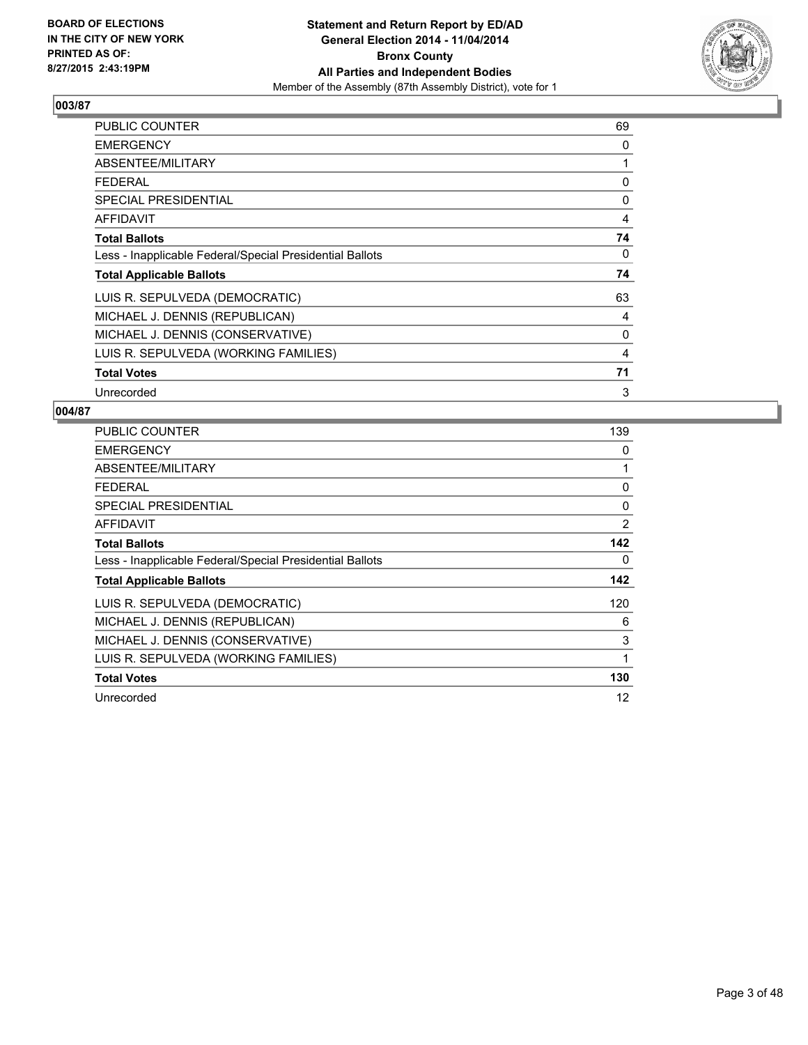**BOARD OF ELECTIONS IN THE CITY OF NEW YORK PRINTED AS OF: 8/27/2015 2:43:19PM**

**Statement and Return Report by ED/AD**
**General Election 2014 - 11/04/2014**
**Bronx County**
**All Parties and Independent Bodies**
Member of the Assembly (87th Assembly District), vote for 1

## 003/87

| | |
|---|---|
| PUBLIC COUNTER | 69 |
| EMERGENCY | 0 |
| ABSENTEE/MILITARY | 1 |
| FEDERAL | 0 |
| SPECIAL PRESIDENTIAL | 0 |
| AFFIDAVIT | 4 |
| **Total Ballots** | **74** |
| Less - Inapplicable Federal/Special Presidential Ballots | 0 |
| **Total Applicable Ballots** | **74** |
| LUIS R. SEPULVEDA (DEMOCRATIC) | 63 |
| MICHAEL J. DENNIS (REPUBLICAN) | 4 |
| MICHAEL J. DENNIS (CONSERVATIVE) | 0 |
| LUIS R. SEPULVEDA (WORKING FAMILIES) | 4 |
| **Total Votes** | **71** |
| Unrecorded | 3 |

## 004/87

| | |
|---|---|
| PUBLIC COUNTER | 139 |
| EMERGENCY | 0 |
| ABSENTEE/MILITARY | 1 |
| FEDERAL | 0 |
| SPECIAL PRESIDENTIAL | 0 |
| AFFIDAVIT | 2 |
| **Total Ballots** | **142** |
| Less - Inapplicable Federal/Special Presidential Ballots | 0 |
| **Total Applicable Ballots** | **142** |
| LUIS R. SEPULVEDA (DEMOCRATIC) | 120 |
| MICHAEL J. DENNIS (REPUBLICAN) | 6 |
| MICHAEL J. DENNIS (CONSERVATIVE) | 3 |
| LUIS R. SEPULVEDA (WORKING FAMILIES) | 1 |
| **Total Votes** | **130** |
| Unrecorded | 12 |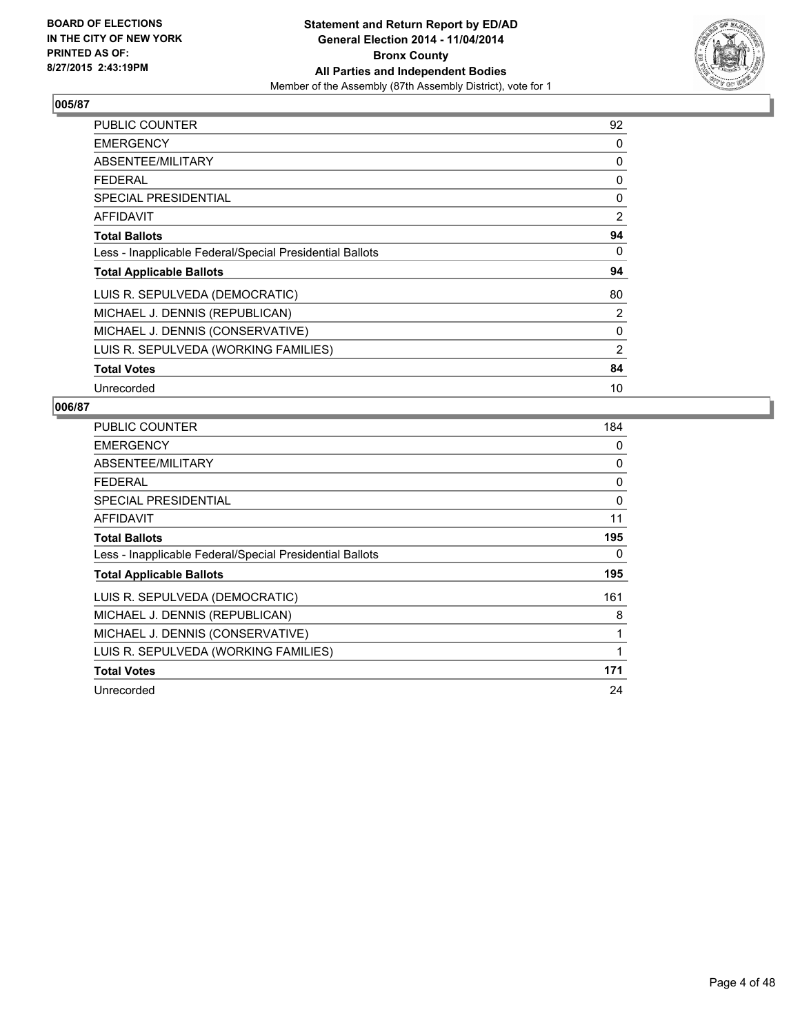**BOARD OF ELECTIONS IN THE CITY OF NEW YORK PRINTED AS OF: 8/27/2015 2:43:19PM**

**Statement and Return Report by ED/AD**
**General Election 2014 - 11/04/2014**
**Bronx County**
**All Parties and Independent Bodies**
Member of the Assembly (87th Assembly District), vote for 1

### 005/87

| | |
|---|---|
| PUBLIC COUNTER | 92 |
| EMERGENCY | 0 |
| ABSENTEE/MILITARY | 0 |
| FEDERAL | 0 |
| SPECIAL PRESIDENTIAL | 0 |
| AFFIDAVIT | 2 |
| **Total Ballots** | **94** |
| Less - Inapplicable Federal/Special Presidential Ballots | 0 |
| **Total Applicable Ballots** | **94** |
| LUIS R. SEPULVEDA (DEMOCRATIC) | 80 |
| MICHAEL J. DENNIS (REPUBLICAN) | 2 |
| MICHAEL J. DENNIS (CONSERVATIVE) | 0 |
| LUIS R. SEPULVEDA (WORKING FAMILIES) | 2 |
| **Total Votes** | **84** |
| Unrecorded | 10 |

### 006/87

| | |
|---|---|
| PUBLIC COUNTER | 184 |
| EMERGENCY | 0 |
| ABSENTEE/MILITARY | 0 |
| FEDERAL | 0 |
| SPECIAL PRESIDENTIAL | 0 |
| AFFIDAVIT | 11 |
| **Total Ballots** | **195** |
| Less - Inapplicable Federal/Special Presidential Ballots | 0 |
| **Total Applicable Ballots** | **195** |
| LUIS R. SEPULVEDA (DEMOCRATIC) | 161 |
| MICHAEL J. DENNIS (REPUBLICAN) | 8 |
| MICHAEL J. DENNIS (CONSERVATIVE) | 1 |
| LUIS R. SEPULVEDA (WORKING FAMILIES) | 1 |
| **Total Votes** | **171** |
| Unrecorded | 24 |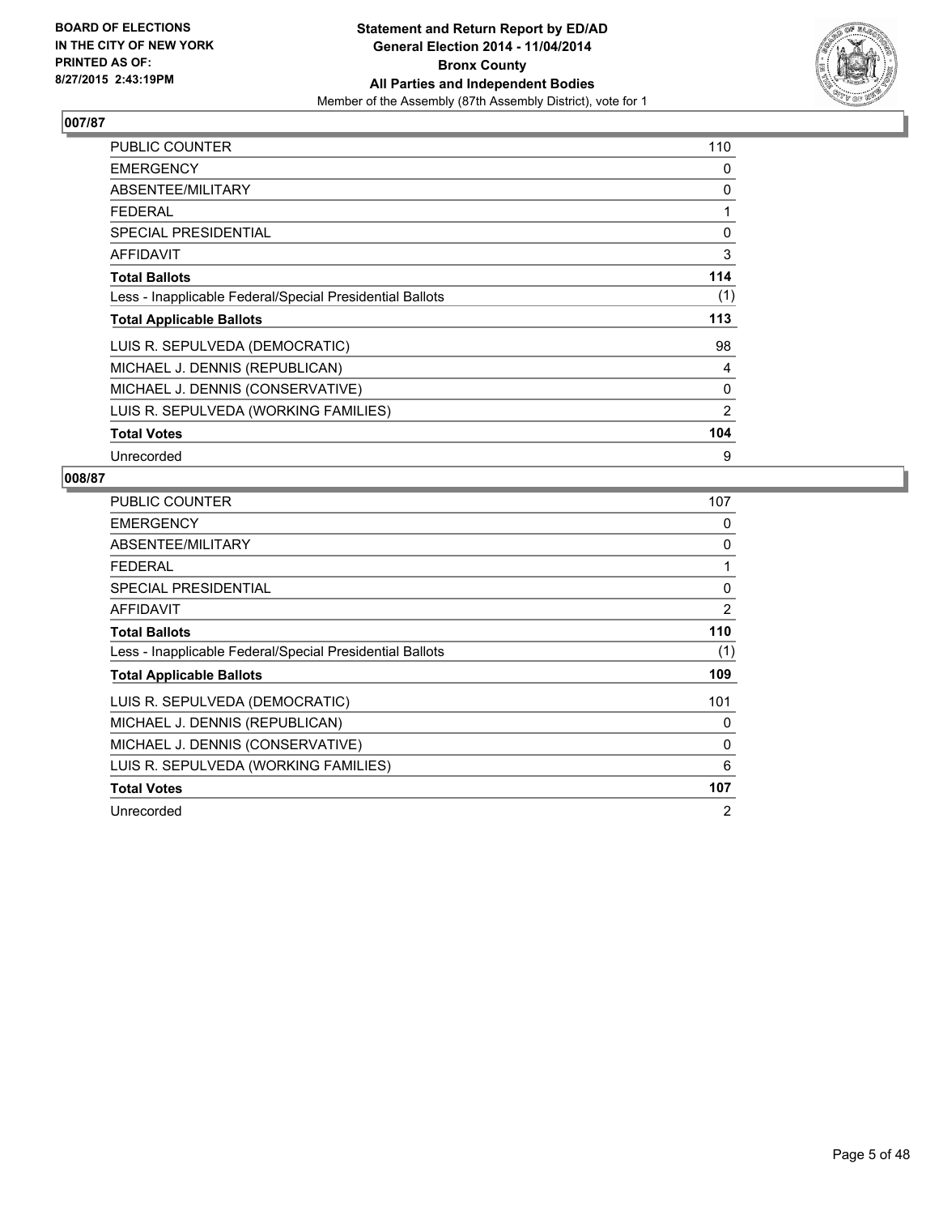**BOARD OF ELECTIONS IN THE CITY OF NEW YORK PRINTED AS OF: 8/27/2015 2:43:19PM**

**Statement and Return Report by ED/AD General Election 2014 - 11/04/2014 Bronx County All Parties and Independent Bodies**
Member of the Assembly (87th Assembly District), vote for 1

## 007/87

| | |
|---|---|
| PUBLIC COUNTER | 110 |
| EMERGENCY | 0 |
| ABSENTEE/MILITARY | 0 |
| FEDERAL | 1 |
| SPECIAL PRESIDENTIAL | 0 |
| AFFIDAVIT | 3 |
| **Total Ballots** | **114** |
| Less - Inapplicable Federal/Special Presidential Ballots | (1) |
| **Total Applicable Ballots** | **113** |
| LUIS R. SEPULVEDA (DEMOCRATIC) | 98 |
| MICHAEL J. DENNIS (REPUBLICAN) | 4 |
| MICHAEL J. DENNIS (CONSERVATIVE) | 0 |
| LUIS R. SEPULVEDA (WORKING FAMILIES) | 2 |
| **Total Votes** | **104** |
| Unrecorded | 9 |

## 008/87

| | |
|---|---|
| PUBLIC COUNTER | 107 |
| EMERGENCY | 0 |
| ABSENTEE/MILITARY | 0 |
| FEDERAL | 1 |
| SPECIAL PRESIDENTIAL | 0 |
| AFFIDAVIT | 2 |
| **Total Ballots** | **110** |
| Less - Inapplicable Federal/Special Presidential Ballots | (1) |
| **Total Applicable Ballots** | **109** |
| LUIS R. SEPULVEDA (DEMOCRATIC) | 101 |
| MICHAEL J. DENNIS (REPUBLICAN) | 0 |
| MICHAEL J. DENNIS (CONSERVATIVE) | 0 |
| LUIS R. SEPULVEDA (WORKING FAMILIES) | 6 |
| **Total Votes** | **107** |
| Unrecorded | 2 |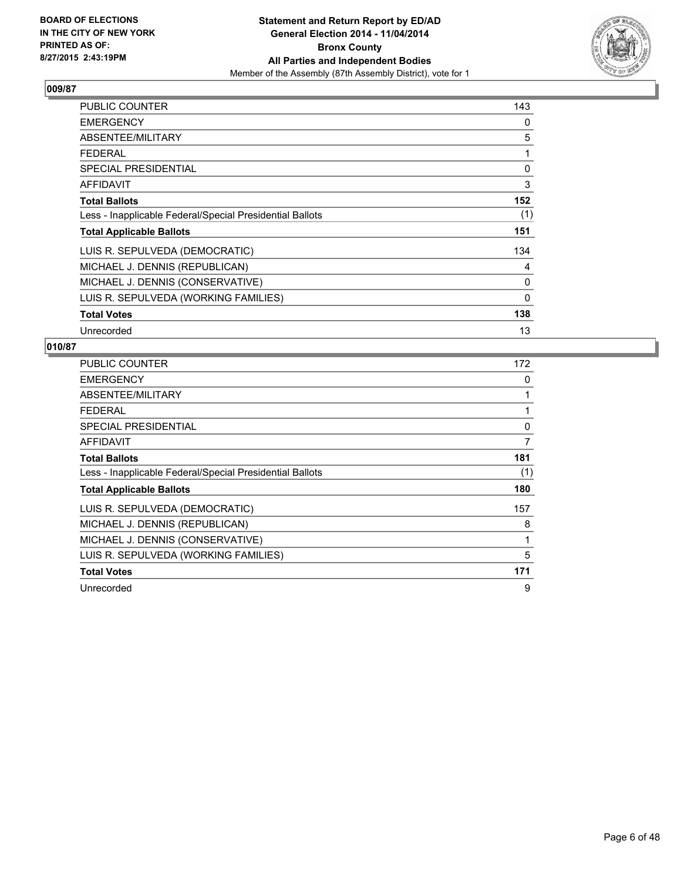**Statement and Return Report by ED/AD**
**General Election 2014 - 11/04/2014**
**Bronx County**
**All Parties and Independent Bodies**
Member of the Assembly (87th Assembly District), vote for 1

BOARD OF ELECTIONS
IN THE CITY OF NEW YORK
PRINTED AS OF:
8/27/2015 2:43:19PM

## 009/87

| | |
|---|---|
| PUBLIC COUNTER | 143 |
| EMERGENCY | 0 |
| ABSENTEE/MILITARY | 5 |
| FEDERAL | 1 |
| SPECIAL PRESIDENTIAL | 0 |
| AFFIDAVIT | 3 |
| **Total Ballots** | **152** |
| Less - Inapplicable Federal/Special Presidential Ballots | (1) |
| **Total Applicable Ballots** | **151** |
| LUIS R. SEPULVEDA (DEMOCRATIC) | 134 |
| MICHAEL J. DENNIS (REPUBLICAN) | 4 |
| MICHAEL J. DENNIS (CONSERVATIVE) | 0 |
| LUIS R. SEPULVEDA (WORKING FAMILIES) | 0 |
| **Total Votes** | **138** |
| Unrecorded | 13 |

## 010/87

| | |
|---|---|
| PUBLIC COUNTER | 172 |
| EMERGENCY | 0 |
| ABSENTEE/MILITARY | 1 |
| FEDERAL | 1 |
| SPECIAL PRESIDENTIAL | 0 |
| AFFIDAVIT | 7 |
| **Total Ballots** | **181** |
| Less - Inapplicable Federal/Special Presidential Ballots | (1) |
| **Total Applicable Ballots** | **180** |
| LUIS R. SEPULVEDA (DEMOCRATIC) | 157 |
| MICHAEL J. DENNIS (REPUBLICAN) | 8 |
| MICHAEL J. DENNIS (CONSERVATIVE) | 1 |
| LUIS R. SEPULVEDA (WORKING FAMILIES) | 5 |
| **Total Votes** | **171** |
| Unrecorded | 9 |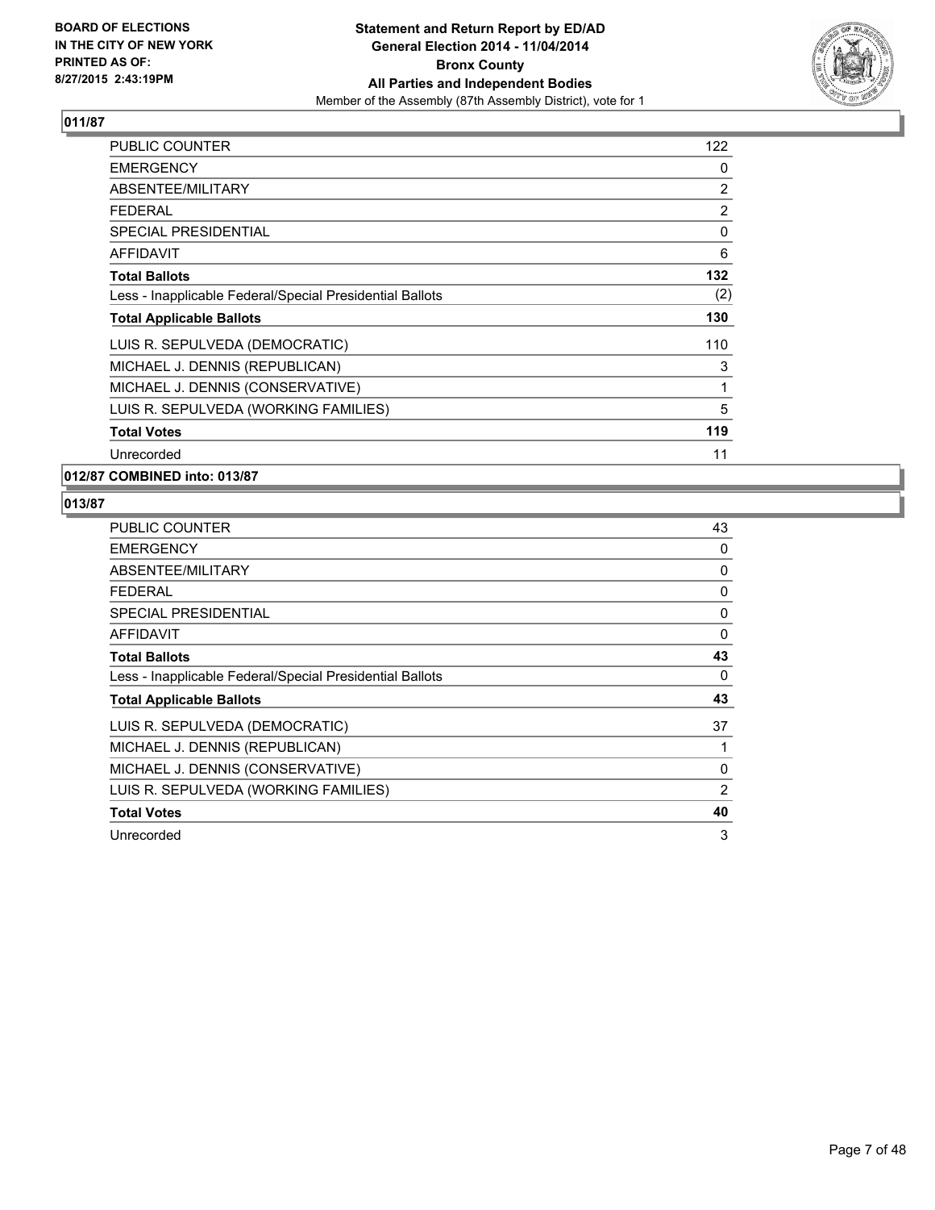**BOARD OF ELECTIONS IN THE CITY OF NEW YORK PRINTED AS OF: 8/27/2015 2:43:19PM**

**Statement and Return Report by ED/AD**
**General Election 2014 - 11/04/2014**
**Bronx County**
**All Parties and Independent Bodies**
Member of the Assembly (87th Assembly District), vote for 1

## 011/87

| | |
|---|---|
| PUBLIC COUNTER | 122 |
| EMERGENCY | 0 |
| ABSENTEE/MILITARY | 2 |
| FEDERAL | 2 |
| SPECIAL PRESIDENTIAL | 0 |
| AFFIDAVIT | 6 |
| **Total Ballots** | **132** |
| Less - Inapplicable Federal/Special Presidential Ballots | (2) |
| **Total Applicable Ballots** | **130** |
| LUIS R. SEPULVEDA (DEMOCRATIC) | 110 |
| MICHAEL J. DENNIS (REPUBLICAN) | 3 |
| MICHAEL J. DENNIS (CONSERVATIVE) | 1 |
| LUIS R. SEPULVEDA (WORKING FAMILIES) | 5 |
| **Total Votes** | **119** |
| Unrecorded | 11 |

## 012/87 COMBINED into: 013/87

## 013/87

| | |
|---|---|
| PUBLIC COUNTER | 43 |
| EMERGENCY | 0 |
| ABSENTEE/MILITARY | 0 |
| FEDERAL | 0 |
| SPECIAL PRESIDENTIAL | 0 |
| AFFIDAVIT | 0 |
| **Total Ballots** | **43** |
| Less - Inapplicable Federal/Special Presidential Ballots | 0 |
| **Total Applicable Ballots** | **43** |
| LUIS R. SEPULVEDA (DEMOCRATIC) | 37 |
| MICHAEL J. DENNIS (REPUBLICAN) | 1 |
| MICHAEL J. DENNIS (CONSERVATIVE) | 0 |
| LUIS R. SEPULVEDA (WORKING FAMILIES) | 2 |
| **Total Votes** | **40** |
| Unrecorded | 3 |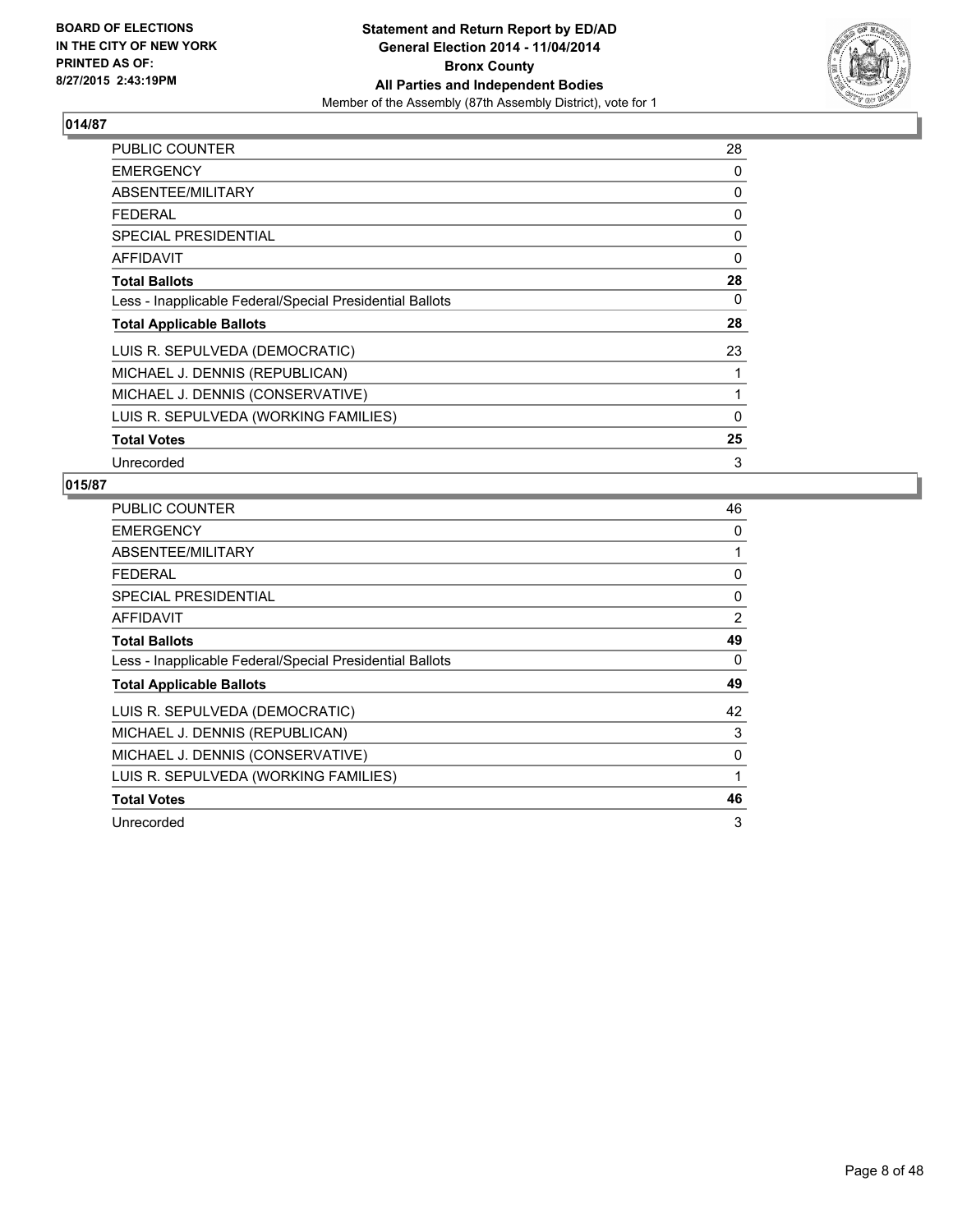## 014/87

| | |
|---|---|
| PUBLIC COUNTER | 28 |
| EMERGENCY | 0 |
| ABSENTEE/MILITARY | 0 |
| FEDERAL | 0 |
| SPECIAL PRESIDENTIAL | 0 |
| AFFIDAVIT | 0 |
| **Total Ballots** | **28** |
| Less - Inapplicable Federal/Special Presidential Ballots | 0 |
| **Total Applicable Ballots** | **28** |
| LUIS R. SEPULVEDA (DEMOCRATIC) | 23 |
| MICHAEL J. DENNIS (REPUBLICAN) | 1 |
| MICHAEL J. DENNIS (CONSERVATIVE) | 1 |
| LUIS R. SEPULVEDA (WORKING FAMILIES) | 0 |
| **Total Votes** | **25** |
| Unrecorded | 3 |

## 015/87

| | |
|---|---|
| PUBLIC COUNTER | 46 |
| EMERGENCY | 0 |
| ABSENTEE/MILITARY | 1 |
| FEDERAL | 0 |
| SPECIAL PRESIDENTIAL | 0 |
| AFFIDAVIT | 2 |
| **Total Ballots** | **49** |
| Less - Inapplicable Federal/Special Presidential Ballots | 0 |
| **Total Applicable Ballots** | **49** |
| LUIS R. SEPULVEDA (DEMOCRATIC) | 42 |
| MICHAEL J. DENNIS (REPUBLICAN) | 3 |
| MICHAEL J. DENNIS (CONSERVATIVE) | 0 |
| LUIS R. SEPULVEDA (WORKING FAMILIES) | 1 |
| **Total Votes** | **46** |
| Unrecorded | 3 |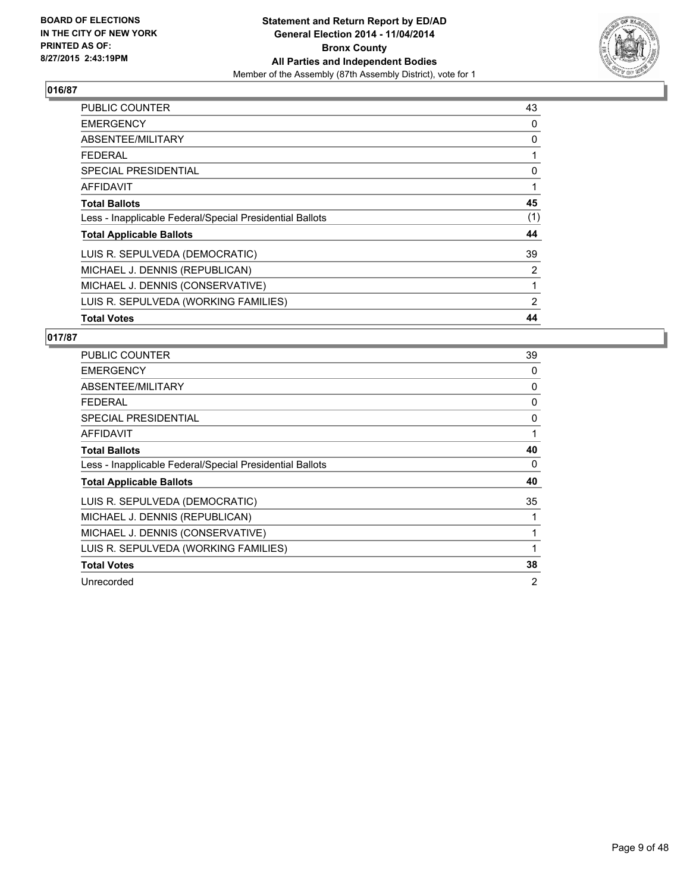**BOARD OF ELECTIONS IN THE CITY OF NEW YORK PRINTED AS OF: 8/27/2015 2:43:19PM**

**Statement and Return Report by ED/AD General Election 2014 - 11/04/2014 Bronx County All Parties and Independent Bodies**
Member of the Assembly (87th Assembly District), vote for 1

## 016/87

| | |
|---|---|
| PUBLIC COUNTER | 43 |
| EMERGENCY | 0 |
| ABSENTEE/MILITARY | 0 |
| FEDERAL | 1 |
| SPECIAL PRESIDENTIAL | 0 |
| AFFIDAVIT | 1 |
| **Total Ballots** | **45** |
| Less - Inapplicable Federal/Special Presidential Ballots | (1) |
| **Total Applicable Ballots** | **44** |
| LUIS R. SEPULVEDA (DEMOCRATIC) | 39 |
| MICHAEL J. DENNIS (REPUBLICAN) | 2 |
| MICHAEL J. DENNIS (CONSERVATIVE) | 1 |
| LUIS R. SEPULVEDA (WORKING FAMILIES) | 2 |
| **Total Votes** | **44** |

## 017/87

| | |
|---|---|
| PUBLIC COUNTER | 39 |
| EMERGENCY | 0 |
| ABSENTEE/MILITARY | 0 |
| FEDERAL | 0 |
| SPECIAL PRESIDENTIAL | 0 |
| AFFIDAVIT | 1 |
| **Total Ballots** | **40** |
| Less - Inapplicable Federal/Special Presidential Ballots | 0 |
| **Total Applicable Ballots** | **40** |
| LUIS R. SEPULVEDA (DEMOCRATIC) | 35 |
| MICHAEL J. DENNIS (REPUBLICAN) | 1 |
| MICHAEL J. DENNIS (CONSERVATIVE) | 1 |
| LUIS R. SEPULVEDA (WORKING FAMILIES) | 1 |
| **Total Votes** | **38** |
| Unrecorded | 2 |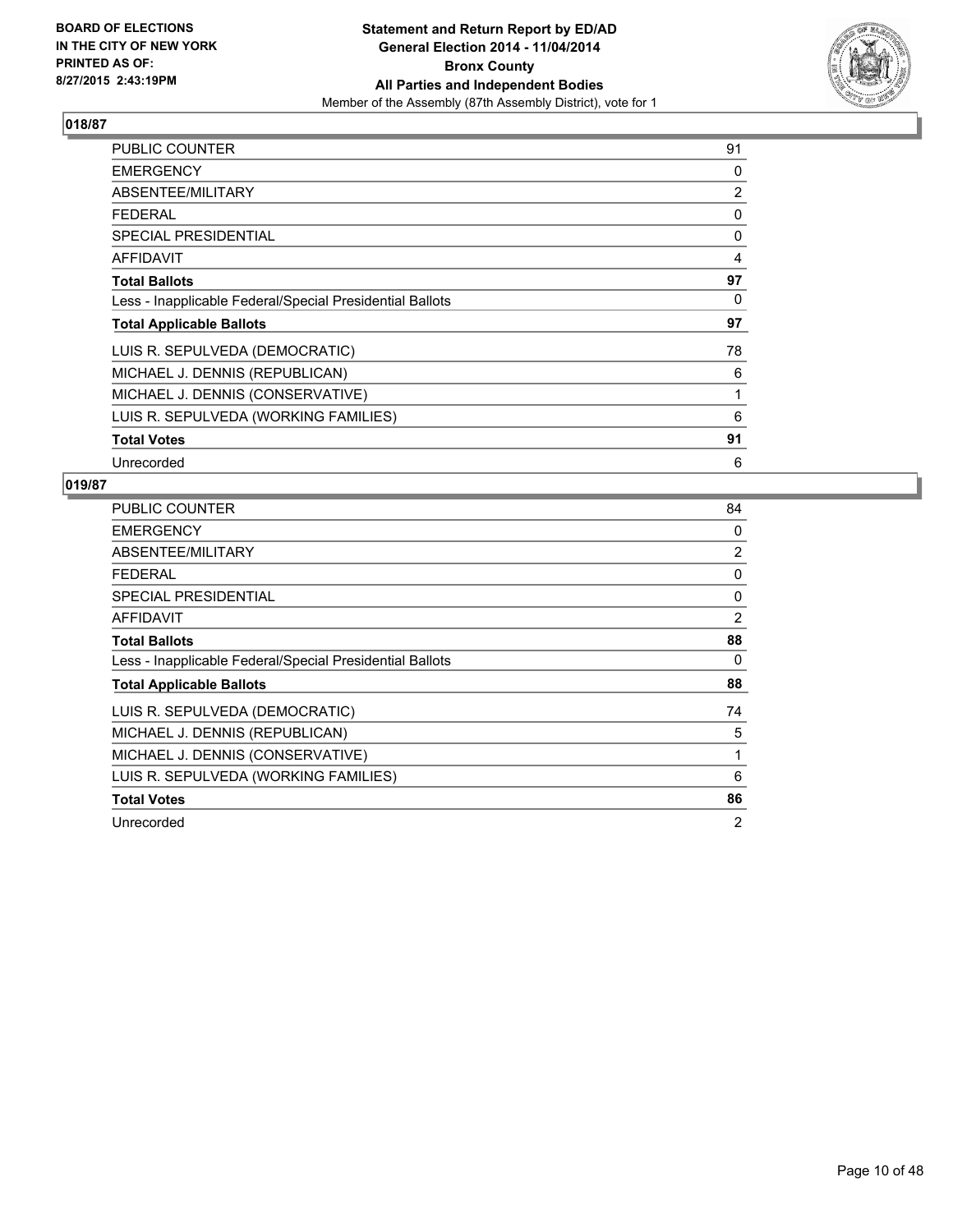BOARD OF ELECTIONS
IN THE CITY OF NEW YORK
PRINTED AS OF:
8/27/2015 2:43:19PM

**Statement and Return Report by ED/AD**
**General Election 2014 - 11/04/2014**
**Bronx County**
**All Parties and Independent Bodies**
Member of the Assembly (87th Assembly District), vote for 1

## 018/87

| | |
|---|---|
| PUBLIC COUNTER | 91 |
| EMERGENCY | 0 |
| ABSENTEE/MILITARY | 2 |
| FEDERAL | 0 |
| SPECIAL PRESIDENTIAL | 0 |
| AFFIDAVIT | 4 |
| **Total Ballots** | **97** |
| Less - Inapplicable Federal/Special Presidential Ballots | 0 |
| **Total Applicable Ballots** | **97** |
| LUIS R. SEPULVEDA (DEMOCRATIC) | 78 |
| MICHAEL J. DENNIS (REPUBLICAN) | 6 |
| MICHAEL J. DENNIS (CONSERVATIVE) | 1 |
| LUIS R. SEPULVEDA (WORKING FAMILIES) | 6 |
| **Total Votes** | **91** |
| Unrecorded | 6 |

## 019/87

| | |
|---|---|
| PUBLIC COUNTER | 84 |
| EMERGENCY | 0 |
| ABSENTEE/MILITARY | 2 |
| FEDERAL | 0 |
| SPECIAL PRESIDENTIAL | 0 |
| AFFIDAVIT | 2 |
| **Total Ballots** | **88** |
| Less - Inapplicable Federal/Special Presidential Ballots | 0 |
| **Total Applicable Ballots** | **88** |
| LUIS R. SEPULVEDA (DEMOCRATIC) | 74 |
| MICHAEL J. DENNIS (REPUBLICAN) | 5 |
| MICHAEL J. DENNIS (CONSERVATIVE) | 1 |
| LUIS R. SEPULVEDA (WORKING FAMILIES) | 6 |
| **Total Votes** | **86** |
| Unrecorded | 2 |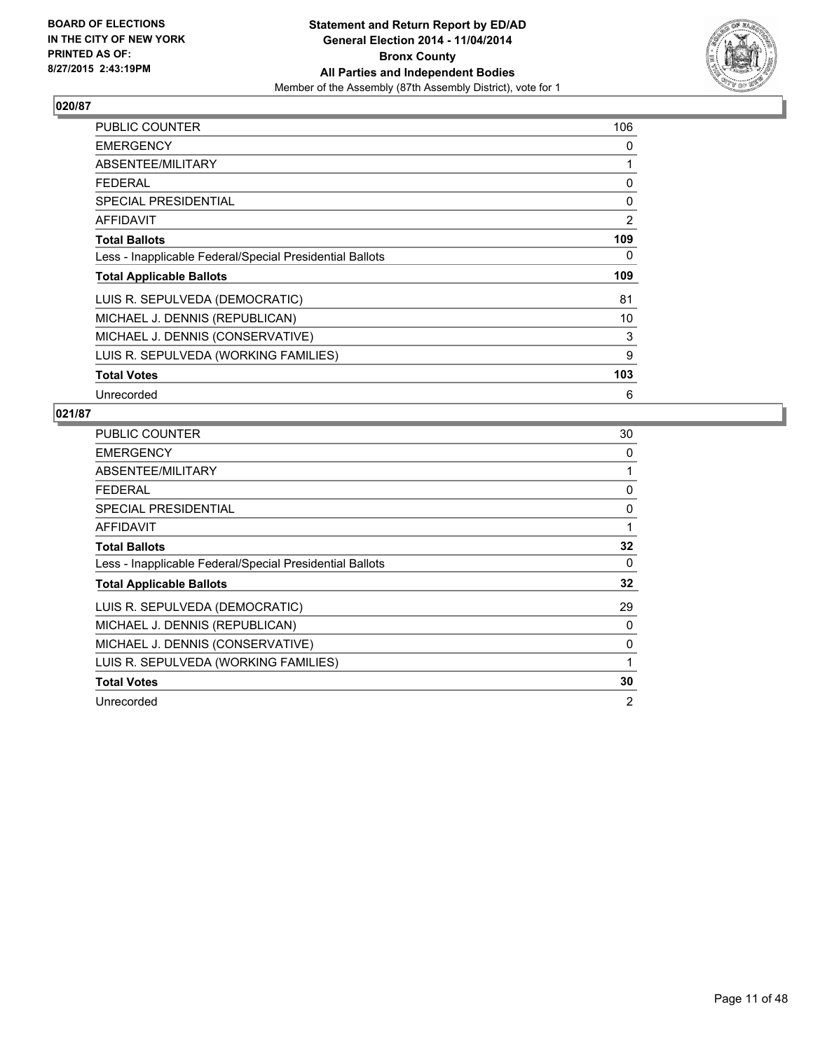**BOARD OF ELECTIONS IN THE CITY OF NEW YORK PRINTED AS OF: 8/27/2015 2:43:19PM**

**Statement and Return Report by ED/AD General Election 2014 - 11/04/2014 Bronx County All Parties and Independent Bodies**
Member of the Assembly (87th Assembly District), vote for 1

## 020/87

| | |
|---|---|
| PUBLIC COUNTER | 106 |
| EMERGENCY | 0 |
| ABSENTEE/MILITARY | 1 |
| FEDERAL | 0 |
| SPECIAL PRESIDENTIAL | 0 |
| AFFIDAVIT | 2 |
| **Total Ballots** | **109** |
| Less - Inapplicable Federal/Special Presidential Ballots | 0 |
| **Total Applicable Ballots** | **109** |
| LUIS R. SEPULVEDA (DEMOCRATIC) | 81 |
| MICHAEL J. DENNIS (REPUBLICAN) | 10 |
| MICHAEL J. DENNIS (CONSERVATIVE) | 3 |
| LUIS R. SEPULVEDA (WORKING FAMILIES) | 9 |
| **Total Votes** | **103** |
| Unrecorded | 6 |

## 021/87

| | |
|---|---|
| PUBLIC COUNTER | 30 |
| EMERGENCY | 0 |
| ABSENTEE/MILITARY | 1 |
| FEDERAL | 0 |
| SPECIAL PRESIDENTIAL | 0 |
| AFFIDAVIT | 1 |
| **Total Ballots** | **32** |
| Less - Inapplicable Federal/Special Presidential Ballots | 0 |
| **Total Applicable Ballots** | **32** |
| LUIS R. SEPULVEDA (DEMOCRATIC) | 29 |
| MICHAEL J. DENNIS (REPUBLICAN) | 0 |
| MICHAEL J. DENNIS (CONSERVATIVE) | 0 |
| LUIS R. SEPULVEDA (WORKING FAMILIES) | 1 |
| **Total Votes** | **30** |
| Unrecorded | 2 |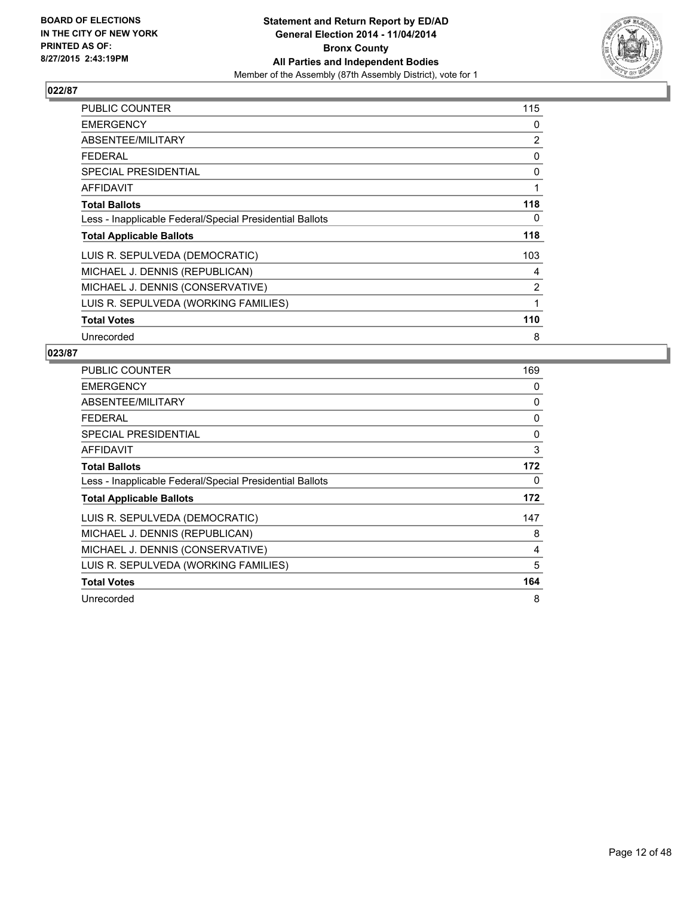**BOARD OF ELECTIONS IN THE CITY OF NEW YORK PRINTED AS OF: 8/27/2015 2:43:19PM**

**Statement and Return Report by ED/AD General Election 2014 - 11/04/2014 Bronx County All Parties and Independent Bodies**

Member of the Assembly (87th Assembly District), vote for 1

## 022/87

| | |
|---|---|
| PUBLIC COUNTER | 115 |
| EMERGENCY | 0 |
| ABSENTEE/MILITARY | 2 |
| FEDERAL | 0 |
| SPECIAL PRESIDENTIAL | 0 |
| AFFIDAVIT | 1 |
| **Total Ballots** | **118** |
| Less - Inapplicable Federal/Special Presidential Ballots | 0 |
| **Total Applicable Ballots** | **118** |
| LUIS R. SEPULVEDA (DEMOCRATIC) | 103 |
| MICHAEL J. DENNIS (REPUBLICAN) | 4 |
| MICHAEL J. DENNIS (CONSERVATIVE) | 2 |
| LUIS R. SEPULVEDA (WORKING FAMILIES) | 1 |
| **Total Votes** | **110** |
| Unrecorded | 8 |

## 023/87

| | |
|---|---|
| PUBLIC COUNTER | 169 |
| EMERGENCY | 0 |
| ABSENTEE/MILITARY | 0 |
| FEDERAL | 0 |
| SPECIAL PRESIDENTIAL | 0 |
| AFFIDAVIT | 3 |
| **Total Ballots** | **172** |
| Less - Inapplicable Federal/Special Presidential Ballots | 0 |
| **Total Applicable Ballots** | **172** |
| LUIS R. SEPULVEDA (DEMOCRATIC) | 147 |
| MICHAEL J. DENNIS (REPUBLICAN) | 8 |
| MICHAEL J. DENNIS (CONSERVATIVE) | 4 |
| LUIS R. SEPULVEDA (WORKING FAMILIES) | 5 |
| **Total Votes** | **164** |
| Unrecorded | 8 |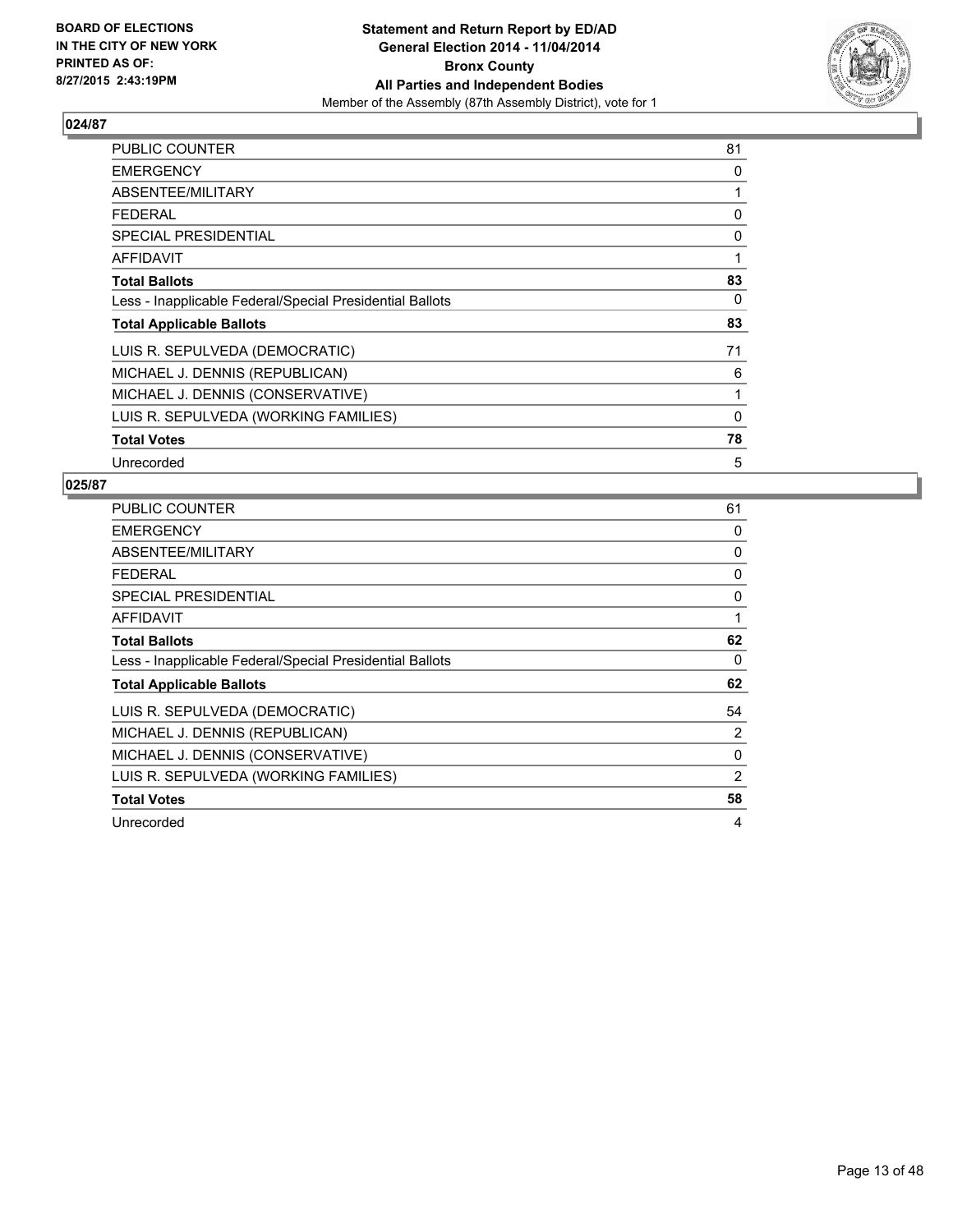## 024/87

| | |
|---|---|
| PUBLIC COUNTER | 81 |
| EMERGENCY | 0 |
| ABSENTEE/MILITARY | 1 |
| FEDERAL | 0 |
| SPECIAL PRESIDENTIAL | 0 |
| AFFIDAVIT | 1 |
| **Total Ballots** | **83** |
| Less - Inapplicable Federal/Special Presidential Ballots | 0 |
| **Total Applicable Ballots** | **83** |
| LUIS R. SEPULVEDA (DEMOCRATIC) | 71 |
| MICHAEL J. DENNIS (REPUBLICAN) | 6 |
| MICHAEL J. DENNIS (CONSERVATIVE) | 1 |
| LUIS R. SEPULVEDA (WORKING FAMILIES) | 0 |
| **Total Votes** | **78** |
| Unrecorded | 5 |

## 025/87

| | |
|---|---|
| PUBLIC COUNTER | 61 |
| EMERGENCY | 0 |
| ABSENTEE/MILITARY | 0 |
| FEDERAL | 0 |
| SPECIAL PRESIDENTIAL | 0 |
| AFFIDAVIT | 1 |
| **Total Ballots** | **62** |
| Less - Inapplicable Federal/Special Presidential Ballots | 0 |
| **Total Applicable Ballots** | **62** |
| LUIS R. SEPULVEDA (DEMOCRATIC) | 54 |
| MICHAEL J. DENNIS (REPUBLICAN) | 2 |
| MICHAEL J. DENNIS (CONSERVATIVE) | 0 |
| LUIS R. SEPULVEDA (WORKING FAMILIES) | 2 |
| **Total Votes** | **58** |
| Unrecorded | 4 |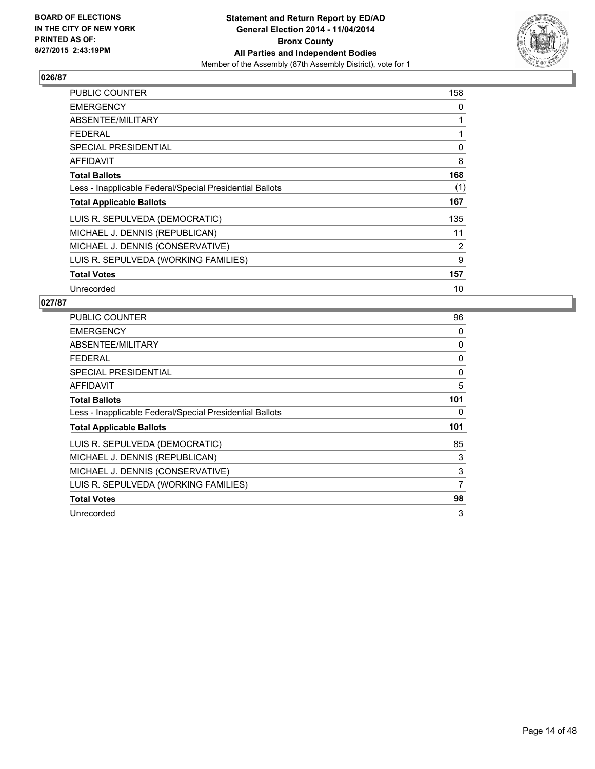**BOARD OF ELECTIONS IN THE CITY OF NEW YORK PRINTED AS OF: 8/27/2015 2:43:19PM**

**Statement and Return Report by ED/AD**
**General Election 2014 - 11/04/2014**
**Bronx County**
**All Parties and Independent Bodies**
Member of the Assembly (87th Assembly District), vote for 1

### 026/87

| | |
|---|---|
| PUBLIC COUNTER | 158 |
| EMERGENCY | 0 |
| ABSENTEE/MILITARY | 1 |
| FEDERAL | 1 |
| SPECIAL PRESIDENTIAL | 0 |
| AFFIDAVIT | 8 |
| **Total Ballots** | **168** |
| Less - Inapplicable Federal/Special Presidential Ballots | (1) |
| **Total Applicable Ballots** | **167** |
| LUIS R. SEPULVEDA (DEMOCRATIC) | 135 |
| MICHAEL J. DENNIS (REPUBLICAN) | 11 |
| MICHAEL J. DENNIS (CONSERVATIVE) | 2 |
| LUIS R. SEPULVEDA (WORKING FAMILIES) | 9 |
| **Total Votes** | **157** |
| Unrecorded | 10 |

### 027/87

| | |
|---|---|
| PUBLIC COUNTER | 96 |
| EMERGENCY | 0 |
| ABSENTEE/MILITARY | 0 |
| FEDERAL | 0 |
| SPECIAL PRESIDENTIAL | 0 |
| AFFIDAVIT | 5 |
| **Total Ballots** | **101** |
| Less - Inapplicable Federal/Special Presidential Ballots | 0 |
| **Total Applicable Ballots** | **101** |
| LUIS R. SEPULVEDA (DEMOCRATIC) | 85 |
| MICHAEL J. DENNIS (REPUBLICAN) | 3 |
| MICHAEL J. DENNIS (CONSERVATIVE) | 3 |
| LUIS R. SEPULVEDA (WORKING FAMILIES) | 7 |
| **Total Votes** | **98** |
| Unrecorded | 3 |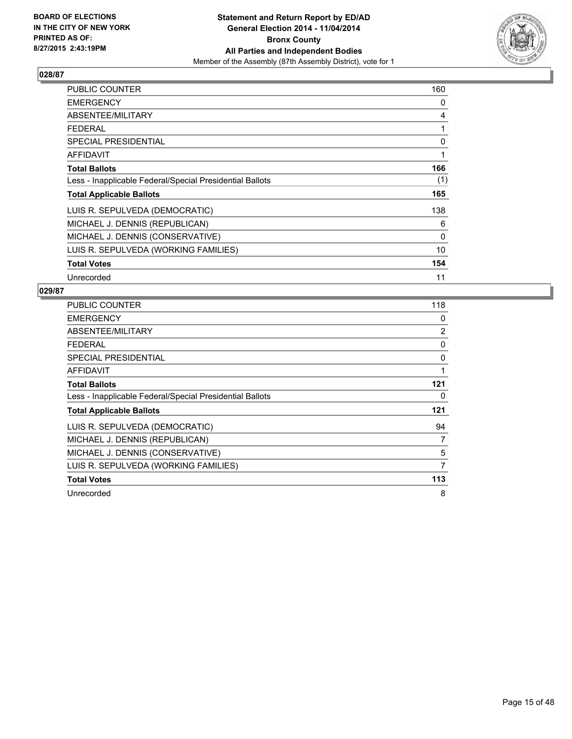BOARD OF ELECTIONS
IN THE CITY OF NEW YORK
PRINTED AS OF:
8/27/2015 2:43:19PM

**Statement and Return Report by ED/AD**
**General Election 2014 - 11/04/2014**
**Bronx County**
**All Parties and Independent Bodies**
Member of the Assembly (87th Assembly District), vote for 1

## 028/87

| | |
|---|---|
| PUBLIC COUNTER | 160 |
| EMERGENCY | 0 |
| ABSENTEE/MILITARY | 4 |
| FEDERAL | 1 |
| SPECIAL PRESIDENTIAL | 0 |
| AFFIDAVIT | 1 |
| **Total Ballots** | **166** |
| Less - Inapplicable Federal/Special Presidential Ballots | (1) |
| **Total Applicable Ballots** | **165** |
| LUIS R. SEPULVEDA (DEMOCRATIC) | 138 |
| MICHAEL J. DENNIS (REPUBLICAN) | 6 |
| MICHAEL J. DENNIS (CONSERVATIVE) | 0 |
| LUIS R. SEPULVEDA (WORKING FAMILIES) | 10 |
| **Total Votes** | **154** |
| Unrecorded | 11 |

## 029/87

| | |
|---|---|
| PUBLIC COUNTER | 118 |
| EMERGENCY | 0 |
| ABSENTEE/MILITARY | 2 |
| FEDERAL | 0 |
| SPECIAL PRESIDENTIAL | 0 |
| AFFIDAVIT | 1 |
| **Total Ballots** | **121** |
| Less - Inapplicable Federal/Special Presidential Ballots | 0 |
| **Total Applicable Ballots** | **121** |
| LUIS R. SEPULVEDA (DEMOCRATIC) | 94 |
| MICHAEL J. DENNIS (REPUBLICAN) | 7 |
| MICHAEL J. DENNIS (CONSERVATIVE) | 5 |
| LUIS R. SEPULVEDA (WORKING FAMILIES) | 7 |
| **Total Votes** | **113** |
| Unrecorded | 8 |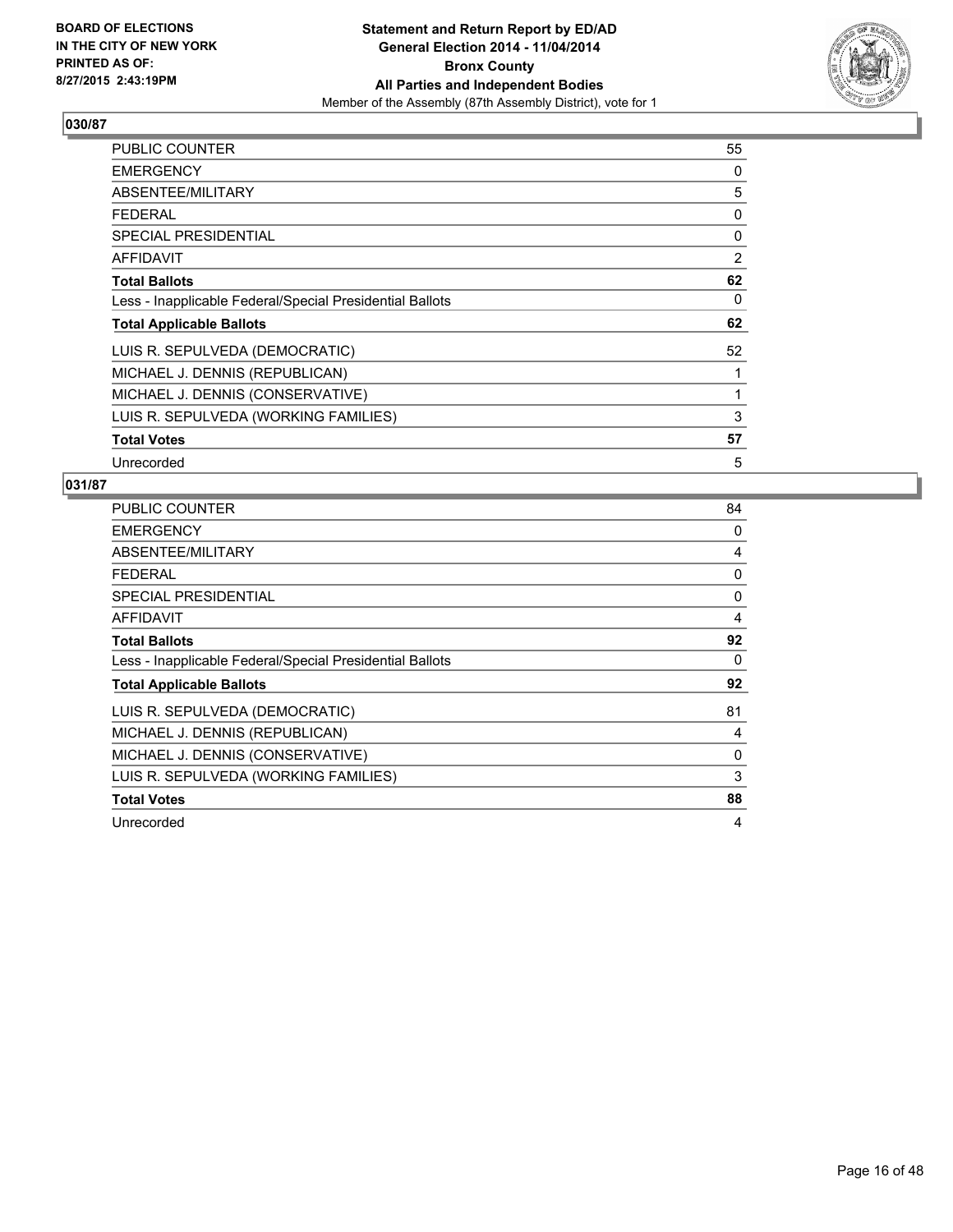BOARD OF ELECTIONS
IN THE CITY OF NEW YORK
PRINTED AS OF:
8/27/2015 2:43:19PM

**Statement and Return Report by ED/AD**
**General Election 2014 - 11/04/2014**
**Bronx County**
**All Parties and Independent Bodies**
Member of the Assembly (87th Assembly District), vote for 1

### 030/87

| | |
|---|---|
| PUBLIC COUNTER | 55 |
| EMERGENCY | 0 |
| ABSENTEE/MILITARY | 5 |
| FEDERAL | 0 |
| SPECIAL PRESIDENTIAL | 0 |
| AFFIDAVIT | 2 |
| **Total Ballots** | **62** |
| Less - Inapplicable Federal/Special Presidential Ballots | 0 |
| **Total Applicable Ballots** | **62** |
| LUIS R. SEPULVEDA (DEMOCRATIC) | 52 |
| MICHAEL J. DENNIS (REPUBLICAN) | 1 |
| MICHAEL J. DENNIS (CONSERVATIVE) | 1 |
| LUIS R. SEPULVEDA (WORKING FAMILIES) | 3 |
| **Total Votes** | **57** |
| Unrecorded | 5 |

### 031/87

| | |
|---|---|
| PUBLIC COUNTER | 84 |
| EMERGENCY | 0 |
| ABSENTEE/MILITARY | 4 |
| FEDERAL | 0 |
| SPECIAL PRESIDENTIAL | 0 |
| AFFIDAVIT | 4 |
| **Total Ballots** | **92** |
| Less - Inapplicable Federal/Special Presidential Ballots | 0 |
| **Total Applicable Ballots** | **92** |
| LUIS R. SEPULVEDA (DEMOCRATIC) | 81 |
| MICHAEL J. DENNIS (REPUBLICAN) | 4 |
| MICHAEL J. DENNIS (CONSERVATIVE) | 0 |
| LUIS R. SEPULVEDA (WORKING FAMILIES) | 3 |
| **Total Votes** | **88** |
| Unrecorded | 4 |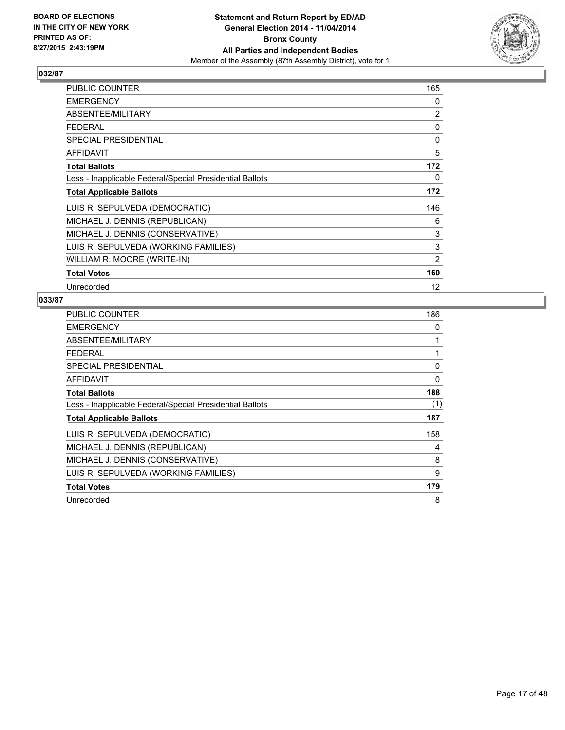**BOARD OF ELECTIONS IN THE CITY OF NEW YORK PRINTED AS OF: 8/27/2015 2:43:19PM**

**Statement and Return Report by ED/AD General Election 2014 - 11/04/2014 Bronx County All Parties and Independent Bodies**
Member of the Assembly (87th Assembly District), vote for 1

### 032/87

| | |
|---|---|
| PUBLIC COUNTER | 165 |
| EMERGENCY | 0 |
| ABSENTEE/MILITARY | 2 |
| FEDERAL | 0 |
| SPECIAL PRESIDENTIAL | 0 |
| AFFIDAVIT | 5 |
| **Total Ballots** | **172** |
| Less - Inapplicable Federal/Special Presidential Ballots | 0 |
| **Total Applicable Ballots** | **172** |
| LUIS R. SEPULVEDA (DEMOCRATIC) | 146 |
| MICHAEL J. DENNIS (REPUBLICAN) | 6 |
| MICHAEL J. DENNIS (CONSERVATIVE) | 3 |
| LUIS R. SEPULVEDA (WORKING FAMILIES) | 3 |
| WILLIAM R. MOORE (WRITE-IN) | 2 |
| **Total Votes** | **160** |
| Unrecorded | 12 |

### 033/87

| | |
|---|---|
| PUBLIC COUNTER | 186 |
| EMERGENCY | 0 |
| ABSENTEE/MILITARY | 1 |
| FEDERAL | 1 |
| SPECIAL PRESIDENTIAL | 0 |
| AFFIDAVIT | 0 |
| **Total Ballots** | **188** |
| Less - Inapplicable Federal/Special Presidential Ballots | (1) |
| **Total Applicable Ballots** | **187** |
| LUIS R. SEPULVEDA (DEMOCRATIC) | 158 |
| MICHAEL J. DENNIS (REPUBLICAN) | 4 |
| MICHAEL J. DENNIS (CONSERVATIVE) | 8 |
| LUIS R. SEPULVEDA (WORKING FAMILIES) | 9 |
| **Total Votes** | **179** |
| Unrecorded | 8 |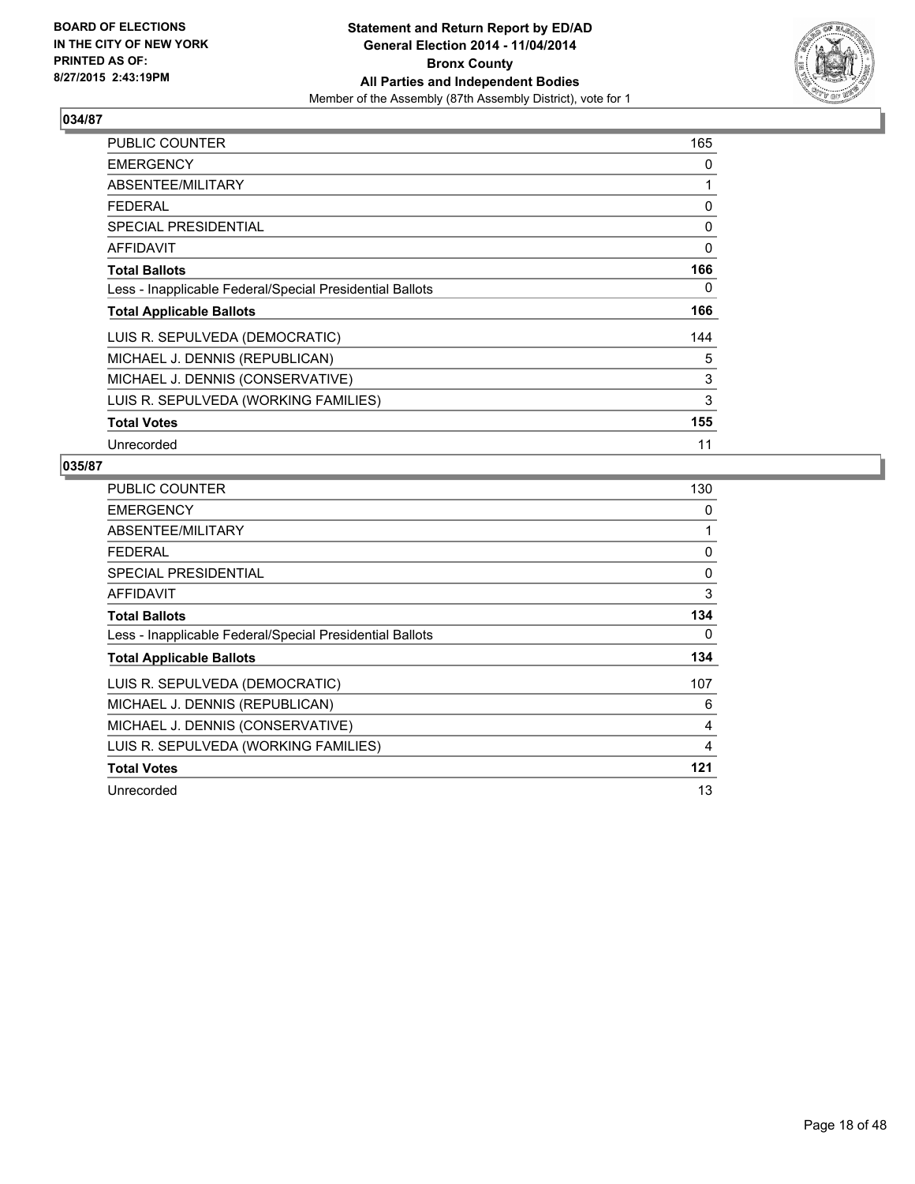**BOARD OF ELECTIONS IN THE CITY OF NEW YORK PRINTED AS OF: 8/27/2015 2:43:19PM**

**Statement and Return Report by ED/AD General Election 2014 - 11/04/2014 Bronx County All Parties and Independent Bodies**

Member of the Assembly (87th Assembly District), vote for 1

## 034/87

| | |
|---|---|
| PUBLIC COUNTER | 165 |
| EMERGENCY | 0 |
| ABSENTEE/MILITARY | 1 |
| FEDERAL | 0 |
| SPECIAL PRESIDENTIAL | 0 |
| AFFIDAVIT | 0 |
| **Total Ballots** | **166** |
| Less - Inapplicable Federal/Special Presidential Ballots | 0 |
| **Total Applicable Ballots** | **166** |
| LUIS R. SEPULVEDA (DEMOCRATIC) | 144 |
| MICHAEL J. DENNIS (REPUBLICAN) | 5 |
| MICHAEL J. DENNIS (CONSERVATIVE) | 3 |
| LUIS R. SEPULVEDA (WORKING FAMILIES) | 3 |
| **Total Votes** | **155** |
| Unrecorded | 11 |

## 035/87

| | |
|---|---|
| PUBLIC COUNTER | 130 |
| EMERGENCY | 0 |
| ABSENTEE/MILITARY | 1 |
| FEDERAL | 0 |
| SPECIAL PRESIDENTIAL | 0 |
| AFFIDAVIT | 3 |
| **Total Ballots** | **134** |
| Less - Inapplicable Federal/Special Presidential Ballots | 0 |
| **Total Applicable Ballots** | **134** |
| LUIS R. SEPULVEDA (DEMOCRATIC) | 107 |
| MICHAEL J. DENNIS (REPUBLICAN) | 6 |
| MICHAEL J. DENNIS (CONSERVATIVE) | 4 |
| LUIS R. SEPULVEDA (WORKING FAMILIES) | 4 |
| **Total Votes** | **121** |
| Unrecorded | 13 |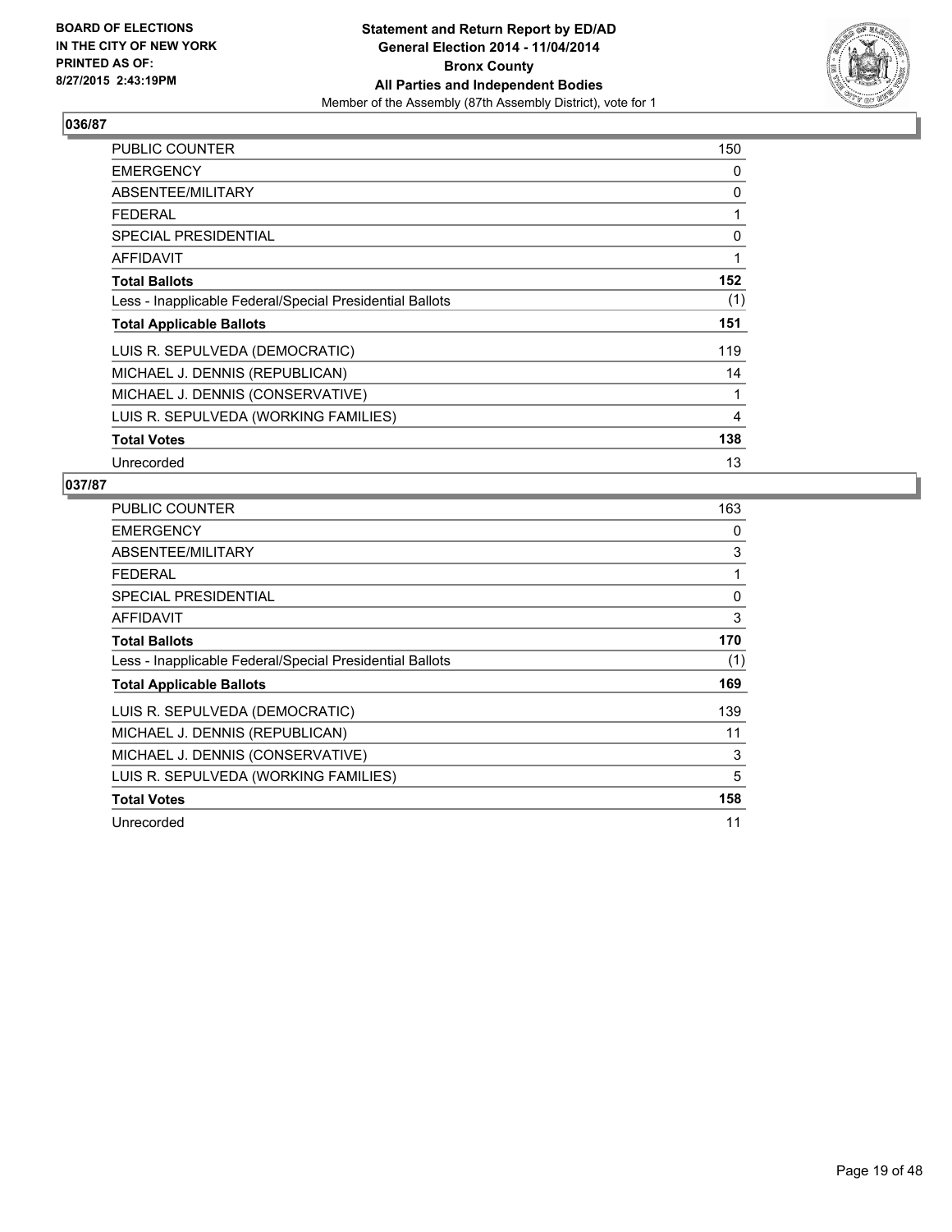**BOARD OF ELECTIONS IN THE CITY OF NEW YORK PRINTED AS OF: 8/27/2015 2:43:19PM**

**Statement and Return Report by ED/AD General Election 2014 - 11/04/2014 Bronx County All Parties and Independent Bodies**
Member of the Assembly (87th Assembly District), vote for 1

## 036/87

| | |
|---|---|
| PUBLIC COUNTER | 150 |
| EMERGENCY | 0 |
| ABSENTEE/MILITARY | 0 |
| FEDERAL | 1 |
| SPECIAL PRESIDENTIAL | 0 |
| AFFIDAVIT | 1 |
| **Total Ballots** | **152** |
| Less - Inapplicable Federal/Special Presidential Ballots | (1) |
| **Total Applicable Ballots** | **151** |
| LUIS R. SEPULVEDA (DEMOCRATIC) | 119 |
| MICHAEL J. DENNIS (REPUBLICAN) | 14 |
| MICHAEL J. DENNIS (CONSERVATIVE) | 1 |
| LUIS R. SEPULVEDA (WORKING FAMILIES) | 4 |
| **Total Votes** | **138** |
| Unrecorded | 13 |

## 037/87

| | |
|---|---|
| PUBLIC COUNTER | 163 |
| EMERGENCY | 0 |
| ABSENTEE/MILITARY | 3 |
| FEDERAL | 1 |
| SPECIAL PRESIDENTIAL | 0 |
| AFFIDAVIT | 3 |
| **Total Ballots** | **170** |
| Less - Inapplicable Federal/Special Presidential Ballots | (1) |
| **Total Applicable Ballots** | **169** |
| LUIS R. SEPULVEDA (DEMOCRATIC) | 139 |
| MICHAEL J. DENNIS (REPUBLICAN) | 11 |
| MICHAEL J. DENNIS (CONSERVATIVE) | 3 |
| LUIS R. SEPULVEDA (WORKING FAMILIES) | 5 |
| **Total Votes** | **158** |
| Unrecorded | 11 |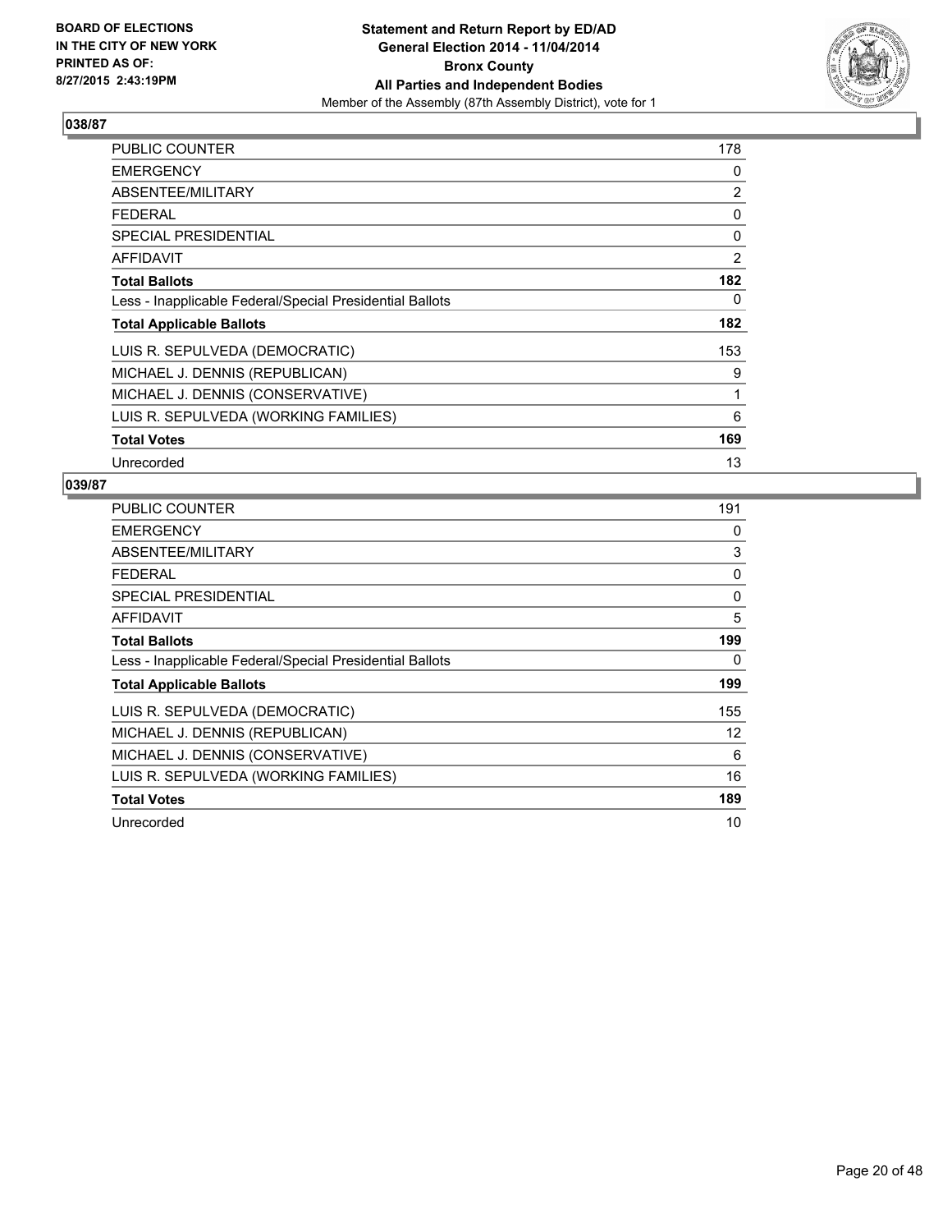BOARD OF ELECTIONS
IN THE CITY OF NEW YORK
PRINTED AS OF:
8/27/2015 2:43:19PM

**Statement and Return Report by ED/AD**
**General Election 2014 - 11/04/2014**
**Bronx County**
**All Parties and Independent Bodies**
Member of the Assembly (87th Assembly District), vote for 1

## 038/87

| | |
|---|---|
| PUBLIC COUNTER | 178 |
| EMERGENCY | 0 |
| ABSENTEE/MILITARY | 2 |
| FEDERAL | 0 |
| SPECIAL PRESIDENTIAL | 0 |
| AFFIDAVIT | 2 |
| **Total Ballots** | **182** |
| Less - Inapplicable Federal/Special Presidential Ballots | 0 |
| **Total Applicable Ballots** | **182** |
| LUIS R. SEPULVEDA (DEMOCRATIC) | 153 |
| MICHAEL J. DENNIS (REPUBLICAN) | 9 |
| MICHAEL J. DENNIS (CONSERVATIVE) | 1 |
| LUIS R. SEPULVEDA (WORKING FAMILIES) | 6 |
| **Total Votes** | **169** |
| Unrecorded | 13 |

## 039/87

| | |
|---|---|
| PUBLIC COUNTER | 191 |
| EMERGENCY | 0 |
| ABSENTEE/MILITARY | 3 |
| FEDERAL | 0 |
| SPECIAL PRESIDENTIAL | 0 |
| AFFIDAVIT | 5 |
| **Total Ballots** | **199** |
| Less - Inapplicable Federal/Special Presidential Ballots | 0 |
| **Total Applicable Ballots** | **199** |
| LUIS R. SEPULVEDA (DEMOCRATIC) | 155 |
| MICHAEL J. DENNIS (REPUBLICAN) | 12 |
| MICHAEL J. DENNIS (CONSERVATIVE) | 6 |
| LUIS R. SEPULVEDA (WORKING FAMILIES) | 16 |
| **Total Votes** | **189** |
| Unrecorded | 10 |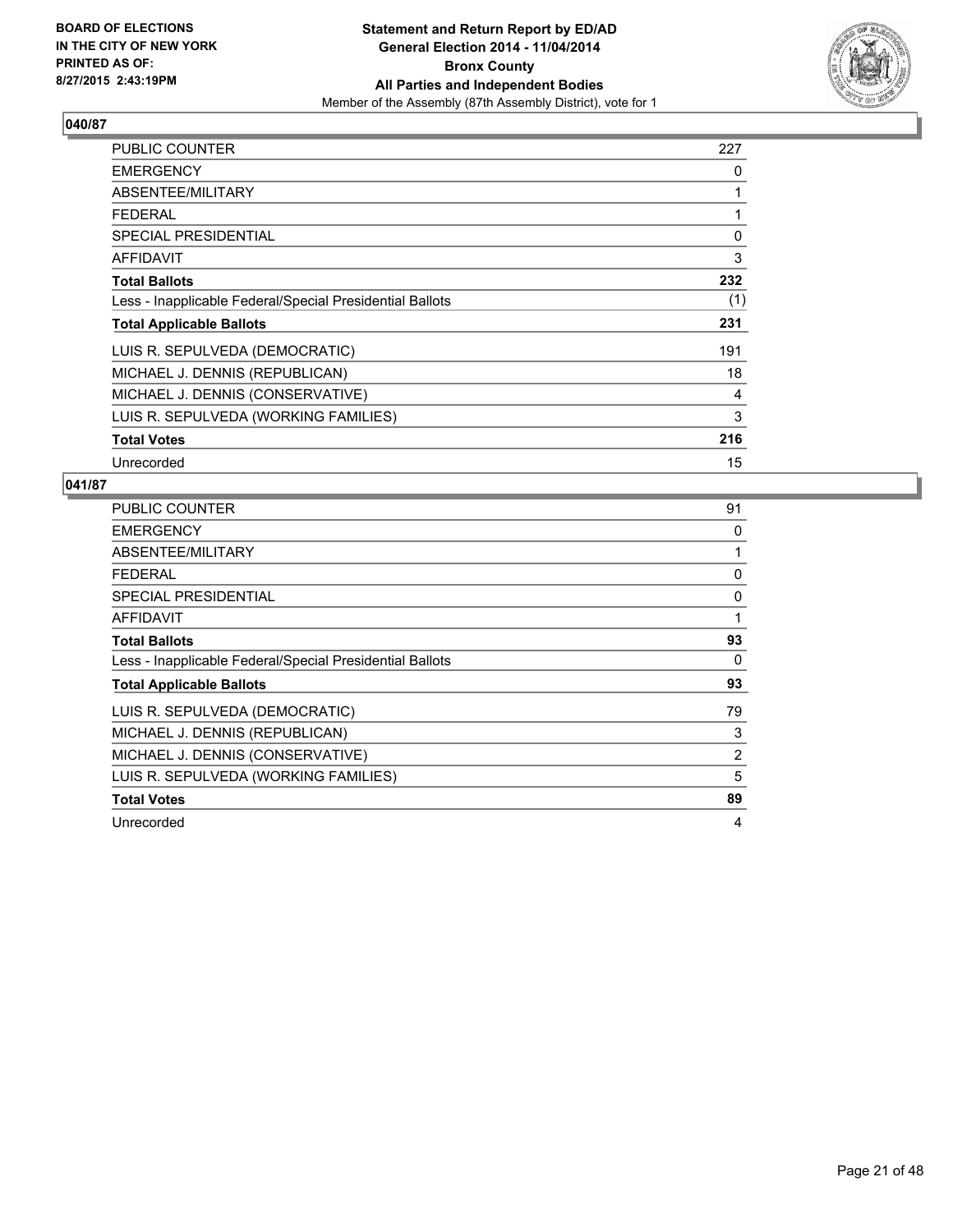**BOARD OF ELECTIONS IN THE CITY OF NEW YORK PRINTED AS OF: 8/27/2015 2:43:19PM**

**Statement and Return Report by ED/AD General Election 2014 - 11/04/2014 Bronx County All Parties and Independent Bodies**
Member of the Assembly (87th Assembly District), vote for 1

## 040/87

| | |
|---|---|
| PUBLIC COUNTER | 227 |
| EMERGENCY | 0 |
| ABSENTEE/MILITARY | 1 |
| FEDERAL | 1 |
| SPECIAL PRESIDENTIAL | 0 |
| AFFIDAVIT | 3 |
| **Total Ballots** | **232** |
| Less - Inapplicable Federal/Special Presidential Ballots | (1) |
| **Total Applicable Ballots** | **231** |
| LUIS R. SEPULVEDA (DEMOCRATIC) | 191 |
| MICHAEL J. DENNIS (REPUBLICAN) | 18 |
| MICHAEL J. DENNIS (CONSERVATIVE) | 4 |
| LUIS R. SEPULVEDA (WORKING FAMILIES) | 3 |
| **Total Votes** | **216** |
| Unrecorded | 15 |

## 041/87

| | |
|---|---|
| PUBLIC COUNTER | 91 |
| EMERGENCY | 0 |
| ABSENTEE/MILITARY | 1 |
| FEDERAL | 0 |
| SPECIAL PRESIDENTIAL | 0 |
| AFFIDAVIT | 1 |
| **Total Ballots** | **93** |
| Less - Inapplicable Federal/Special Presidential Ballots | 0 |
| **Total Applicable Ballots** | **93** |
| LUIS R. SEPULVEDA (DEMOCRATIC) | 79 |
| MICHAEL J. DENNIS (REPUBLICAN) | 3 |
| MICHAEL J. DENNIS (CONSERVATIVE) | 2 |
| LUIS R. SEPULVEDA (WORKING FAMILIES) | 5 |
| **Total Votes** | **89** |
| Unrecorded | 4 |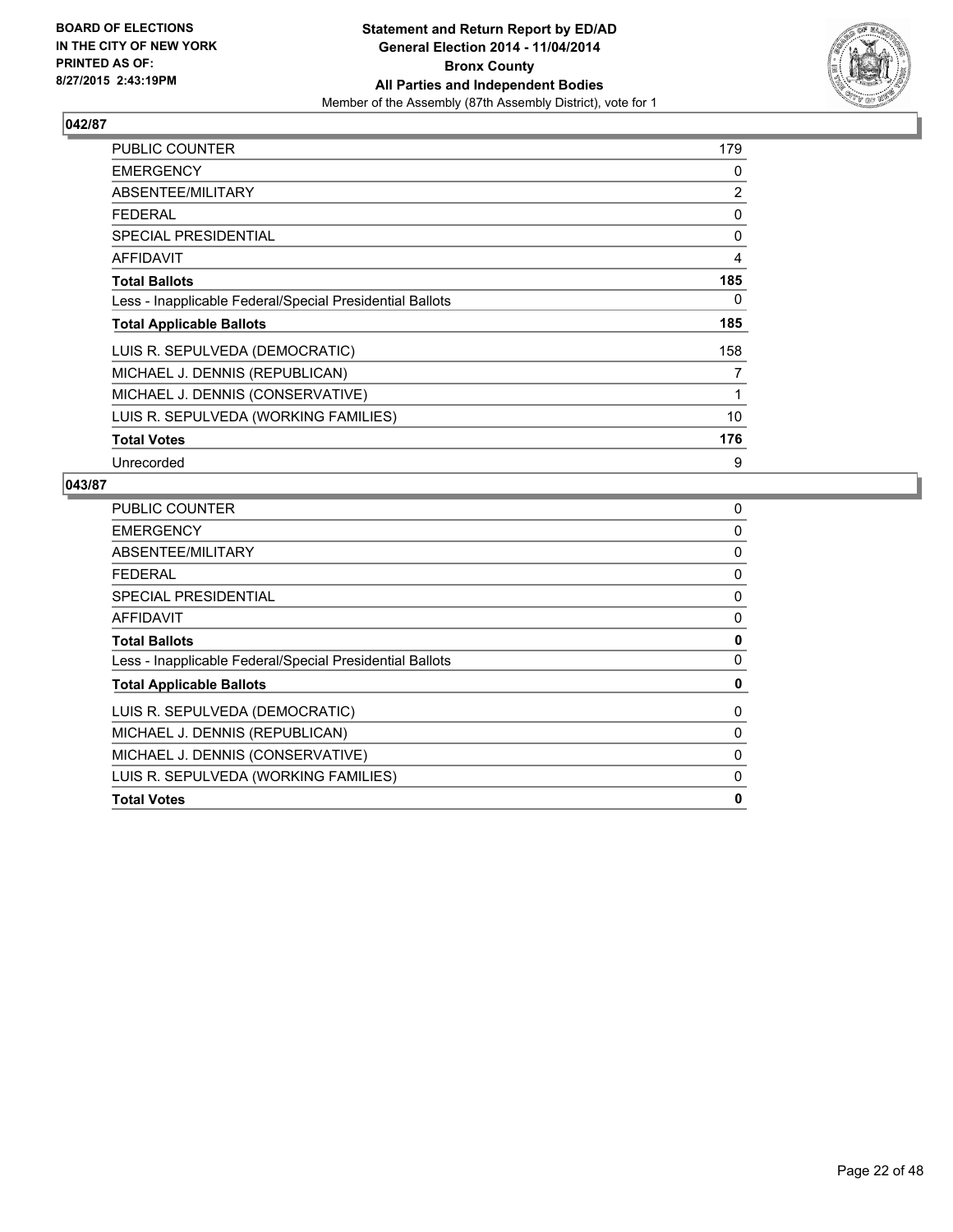**BOARD OF ELECTIONS IN THE CITY OF NEW YORK PRINTED AS OF: 8/27/2015 2:43:19PM**

**Statement and Return Report by ED/AD**
**General Election 2014 - 11/04/2014**
**Bronx County**
**All Parties and Independent Bodies**
Member of the Assembly (87th Assembly District), vote for 1

### 042/87

| | |
|---|---|
| PUBLIC COUNTER | 179 |
| EMERGENCY | 0 |
| ABSENTEE/MILITARY | 2 |
| FEDERAL | 0 |
| SPECIAL PRESIDENTIAL | 0 |
| AFFIDAVIT | 4 |
| **Total Ballots** | **185** |
| Less - Inapplicable Federal/Special Presidential Ballots | 0 |
| **Total Applicable Ballots** | **185** |
| LUIS R. SEPULVEDA (DEMOCRATIC) | 158 |
| MICHAEL J. DENNIS (REPUBLICAN) | 7 |
| MICHAEL J. DENNIS (CONSERVATIVE) | 1 |
| LUIS R. SEPULVEDA (WORKING FAMILIES) | 10 |
| **Total Votes** | **176** |
| Unrecorded | 9 |

### 043/87

| | |
|---|---|
| PUBLIC COUNTER | 0 |
| EMERGENCY | 0 |
| ABSENTEE/MILITARY | 0 |
| FEDERAL | 0 |
| SPECIAL PRESIDENTIAL | 0 |
| AFFIDAVIT | 0 |
| **Total Ballots** | **0** |
| Less - Inapplicable Federal/Special Presidential Ballots | 0 |
| **Total Applicable Ballots** | **0** |
| LUIS R. SEPULVEDA (DEMOCRATIC) | 0 |
| MICHAEL J. DENNIS (REPUBLICAN) | 0 |
| MICHAEL J. DENNIS (CONSERVATIVE) | 0 |
| LUIS R. SEPULVEDA (WORKING FAMILIES) | 0 |
| **Total Votes** | **0** |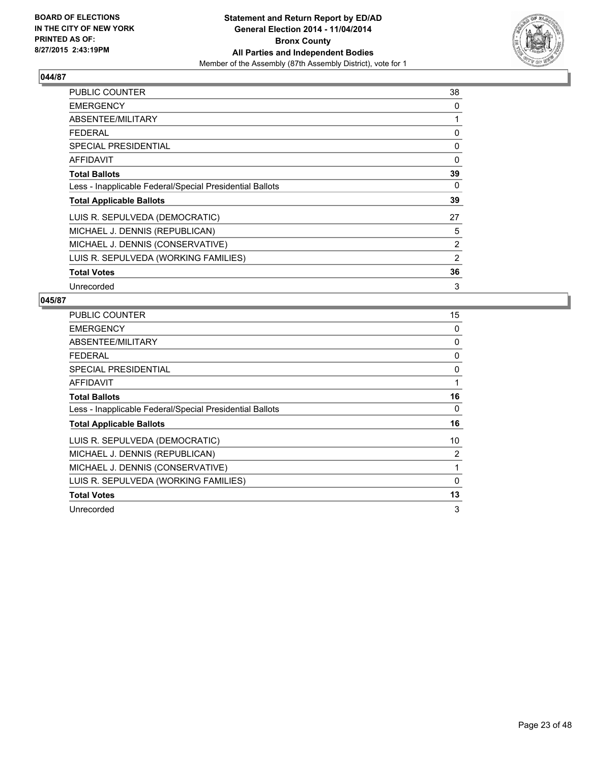BOARD OF ELECTIONS
IN THE CITY OF NEW YORK
PRINTED AS OF:
8/27/2015 2:43:19PM

**Statement and Return Report by ED/AD**
**General Election 2014 - 11/04/2014**
**Bronx County**
**All Parties and Independent Bodies**
Member of the Assembly (87th Assembly District), vote for 1

## 044/87

| | |
|---|---|
| PUBLIC COUNTER | 38 |
| EMERGENCY | 0 |
| ABSENTEE/MILITARY | 1 |
| FEDERAL | 0 |
| SPECIAL PRESIDENTIAL | 0 |
| AFFIDAVIT | 0 |
| **Total Ballots** | **39** |
| Less - Inapplicable Federal/Special Presidential Ballots | 0 |
| **Total Applicable Ballots** | **39** |
| LUIS R. SEPULVEDA (DEMOCRATIC) | 27 |
| MICHAEL J. DENNIS (REPUBLICAN) | 5 |
| MICHAEL J. DENNIS (CONSERVATIVE) | 2 |
| LUIS R. SEPULVEDA (WORKING FAMILIES) | 2 |
| **Total Votes** | **36** |
| Unrecorded | 3 |

## 045/87

| | |
|---|---|
| PUBLIC COUNTER | 15 |
| EMERGENCY | 0 |
| ABSENTEE/MILITARY | 0 |
| FEDERAL | 0 |
| SPECIAL PRESIDENTIAL | 0 |
| AFFIDAVIT | 1 |
| **Total Ballots** | **16** |
| Less - Inapplicable Federal/Special Presidential Ballots | 0 |
| **Total Applicable Ballots** | **16** |
| LUIS R. SEPULVEDA (DEMOCRATIC) | 10 |
| MICHAEL J. DENNIS (REPUBLICAN) | 2 |
| MICHAEL J. DENNIS (CONSERVATIVE) | 1 |
| LUIS R. SEPULVEDA (WORKING FAMILIES) | 0 |
| **Total Votes** | **13** |
| Unrecorded | 3 |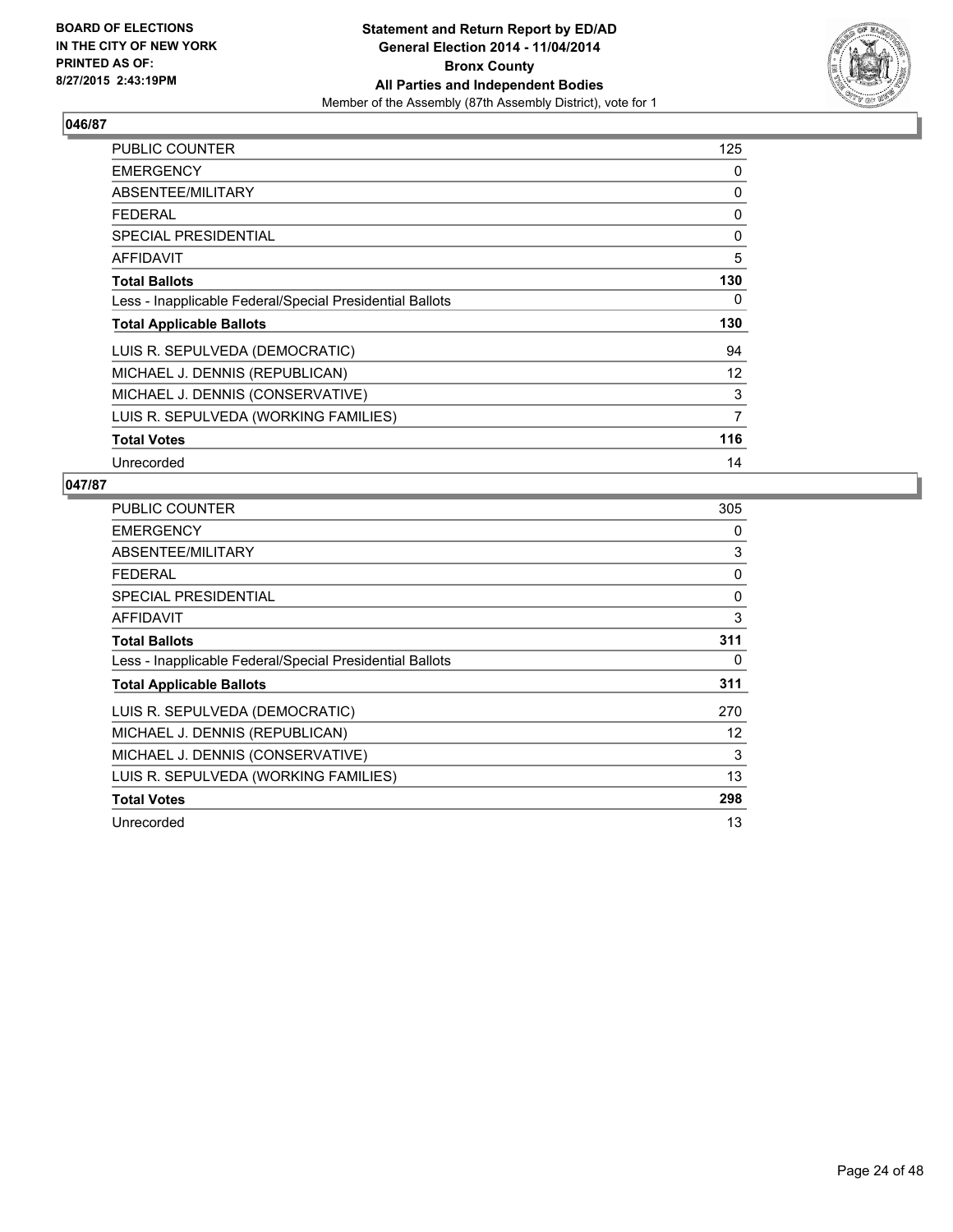BOARD OF ELECTIONS
IN THE CITY OF NEW YORK
PRINTED AS OF:
8/27/2015 2:43:19PM

**Statement and Return Report by ED/AD**
**General Election 2014 - 11/04/2014**
**Bronx County**
**All Parties and Independent Bodies**
Member of the Assembly (87th Assembly District), vote for 1

### 046/87

| | |
|---|---|
| PUBLIC COUNTER | 125 |
| EMERGENCY | 0 |
| ABSENTEE/MILITARY | 0 |
| FEDERAL | 0 |
| SPECIAL PRESIDENTIAL | 0 |
| AFFIDAVIT | 5 |
| **Total Ballots** | **130** |
| Less - Inapplicable Federal/Special Presidential Ballots | 0 |
| **Total Applicable Ballots** | **130** |
| LUIS R. SEPULVEDA (DEMOCRATIC) | 94 |
| MICHAEL J. DENNIS (REPUBLICAN) | 12 |
| MICHAEL J. DENNIS (CONSERVATIVE) | 3 |
| LUIS R. SEPULVEDA (WORKING FAMILIES) | 7 |
| **Total Votes** | **116** |
| Unrecorded | 14 |

### 047/87

| | |
|---|---|
| PUBLIC COUNTER | 305 |
| EMERGENCY | 0 |
| ABSENTEE/MILITARY | 3 |
| FEDERAL | 0 |
| SPECIAL PRESIDENTIAL | 0 |
| AFFIDAVIT | 3 |
| **Total Ballots** | **311** |
| Less - Inapplicable Federal/Special Presidential Ballots | 0 |
| **Total Applicable Ballots** | **311** |
| LUIS R. SEPULVEDA (DEMOCRATIC) | 270 |
| MICHAEL J. DENNIS (REPUBLICAN) | 12 |
| MICHAEL J. DENNIS (CONSERVATIVE) | 3 |
| LUIS R. SEPULVEDA (WORKING FAMILIES) | 13 |
| **Total Votes** | **298** |
| Unrecorded | 13 |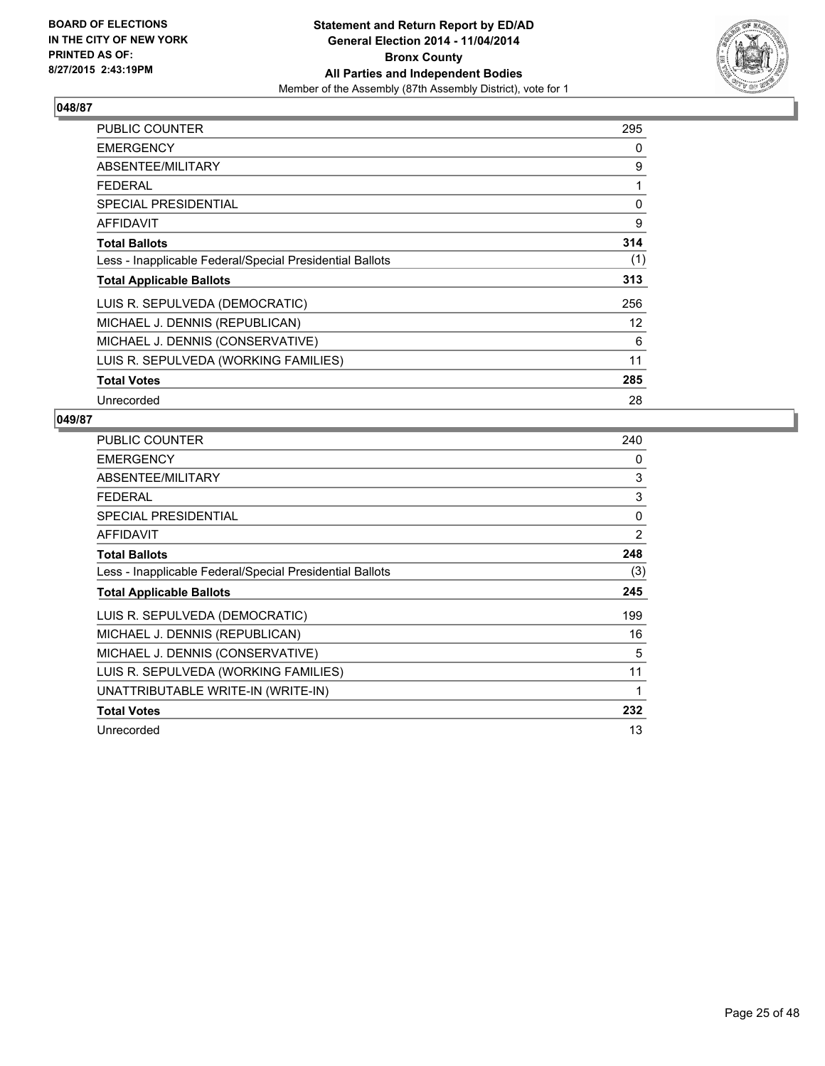**BOARD OF ELECTIONS IN THE CITY OF NEW YORK PRINTED AS OF: 8/27/2015 2:43:19PM**

**Statement and Return Report by ED/AD General Election 2014 - 11/04/2014 Bronx County All Parties and Independent Bodies**
Member of the Assembly (87th Assembly District), vote for 1

## 048/87

| | |
|---|---|
| PUBLIC COUNTER | 295 |
| EMERGENCY | 0 |
| ABSENTEE/MILITARY | 9 |
| FEDERAL | 1 |
| SPECIAL PRESIDENTIAL | 0 |
| AFFIDAVIT | 9 |
| **Total Ballots** | **314** |
| Less - Inapplicable Federal/Special Presidential Ballots | (1) |
| **Total Applicable Ballots** | **313** |
| LUIS R. SEPULVEDA (DEMOCRATIC) | 256 |
| MICHAEL J. DENNIS (REPUBLICAN) | 12 |
| MICHAEL J. DENNIS (CONSERVATIVE) | 6 |
| LUIS R. SEPULVEDA (WORKING FAMILIES) | 11 |
| **Total Votes** | **285** |
| Unrecorded | 28 |

## 049/87

| | |
|---|---|
| PUBLIC COUNTER | 240 |
| EMERGENCY | 0 |
| ABSENTEE/MILITARY | 3 |
| FEDERAL | 3 |
| SPECIAL PRESIDENTIAL | 0 |
| AFFIDAVIT | 2 |
| **Total Ballots** | **248** |
| Less - Inapplicable Federal/Special Presidential Ballots | (3) |
| **Total Applicable Ballots** | **245** |
| LUIS R. SEPULVEDA (DEMOCRATIC) | 199 |
| MICHAEL J. DENNIS (REPUBLICAN) | 16 |
| MICHAEL J. DENNIS (CONSERVATIVE) | 5 |
| LUIS R. SEPULVEDA (WORKING FAMILIES) | 11 |
| UNATTRIBUTABLE WRITE-IN (WRITE-IN) | 1 |
| **Total Votes** | **232** |
| Unrecorded | 13 |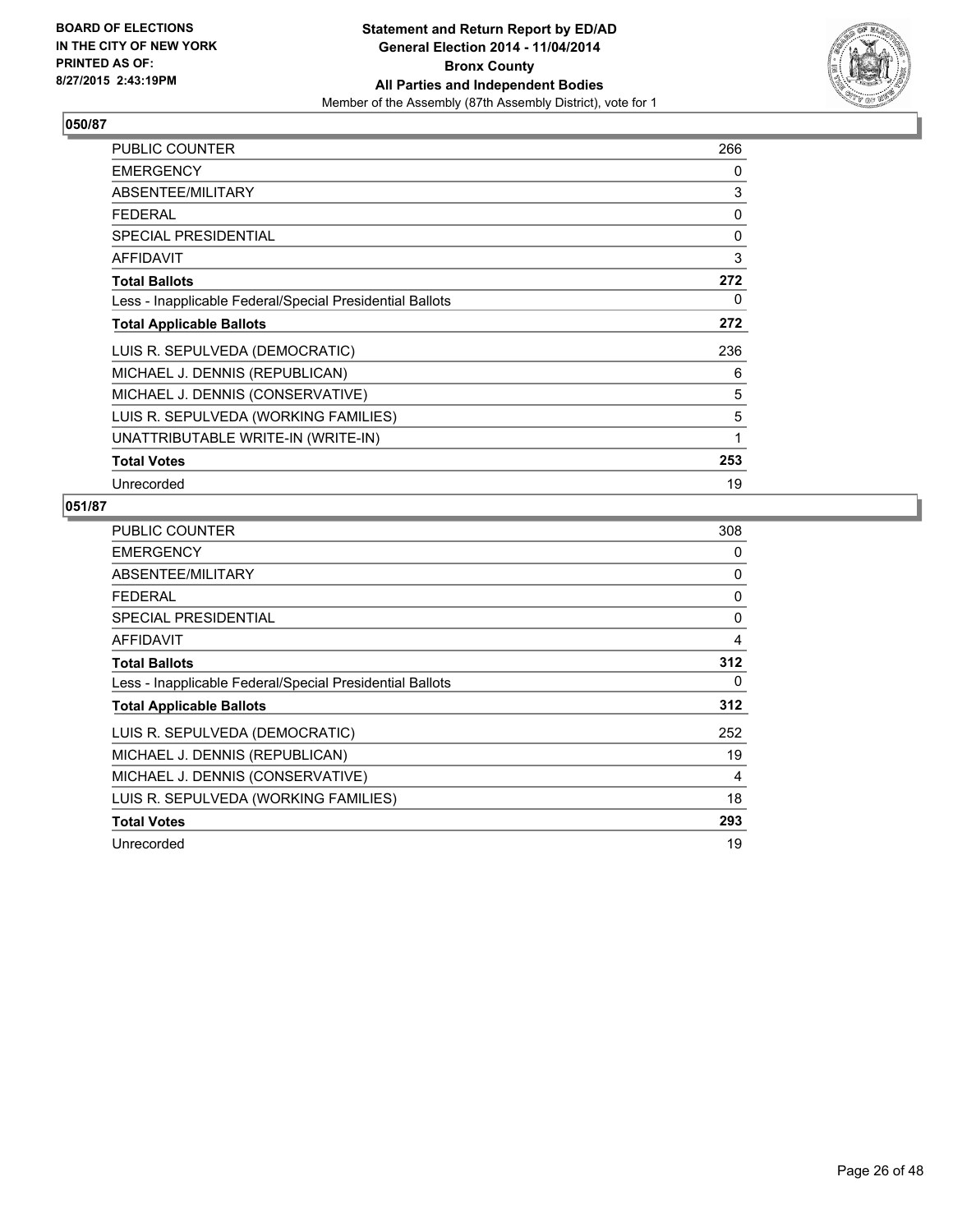**BOARD OF ELECTIONS IN THE CITY OF NEW YORK PRINTED AS OF: 8/27/2015 2:43:19PM**

**Statement and Return Report by ED/AD General Election 2014 - 11/04/2014 Bronx County All Parties and Independent Bodies**

Member of the Assembly (87th Assembly District), vote for 1

## 050/87

| | |
|---|---|
| PUBLIC COUNTER | 266 |
| EMERGENCY | 0 |
| ABSENTEE/MILITARY | 3 |
| FEDERAL | 0 |
| SPECIAL PRESIDENTIAL | 0 |
| AFFIDAVIT | 3 |
| **Total Ballots** | **272** |
| Less - Inapplicable Federal/Special Presidential Ballots | 0 |
| **Total Applicable Ballots** | **272** |
| LUIS R. SEPULVEDA (DEMOCRATIC) | 236 |
| MICHAEL J. DENNIS (REPUBLICAN) | 6 |
| MICHAEL J. DENNIS (CONSERVATIVE) | 5 |
| LUIS R. SEPULVEDA (WORKING FAMILIES) | 5 |
| UNATTRIBUTABLE WRITE-IN (WRITE-IN) | 1 |
| **Total Votes** | **253** |
| Unrecorded | 19 |

## 051/87

| | |
|---|---|
| PUBLIC COUNTER | 308 |
| EMERGENCY | 0 |
| ABSENTEE/MILITARY | 0 |
| FEDERAL | 0 |
| SPECIAL PRESIDENTIAL | 0 |
| AFFIDAVIT | 4 |
| **Total Ballots** | **312** |
| Less - Inapplicable Federal/Special Presidential Ballots | 0 |
| **Total Applicable Ballots** | **312** |
| LUIS R. SEPULVEDA (DEMOCRATIC) | 252 |
| MICHAEL J. DENNIS (REPUBLICAN) | 19 |
| MICHAEL J. DENNIS (CONSERVATIVE) | 4 |
| LUIS R. SEPULVEDA (WORKING FAMILIES) | 18 |
| **Total Votes** | **293** |
| Unrecorded | 19 |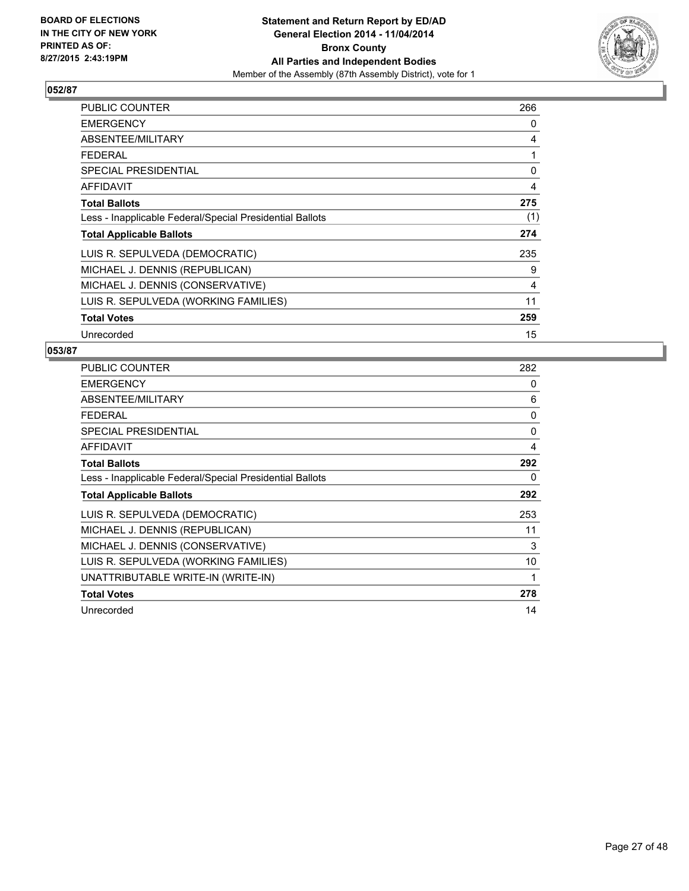**BOARD OF ELECTIONS IN THE CITY OF NEW YORK PRINTED AS OF: 8/27/2015 2:43:19PM**

**Statement and Return Report by ED/AD General Election 2014 - 11/04/2014 Bronx County All Parties and Independent Bodies**

Member of the Assembly (87th Assembly District), vote for 1

## 052/87

| | |
|---|---|
| PUBLIC COUNTER | 266 |
| EMERGENCY | 0 |
| ABSENTEE/MILITARY | 4 |
| FEDERAL | 1 |
| SPECIAL PRESIDENTIAL | 0 |
| AFFIDAVIT | 4 |
| **Total Ballots** | **275** |
| Less - Inapplicable Federal/Special Presidential Ballots | (1) |
| **Total Applicable Ballots** | **274** |
| LUIS R. SEPULVEDA (DEMOCRATIC) | 235 |
| MICHAEL J. DENNIS (REPUBLICAN) | 9 |
| MICHAEL J. DENNIS (CONSERVATIVE) | 4 |
| LUIS R. SEPULVEDA (WORKING FAMILIES) | 11 |
| **Total Votes** | **259** |
| Unrecorded | 15 |

## 053/87

| | |
|---|---|
| PUBLIC COUNTER | 282 |
| EMERGENCY | 0 |
| ABSENTEE/MILITARY | 6 |
| FEDERAL | 0 |
| SPECIAL PRESIDENTIAL | 0 |
| AFFIDAVIT | 4 |
| **Total Ballots** | **292** |
| Less - Inapplicable Federal/Special Presidential Ballots | 0 |
| **Total Applicable Ballots** | **292** |
| LUIS R. SEPULVEDA (DEMOCRATIC) | 253 |
| MICHAEL J. DENNIS (REPUBLICAN) | 11 |
| MICHAEL J. DENNIS (CONSERVATIVE) | 3 |
| LUIS R. SEPULVEDA (WORKING FAMILIES) | 10 |
| UNATTRIBUTABLE WRITE-IN (WRITE-IN) | 1 |
| **Total Votes** | **278** |
| Unrecorded | 14 |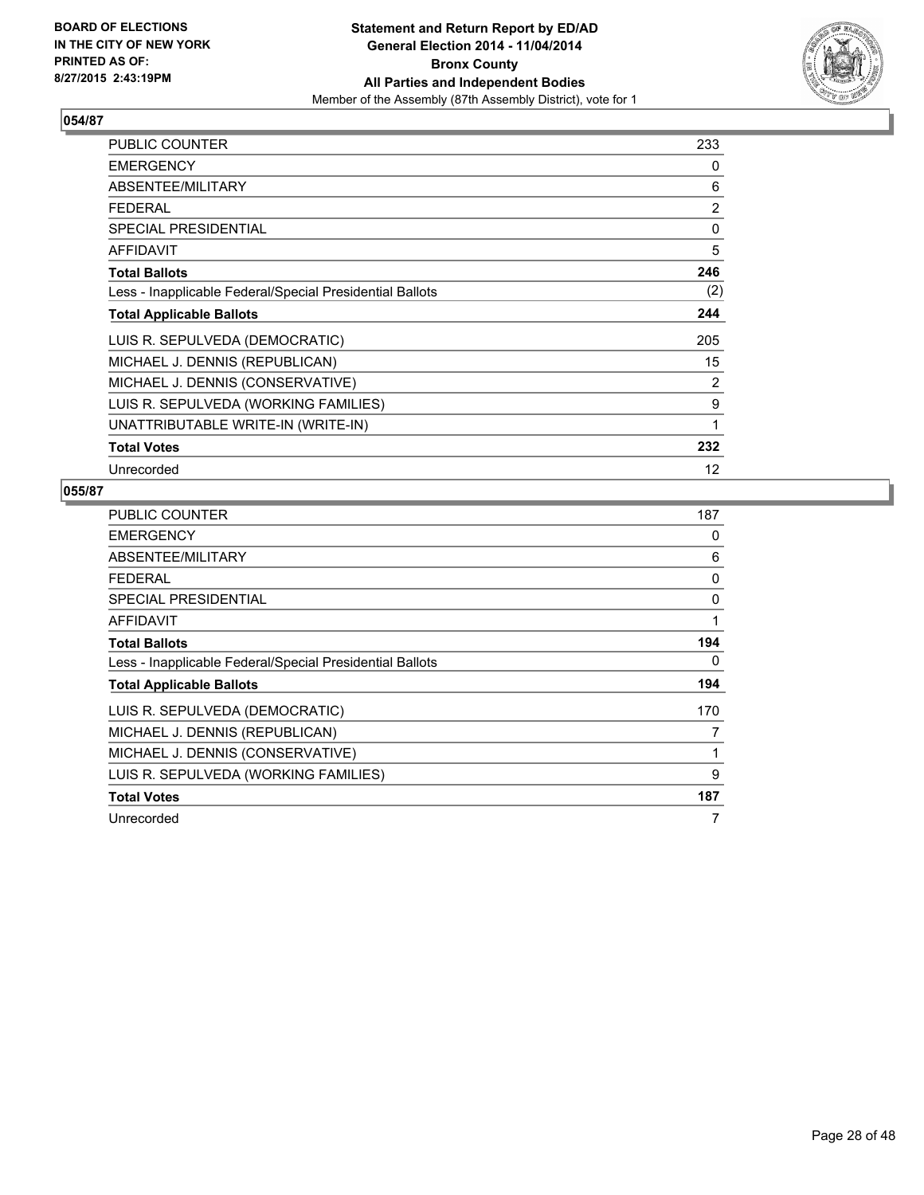**BOARD OF ELECTIONS IN THE CITY OF NEW YORK PRINTED AS OF: 8/27/2015 2:43:19PM**

**Statement and Return Report by ED/AD General Election 2014 - 11/04/2014 Bronx County All Parties and Independent Bodies**

Member of the Assembly (87th Assembly District), vote for 1

## 054/87

| | |
|---|---|
| PUBLIC COUNTER | 233 |
| EMERGENCY | 0 |
| ABSENTEE/MILITARY | 6 |
| FEDERAL | 2 |
| SPECIAL PRESIDENTIAL | 0 |
| AFFIDAVIT | 5 |
| **Total Ballots** | **246** |
| Less - Inapplicable Federal/Special Presidential Ballots | (2) |
| **Total Applicable Ballots** | **244** |
| LUIS R. SEPULVEDA (DEMOCRATIC) | 205 |
| MICHAEL J. DENNIS (REPUBLICAN) | 15 |
| MICHAEL J. DENNIS (CONSERVATIVE) | 2 |
| LUIS R. SEPULVEDA (WORKING FAMILIES) | 9 |
| UNATTRIBUTABLE WRITE-IN (WRITE-IN) | 1 |
| **Total Votes** | **232** |
| Unrecorded | 12 |

## 055/87

| | |
|---|---|
| PUBLIC COUNTER | 187 |
| EMERGENCY | 0 |
| ABSENTEE/MILITARY | 6 |
| FEDERAL | 0 |
| SPECIAL PRESIDENTIAL | 0 |
| AFFIDAVIT | 1 |
| **Total Ballots** | **194** |
| Less - Inapplicable Federal/Special Presidential Ballots | 0 |
| **Total Applicable Ballots** | **194** |
| LUIS R. SEPULVEDA (DEMOCRATIC) | 170 |
| MICHAEL J. DENNIS (REPUBLICAN) | 7 |
| MICHAEL J. DENNIS (CONSERVATIVE) | 1 |
| LUIS R. SEPULVEDA (WORKING FAMILIES) | 9 |
| **Total Votes** | **187** |
| Unrecorded | 7 |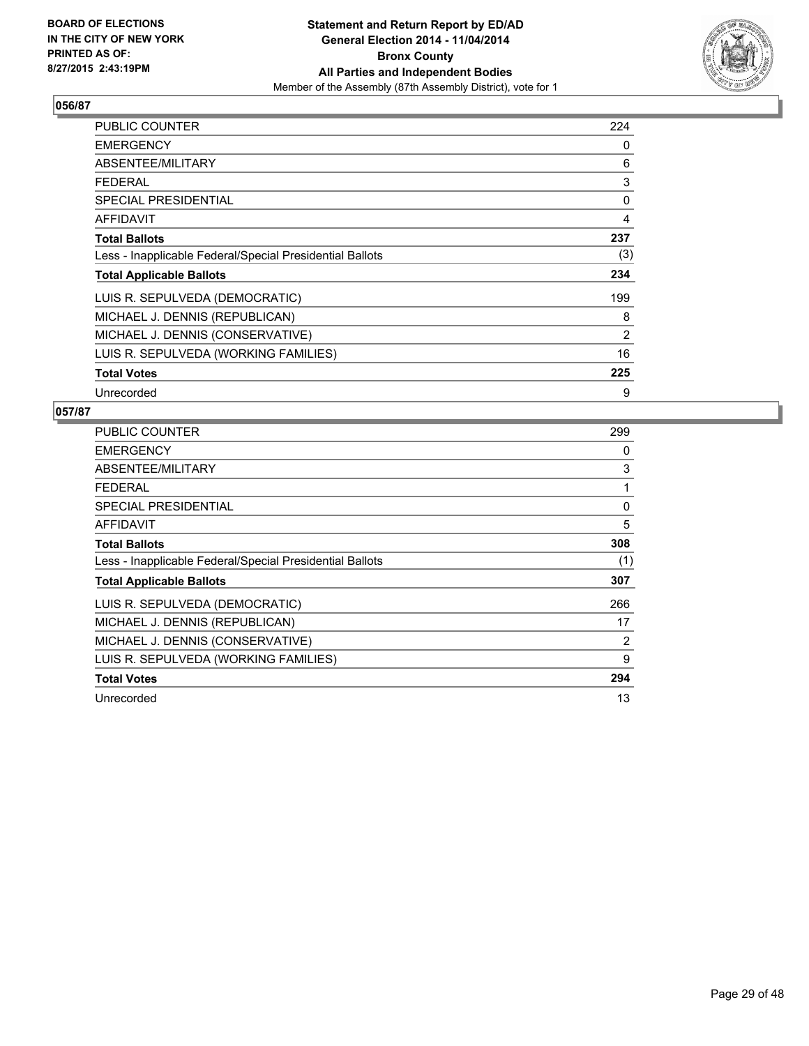BOARD OF ELECTIONS
IN THE CITY OF NEW YORK
PRINTED AS OF:
8/27/2015 2:43:19PM

**Statement and Return Report by ED/AD**
**General Election 2014 - 11/04/2014**
**Bronx County**
**All Parties and Independent Bodies**
Member of the Assembly (87th Assembly District), vote for 1

## 056/87

| | |
|---|---|
| PUBLIC COUNTER | 224 |
| EMERGENCY | 0 |
| ABSENTEE/MILITARY | 6 |
| FEDERAL | 3 |
| SPECIAL PRESIDENTIAL | 0 |
| AFFIDAVIT | 4 |
| **Total Ballots** | **237** |
| Less - Inapplicable Federal/Special Presidential Ballots | (3) |
| **Total Applicable Ballots** | **234** |
| LUIS R. SEPULVEDA (DEMOCRATIC) | 199 |
| MICHAEL J. DENNIS (REPUBLICAN) | 8 |
| MICHAEL J. DENNIS (CONSERVATIVE) | 2 |
| LUIS R. SEPULVEDA (WORKING FAMILIES) | 16 |
| **Total Votes** | **225** |
| Unrecorded | 9 |

## 057/87

| | |
|---|---|
| PUBLIC COUNTER | 299 |
| EMERGENCY | 0 |
| ABSENTEE/MILITARY | 3 |
| FEDERAL | 1 |
| SPECIAL PRESIDENTIAL | 0 |
| AFFIDAVIT | 5 |
| **Total Ballots** | **308** |
| Less - Inapplicable Federal/Special Presidential Ballots | (1) |
| **Total Applicable Ballots** | **307** |
| LUIS R. SEPULVEDA (DEMOCRATIC) | 266 |
| MICHAEL J. DENNIS (REPUBLICAN) | 17 |
| MICHAEL J. DENNIS (CONSERVATIVE) | 2 |
| LUIS R. SEPULVEDA (WORKING FAMILIES) | 9 |
| **Total Votes** | **294** |
| Unrecorded | 13 |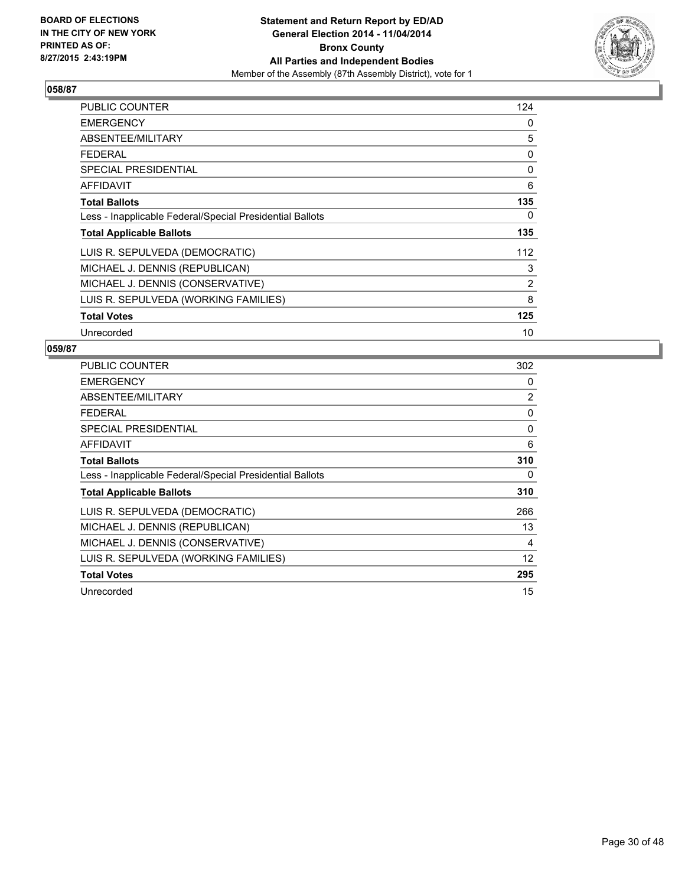**BOARD OF ELECTIONS IN THE CITY OF NEW YORK PRINTED AS OF: 8/27/2015 2:43:19PM**

**Statement and Return Report by ED/AD General Election 2014 - 11/04/2014 Bronx County All Parties and Independent Bodies**
Member of the Assembly (87th Assembly District), vote for 1

## 058/87

| | |
|---|---|
| PUBLIC COUNTER | 124 |
| EMERGENCY | 0 |
| ABSENTEE/MILITARY | 5 |
| FEDERAL | 0 |
| SPECIAL PRESIDENTIAL | 0 |
| AFFIDAVIT | 6 |
| **Total Ballots** | **135** |
| Less - Inapplicable Federal/Special Presidential Ballots | 0 |
| **Total Applicable Ballots** | **135** |
| LUIS R. SEPULVEDA (DEMOCRATIC) | 112 |
| MICHAEL J. DENNIS (REPUBLICAN) | 3 |
| MICHAEL J. DENNIS (CONSERVATIVE) | 2 |
| LUIS R. SEPULVEDA (WORKING FAMILIES) | 8 |
| **Total Votes** | **125** |
| Unrecorded | 10 |

## 059/87

| | |
|---|---|
| PUBLIC COUNTER | 302 |
| EMERGENCY | 0 |
| ABSENTEE/MILITARY | 2 |
| FEDERAL | 0 |
| SPECIAL PRESIDENTIAL | 0 |
| AFFIDAVIT | 6 |
| **Total Ballots** | **310** |
| Less - Inapplicable Federal/Special Presidential Ballots | 0 |
| **Total Applicable Ballots** | **310** |
| LUIS R. SEPULVEDA (DEMOCRATIC) | 266 |
| MICHAEL J. DENNIS (REPUBLICAN) | 13 |
| MICHAEL J. DENNIS (CONSERVATIVE) | 4 |
| LUIS R. SEPULVEDA (WORKING FAMILIES) | 12 |
| **Total Votes** | **295** |
| Unrecorded | 15 |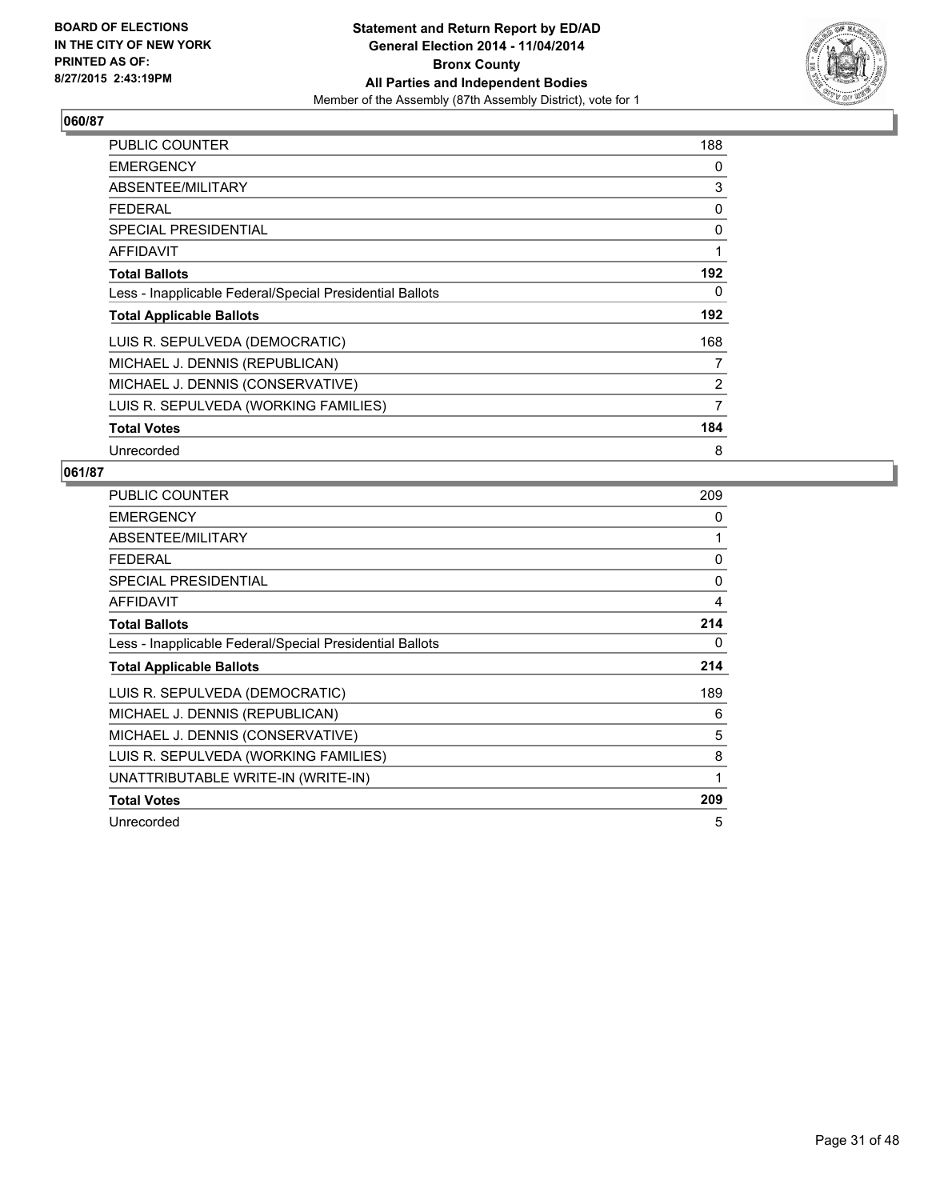**BOARD OF ELECTIONS IN THE CITY OF NEW YORK PRINTED AS OF: 8/27/2015 2:43:19PM**

**Statement and Return Report by ED/AD General Election 2014 - 11/04/2014 Bronx County All Parties and Independent Bodies**

Member of the Assembly (87th Assembly District), vote for 1

## 060/87

| | |
|---|---|
| PUBLIC COUNTER | 188 |
| EMERGENCY | 0 |
| ABSENTEE/MILITARY | 3 |
| FEDERAL | 0 |
| SPECIAL PRESIDENTIAL | 0 |
| AFFIDAVIT | 1 |
| **Total Ballots** | **192** |
| Less - Inapplicable Federal/Special Presidential Ballots | 0 |
| **Total Applicable Ballots** | **192** |
| LUIS R. SEPULVEDA (DEMOCRATIC) | 168 |
| MICHAEL J. DENNIS (REPUBLICAN) | 7 |
| MICHAEL J. DENNIS (CONSERVATIVE) | 2 |
| LUIS R. SEPULVEDA (WORKING FAMILIES) | 7 |
| **Total Votes** | **184** |
| Unrecorded | 8 |

## 061/87

| | |
|---|---|
| PUBLIC COUNTER | 209 |
| EMERGENCY | 0 |
| ABSENTEE/MILITARY | 1 |
| FEDERAL | 0 |
| SPECIAL PRESIDENTIAL | 0 |
| AFFIDAVIT | 4 |
| **Total Ballots** | **214** |
| Less - Inapplicable Federal/Special Presidential Ballots | 0 |
| **Total Applicable Ballots** | **214** |
| LUIS R. SEPULVEDA (DEMOCRATIC) | 189 |
| MICHAEL J. DENNIS (REPUBLICAN) | 6 |
| MICHAEL J. DENNIS (CONSERVATIVE) | 5 |
| LUIS R. SEPULVEDA (WORKING FAMILIES) | 8 |
| UNATTRIBUTABLE WRITE-IN (WRITE-IN) | 1 |
| **Total Votes** | **209** |
| Unrecorded | 5 |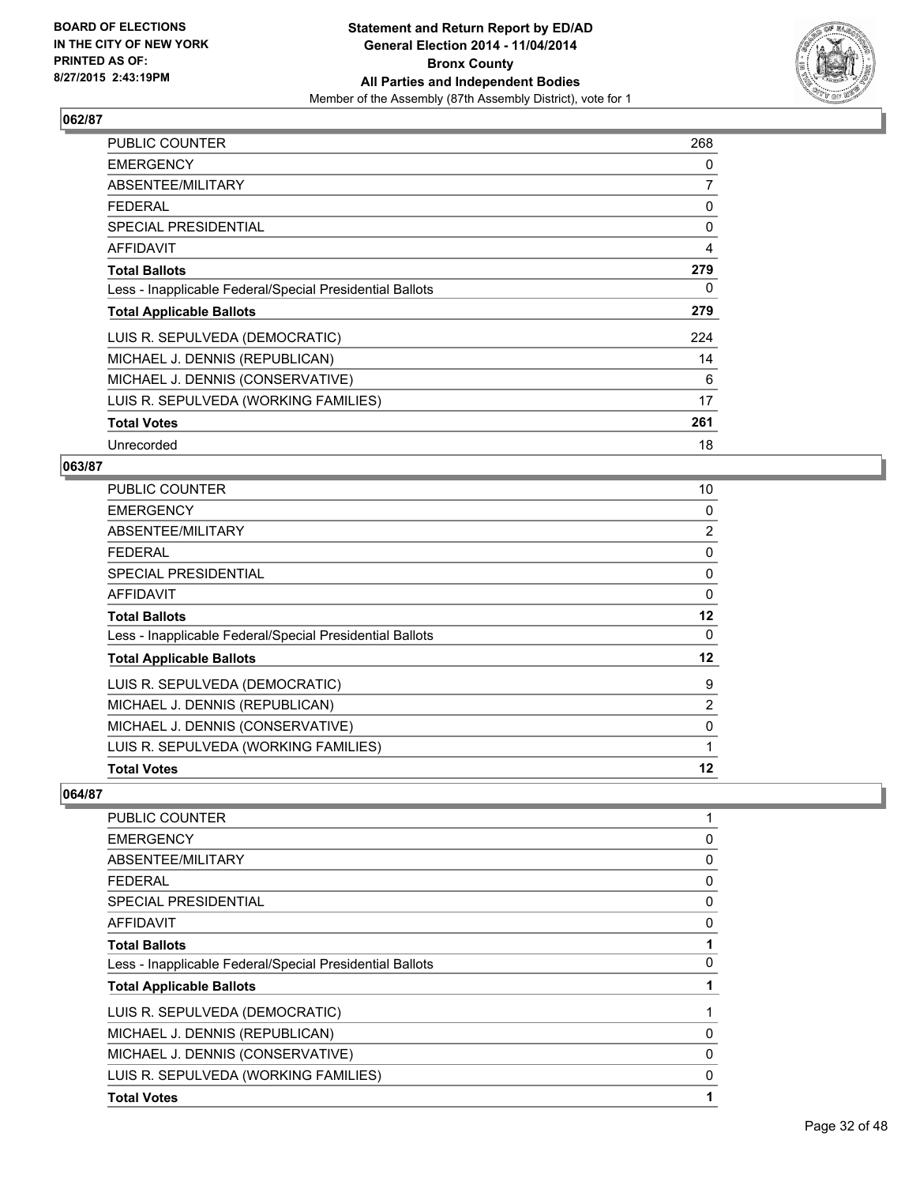**BOARD OF ELECTIONS IN THE CITY OF NEW YORK PRINTED AS OF: 8/27/2015 2:43:19PM**

**Statement and Return Report by ED/AD General Election 2014 - 11/04/2014 Bronx County All Parties and Independent Bodies**
Member of the Assembly (87th Assembly District), vote for 1

### 062/87

| | |
|---|---|
| PUBLIC COUNTER | 268 |
| EMERGENCY | 0 |
| ABSENTEE/MILITARY | 7 |
| FEDERAL | 0 |
| SPECIAL PRESIDENTIAL | 0 |
| AFFIDAVIT | 4 |
| **Total Ballots** | **279** |
| Less - Inapplicable Federal/Special Presidential Ballots | 0 |
| **Total Applicable Ballots** | **279** |
| LUIS R. SEPULVEDA (DEMOCRATIC) | 224 |
| MICHAEL J. DENNIS (REPUBLICAN) | 14 |
| MICHAEL J. DENNIS (CONSERVATIVE) | 6 |
| LUIS R. SEPULVEDA (WORKING FAMILIES) | 17 |
| **Total Votes** | **261** |
| Unrecorded | 18 |

### 063/87

| | |
|---|---|
| PUBLIC COUNTER | 10 |
| EMERGENCY | 0 |
| ABSENTEE/MILITARY | 2 |
| FEDERAL | 0 |
| SPECIAL PRESIDENTIAL | 0 |
| AFFIDAVIT | 0 |
| **Total Ballots** | **12** |
| Less - Inapplicable Federal/Special Presidential Ballots | 0 |
| **Total Applicable Ballots** | **12** |
| LUIS R. SEPULVEDA (DEMOCRATIC) | 9 |
| MICHAEL J. DENNIS (REPUBLICAN) | 2 |
| MICHAEL J. DENNIS (CONSERVATIVE) | 0 |
| LUIS R. SEPULVEDA (WORKING FAMILIES) | 1 |
| **Total Votes** | **12** |

### 064/87

| | |
|---|---|
| PUBLIC COUNTER | 1 |
| EMERGENCY | 0 |
| ABSENTEE/MILITARY | 0 |
| FEDERAL | 0 |
| SPECIAL PRESIDENTIAL | 0 |
| AFFIDAVIT | 0 |
| **Total Ballots** | **1** |
| Less - Inapplicable Federal/Special Presidential Ballots | 0 |
| **Total Applicable Ballots** | **1** |
| LUIS R. SEPULVEDA (DEMOCRATIC) | 1 |
| MICHAEL J. DENNIS (REPUBLICAN) | 0 |
| MICHAEL J. DENNIS (CONSERVATIVE) | 0 |
| LUIS R. SEPULVEDA (WORKING FAMILIES) | 0 |
| **Total Votes** | **1** |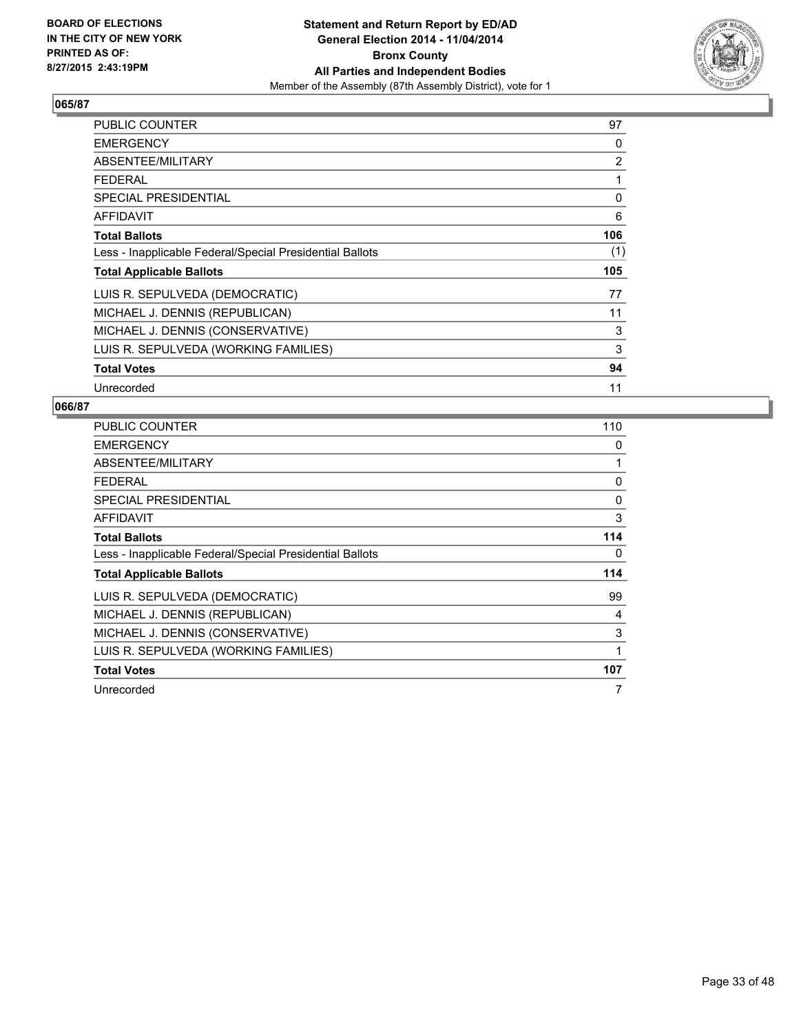BOARD OF ELECTIONS
IN THE CITY OF NEW YORK
PRINTED AS OF:
8/27/2015 2:43:19PM

**Statement and Return Report by ED/AD**
**General Election 2014 - 11/04/2014**
**Bronx County**
**All Parties and Independent Bodies**
Member of the Assembly (87th Assembly District), vote for 1

## 065/87

| | |
|---|---|
| PUBLIC COUNTER | 97 |
| EMERGENCY | 0 |
| ABSENTEE/MILITARY | 2 |
| FEDERAL | 1 |
| SPECIAL PRESIDENTIAL | 0 |
| AFFIDAVIT | 6 |
| **Total Ballots** | **106** |
| Less - Inapplicable Federal/Special Presidential Ballots | (1) |
| **Total Applicable Ballots** | **105** |
| LUIS R. SEPULVEDA (DEMOCRATIC) | 77 |
| MICHAEL J. DENNIS (REPUBLICAN) | 11 |
| MICHAEL J. DENNIS (CONSERVATIVE) | 3 |
| LUIS R. SEPULVEDA (WORKING FAMILIES) | 3 |
| **Total Votes** | **94** |
| Unrecorded | 11 |

## 066/87

| | |
|---|---|
| PUBLIC COUNTER | 110 |
| EMERGENCY | 0 |
| ABSENTEE/MILITARY | 1 |
| FEDERAL | 0 |
| SPECIAL PRESIDENTIAL | 0 |
| AFFIDAVIT | 3 |
| **Total Ballots** | **114** |
| Less - Inapplicable Federal/Special Presidential Ballots | 0 |
| **Total Applicable Ballots** | **114** |
| LUIS R. SEPULVEDA (DEMOCRATIC) | 99 |
| MICHAEL J. DENNIS (REPUBLICAN) | 4 |
| MICHAEL J. DENNIS (CONSERVATIVE) | 3 |
| LUIS R. SEPULVEDA (WORKING FAMILIES) | 1 |
| **Total Votes** | **107** |
| Unrecorded | 7 |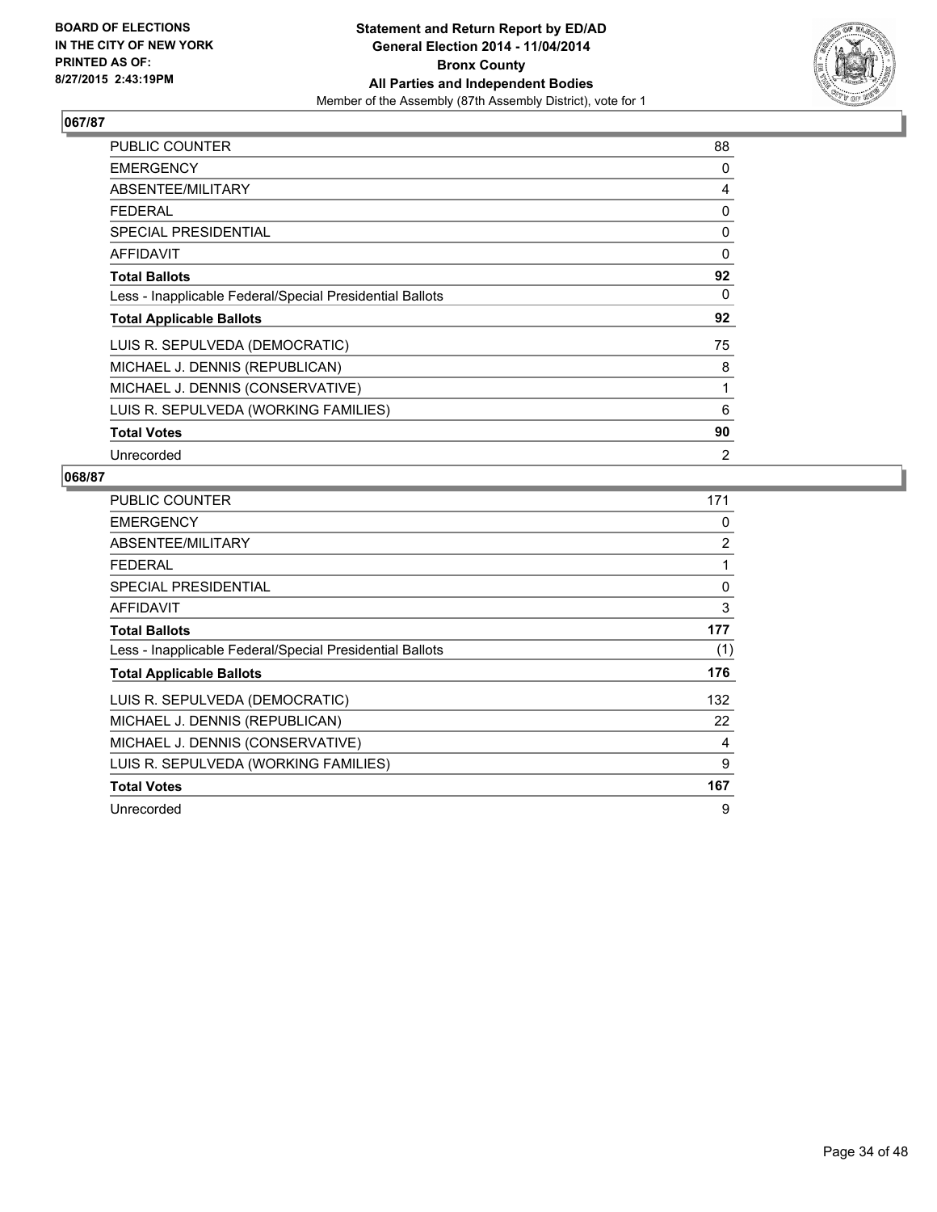**BOARD OF ELECTIONS IN THE CITY OF NEW YORK PRINTED AS OF: 8/27/2015 2:43:19PM**

**Statement and Return Report by ED/AD General Election 2014 - 11/04/2014 Bronx County All Parties and Independent Bodies**
Member of the Assembly (87th Assembly District), vote for 1

## 067/87

| | |
|---|---|
| PUBLIC COUNTER | 88 |
| EMERGENCY | 0 |
| ABSENTEE/MILITARY | 4 |
| FEDERAL | 0 |
| SPECIAL PRESIDENTIAL | 0 |
| AFFIDAVIT | 0 |
| **Total Ballots** | **92** |
| Less - Inapplicable Federal/Special Presidential Ballots | 0 |
| **Total Applicable Ballots** | **92** |
| LUIS R. SEPULVEDA (DEMOCRATIC) | 75 |
| MICHAEL J. DENNIS (REPUBLICAN) | 8 |
| MICHAEL J. DENNIS (CONSERVATIVE) | 1 |
| LUIS R. SEPULVEDA (WORKING FAMILIES) | 6 |
| **Total Votes** | **90** |
| Unrecorded | 2 |

## 068/87

| | |
|---|---|
| PUBLIC COUNTER | 171 |
| EMERGENCY | 0 |
| ABSENTEE/MILITARY | 2 |
| FEDERAL | 1 |
| SPECIAL PRESIDENTIAL | 0 |
| AFFIDAVIT | 3 |
| **Total Ballots** | **177** |
| Less - Inapplicable Federal/Special Presidential Ballots | (1) |
| **Total Applicable Ballots** | **176** |
| LUIS R. SEPULVEDA (DEMOCRATIC) | 132 |
| MICHAEL J. DENNIS (REPUBLICAN) | 22 |
| MICHAEL J. DENNIS (CONSERVATIVE) | 4 |
| LUIS R. SEPULVEDA (WORKING FAMILIES) | 9 |
| **Total Votes** | **167** |
| Unrecorded | 9 |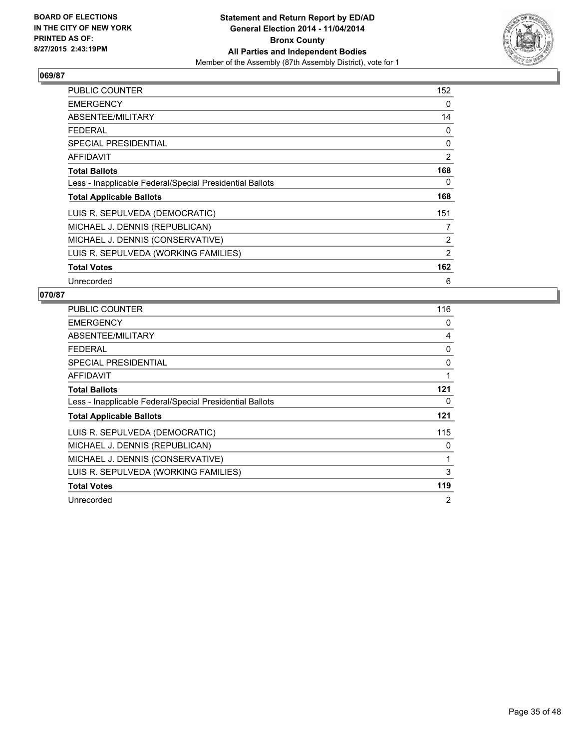**BOARD OF ELECTIONS IN THE CITY OF NEW YORK PRINTED AS OF: 8/27/2015 2:43:19PM**

**Statement and Return Report by ED/AD**
**General Election 2014 - 11/04/2014**
**Bronx County**
**All Parties and Independent Bodies**
Member of the Assembly (87th Assembly District), vote for 1

## 069/87

| | |
|---|---|
| PUBLIC COUNTER | 152 |
| EMERGENCY | 0 |
| ABSENTEE/MILITARY | 14 |
| FEDERAL | 0 |
| SPECIAL PRESIDENTIAL | 0 |
| AFFIDAVIT | 2 |
| **Total Ballots** | **168** |
| Less - Inapplicable Federal/Special Presidential Ballots | 0 |
| **Total Applicable Ballots** | **168** |
| LUIS R. SEPULVEDA (DEMOCRATIC) | 151 |
| MICHAEL J. DENNIS (REPUBLICAN) | 7 |
| MICHAEL J. DENNIS (CONSERVATIVE) | 2 |
| LUIS R. SEPULVEDA (WORKING FAMILIES) | 2 |
| **Total Votes** | **162** |
| Unrecorded | 6 |

## 070/87

| | |
|---|---|
| PUBLIC COUNTER | 116 |
| EMERGENCY | 0 |
| ABSENTEE/MILITARY | 4 |
| FEDERAL | 0 |
| SPECIAL PRESIDENTIAL | 0 |
| AFFIDAVIT | 1 |
| **Total Ballots** | **121** |
| Less - Inapplicable Federal/Special Presidential Ballots | 0 |
| **Total Applicable Ballots** | **121** |
| LUIS R. SEPULVEDA (DEMOCRATIC) | 115 |
| MICHAEL J. DENNIS (REPUBLICAN) | 0 |
| MICHAEL J. DENNIS (CONSERVATIVE) | 1 |
| LUIS R. SEPULVEDA (WORKING FAMILIES) | 3 |
| **Total Votes** | **119** |
| Unrecorded | 2 |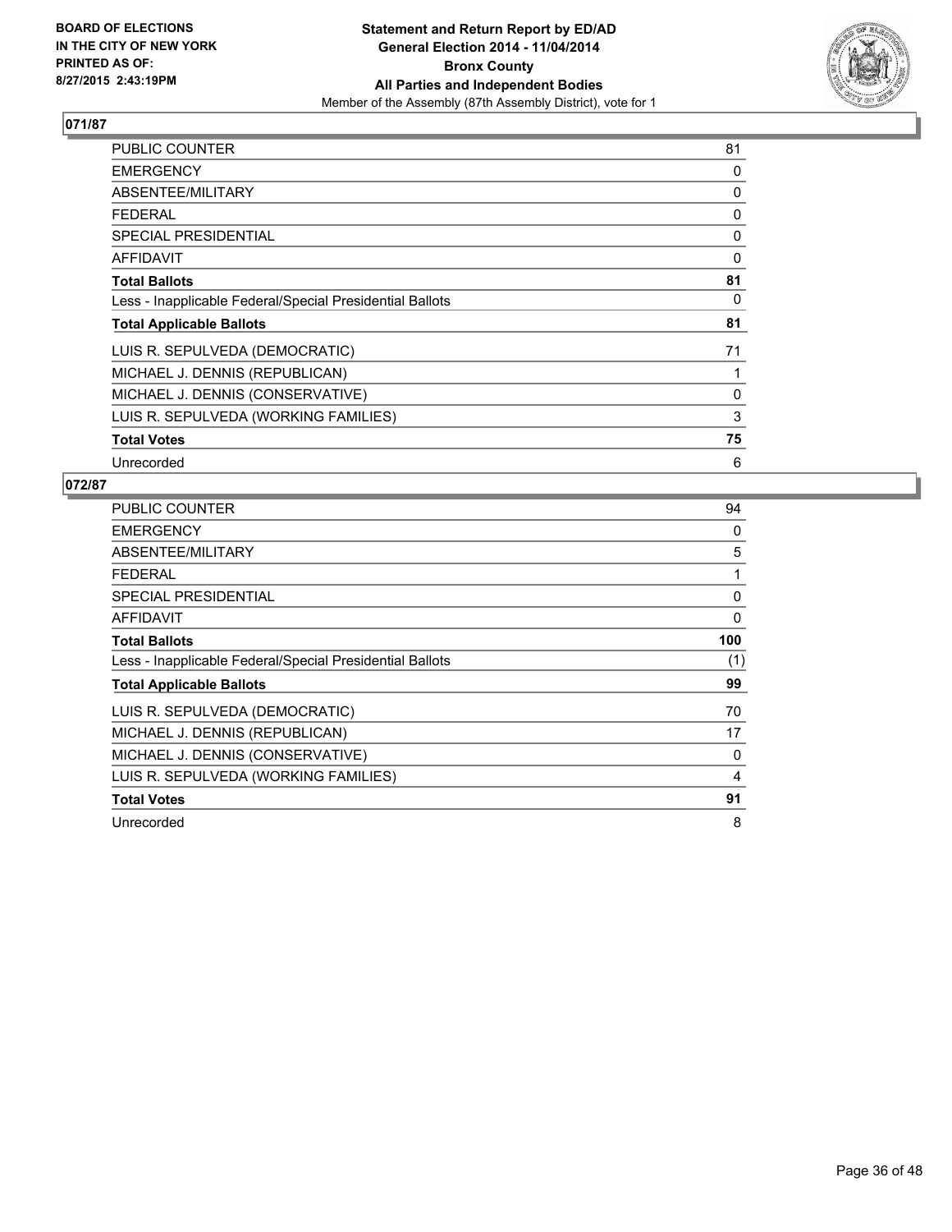BOARD OF ELECTIONS
IN THE CITY OF NEW YORK
PRINTED AS OF:
8/27/2015 2:43:19PM

**Statement and Return Report by ED/AD**
**General Election 2014 - 11/04/2014**
**Bronx County**
**All Parties and Independent Bodies**
Member of the Assembly (87th Assembly District), vote for 1

## 071/87

| | |
|---|---|
| PUBLIC COUNTER | 81 |
| EMERGENCY | 0 |
| ABSENTEE/MILITARY | 0 |
| FEDERAL | 0 |
| SPECIAL PRESIDENTIAL | 0 |
| AFFIDAVIT | 0 |
| **Total Ballots** | **81** |
| Less - Inapplicable Federal/Special Presidential Ballots | 0 |
| **Total Applicable Ballots** | **81** |
| LUIS R. SEPULVEDA (DEMOCRATIC) | 71 |
| MICHAEL J. DENNIS (REPUBLICAN) | 1 |
| MICHAEL J. DENNIS (CONSERVATIVE) | 0 |
| LUIS R. SEPULVEDA (WORKING FAMILIES) | 3 |
| **Total Votes** | **75** |
| Unrecorded | 6 |

## 072/87

| | |
|---|---|
| PUBLIC COUNTER | 94 |
| EMERGENCY | 0 |
| ABSENTEE/MILITARY | 5 |
| FEDERAL | 1 |
| SPECIAL PRESIDENTIAL | 0 |
| AFFIDAVIT | 0 |
| **Total Ballots** | **100** |
| Less - Inapplicable Federal/Special Presidential Ballots | (1) |
| **Total Applicable Ballots** | **99** |
| LUIS R. SEPULVEDA (DEMOCRATIC) | 70 |
| MICHAEL J. DENNIS (REPUBLICAN) | 17 |
| MICHAEL J. DENNIS (CONSERVATIVE) | 0 |
| LUIS R. SEPULVEDA (WORKING FAMILIES) | 4 |
| **Total Votes** | **91** |
| Unrecorded | 8 |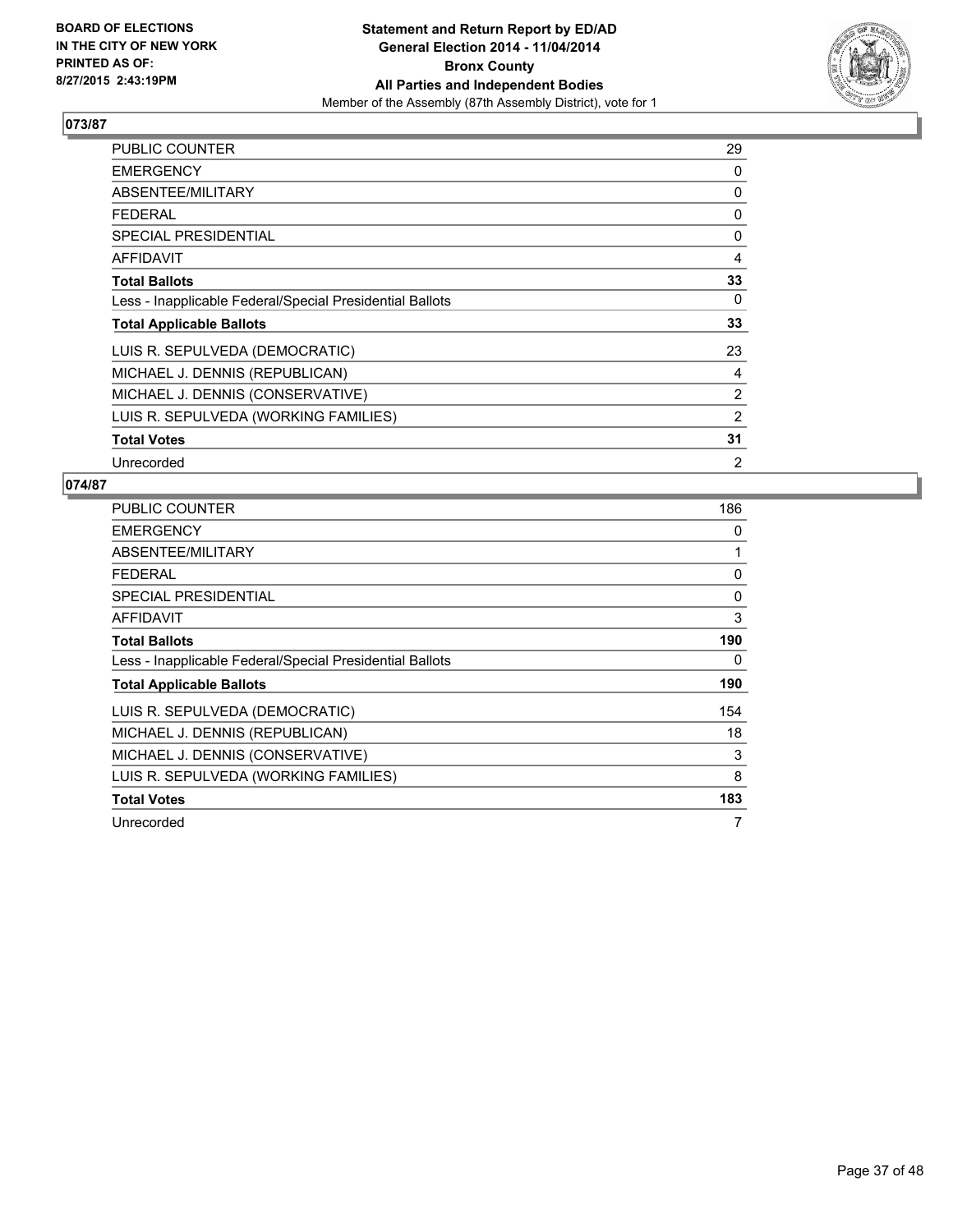**BOARD OF ELECTIONS IN THE CITY OF NEW YORK PRINTED AS OF: 8/27/2015 2:43:19PM**

**Statement and Return Report by ED/AD**
**General Election 2014 - 11/04/2014**
**Bronx County**
**All Parties and Independent Bodies**
Member of the Assembly (87th Assembly District), vote for 1

## 073/87

| | |
|---|---|
| PUBLIC COUNTER | 29 |
| EMERGENCY | 0 |
| ABSENTEE/MILITARY | 0 |
| FEDERAL | 0 |
| SPECIAL PRESIDENTIAL | 0 |
| AFFIDAVIT | 4 |
| **Total Ballots** | **33** |
| Less - Inapplicable Federal/Special Presidential Ballots | 0 |
| **Total Applicable Ballots** | **33** |
| LUIS R. SEPULVEDA (DEMOCRATIC) | 23 |
| MICHAEL J. DENNIS (REPUBLICAN) | 4 |
| MICHAEL J. DENNIS (CONSERVATIVE) | 2 |
| LUIS R. SEPULVEDA (WORKING FAMILIES) | 2 |
| **Total Votes** | **31** |
| Unrecorded | 2 |

## 074/87

| | |
|---|---|
| PUBLIC COUNTER | 186 |
| EMERGENCY | 0 |
| ABSENTEE/MILITARY | 1 |
| FEDERAL | 0 |
| SPECIAL PRESIDENTIAL | 0 |
| AFFIDAVIT | 3 |
| **Total Ballots** | **190** |
| Less - Inapplicable Federal/Special Presidential Ballots | 0 |
| **Total Applicable Ballots** | **190** |
| LUIS R. SEPULVEDA (DEMOCRATIC) | 154 |
| MICHAEL J. DENNIS (REPUBLICAN) | 18 |
| MICHAEL J. DENNIS (CONSERVATIVE) | 3 |
| LUIS R. SEPULVEDA (WORKING FAMILIES) | 8 |
| **Total Votes** | **183** |
| Unrecorded | 7 |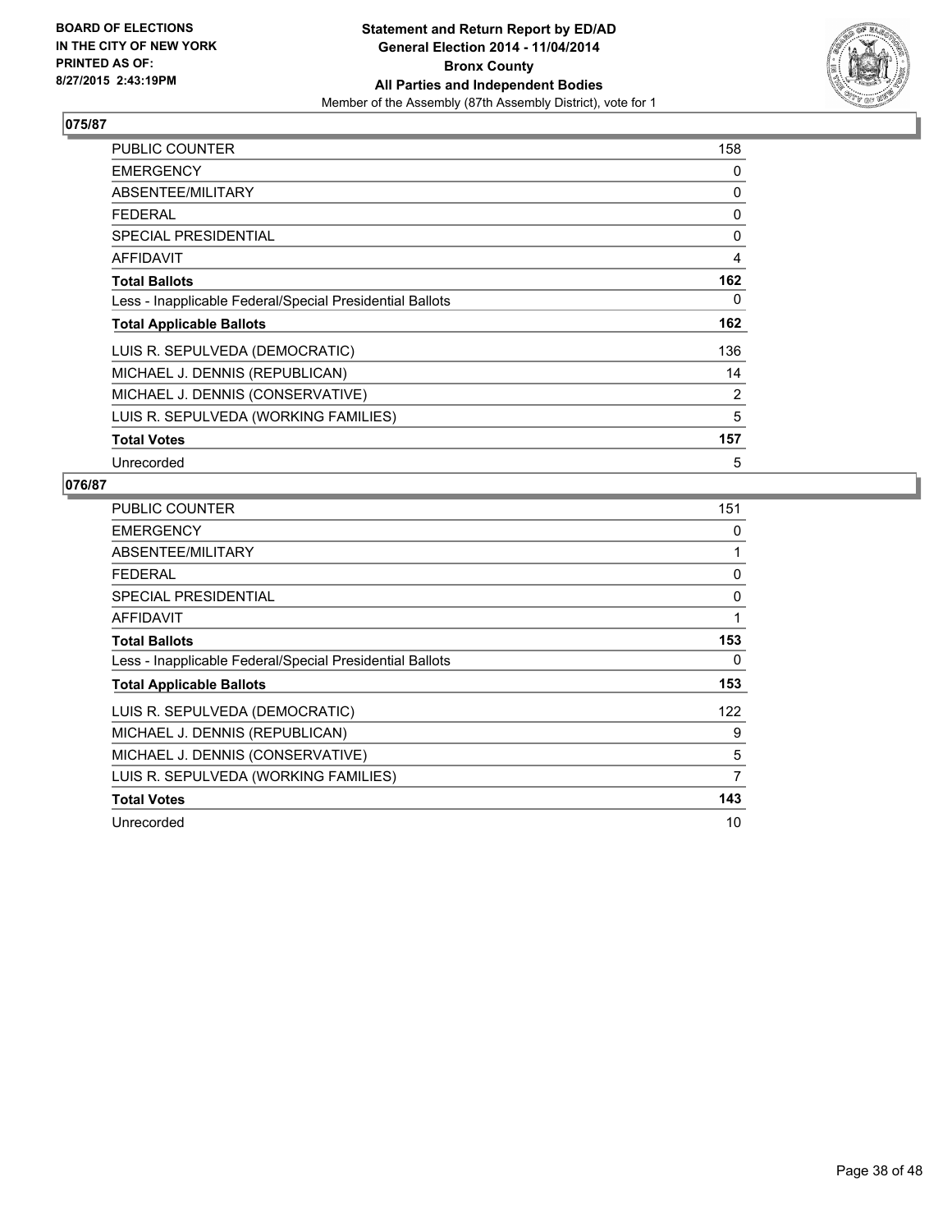## 075/87

| | |
|---|---|
| PUBLIC COUNTER | 158 |
| EMERGENCY | 0 |
| ABSENTEE/MILITARY | 0 |
| FEDERAL | 0 |
| SPECIAL PRESIDENTIAL | 0 |
| AFFIDAVIT | 4 |
| **Total Ballots** | **162** |
| Less - Inapplicable Federal/Special Presidential Ballots | 0 |
| **Total Applicable Ballots** | **162** |
| LUIS R. SEPULVEDA (DEMOCRATIC) | 136 |
| MICHAEL J. DENNIS (REPUBLICAN) | 14 |
| MICHAEL J. DENNIS (CONSERVATIVE) | 2 |
| LUIS R. SEPULVEDA (WORKING FAMILIES) | 5 |
| **Total Votes** | **157** |
| Unrecorded | 5 |

## 076/87

| | |
|---|---|
| PUBLIC COUNTER | 151 |
| EMERGENCY | 0 |
| ABSENTEE/MILITARY | 1 |
| FEDERAL | 0 |
| SPECIAL PRESIDENTIAL | 0 |
| AFFIDAVIT | 1 |
| **Total Ballots** | **153** |
| Less - Inapplicable Federal/Special Presidential Ballots | 0 |
| **Total Applicable Ballots** | **153** |
| LUIS R. SEPULVEDA (DEMOCRATIC) | 122 |
| MICHAEL J. DENNIS (REPUBLICAN) | 9 |
| MICHAEL J. DENNIS (CONSERVATIVE) | 5 |
| LUIS R. SEPULVEDA (WORKING FAMILIES) | 7 |
| **Total Votes** | **143** |
| Unrecorded | 10 |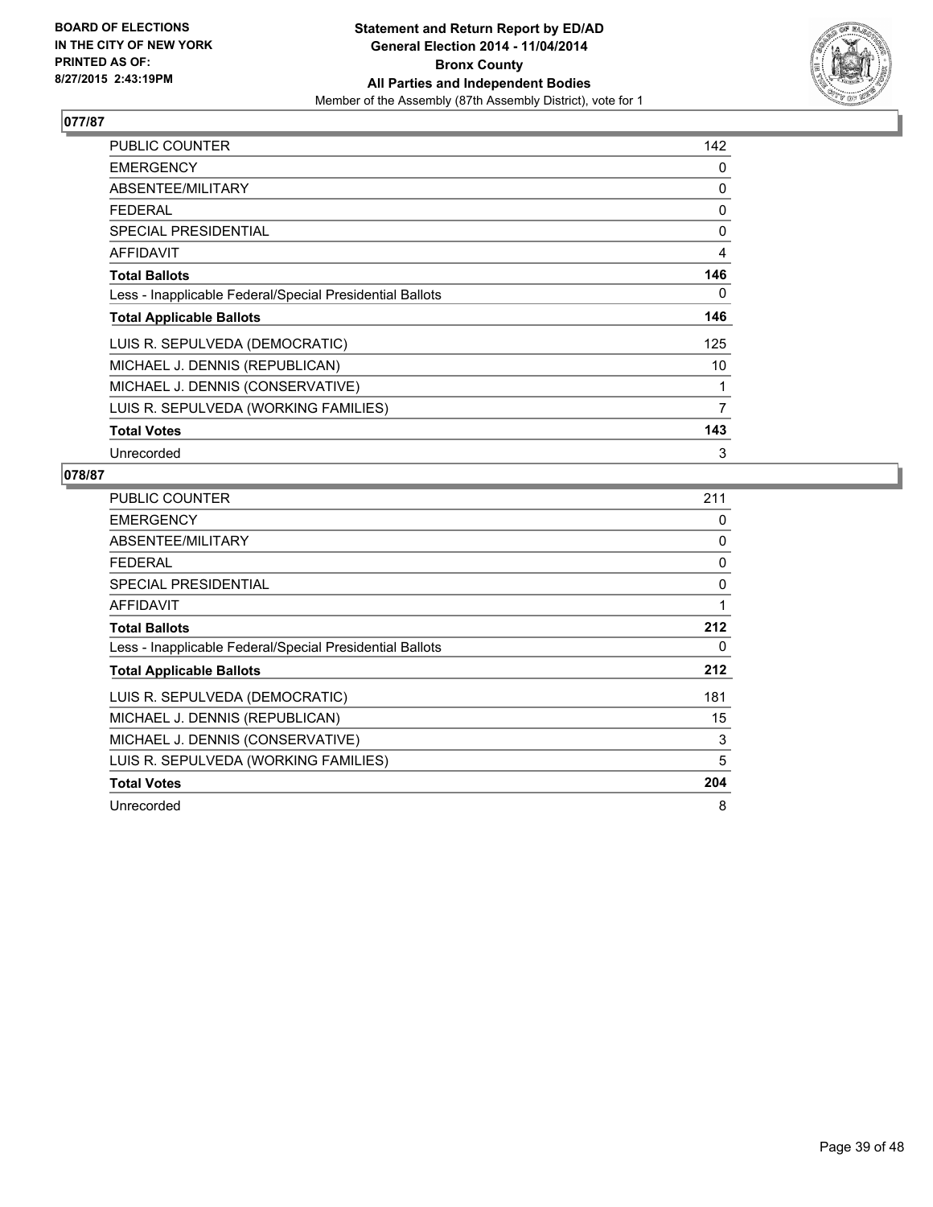BOARD OF ELECTIONS
IN THE CITY OF NEW YORK
PRINTED AS OF:
8/27/2015 2:43:19PM

**Statement and Return Report by ED/AD**
**General Election 2014 - 11/04/2014**
**Bronx County**
**All Parties and Independent Bodies**
Member of the Assembly (87th Assembly District), vote for 1

## 077/87

| | |
|---|---|
| PUBLIC COUNTER | 142 |
| EMERGENCY | 0 |
| ABSENTEE/MILITARY | 0 |
| FEDERAL | 0 |
| SPECIAL PRESIDENTIAL | 0 |
| AFFIDAVIT | 4 |
| **Total Ballots** | **146** |
| Less - Inapplicable Federal/Special Presidential Ballots | 0 |
| **Total Applicable Ballots** | **146** |
| LUIS R. SEPULVEDA (DEMOCRATIC) | 125 |
| MICHAEL J. DENNIS (REPUBLICAN) | 10 |
| MICHAEL J. DENNIS (CONSERVATIVE) | 1 |
| LUIS R. SEPULVEDA (WORKING FAMILIES) | 7 |
| **Total Votes** | **143** |
| Unrecorded | 3 |

## 078/87

| | |
|---|---|
| PUBLIC COUNTER | 211 |
| EMERGENCY | 0 |
| ABSENTEE/MILITARY | 0 |
| FEDERAL | 0 |
| SPECIAL PRESIDENTIAL | 0 |
| AFFIDAVIT | 1 |
| **Total Ballots** | **212** |
| Less - Inapplicable Federal/Special Presidential Ballots | 0 |
| **Total Applicable Ballots** | **212** |
| LUIS R. SEPULVEDA (DEMOCRATIC) | 181 |
| MICHAEL J. DENNIS (REPUBLICAN) | 15 |
| MICHAEL J. DENNIS (CONSERVATIVE) | 3 |
| LUIS R. SEPULVEDA (WORKING FAMILIES) | 5 |
| **Total Votes** | **204** |
| Unrecorded | 8 |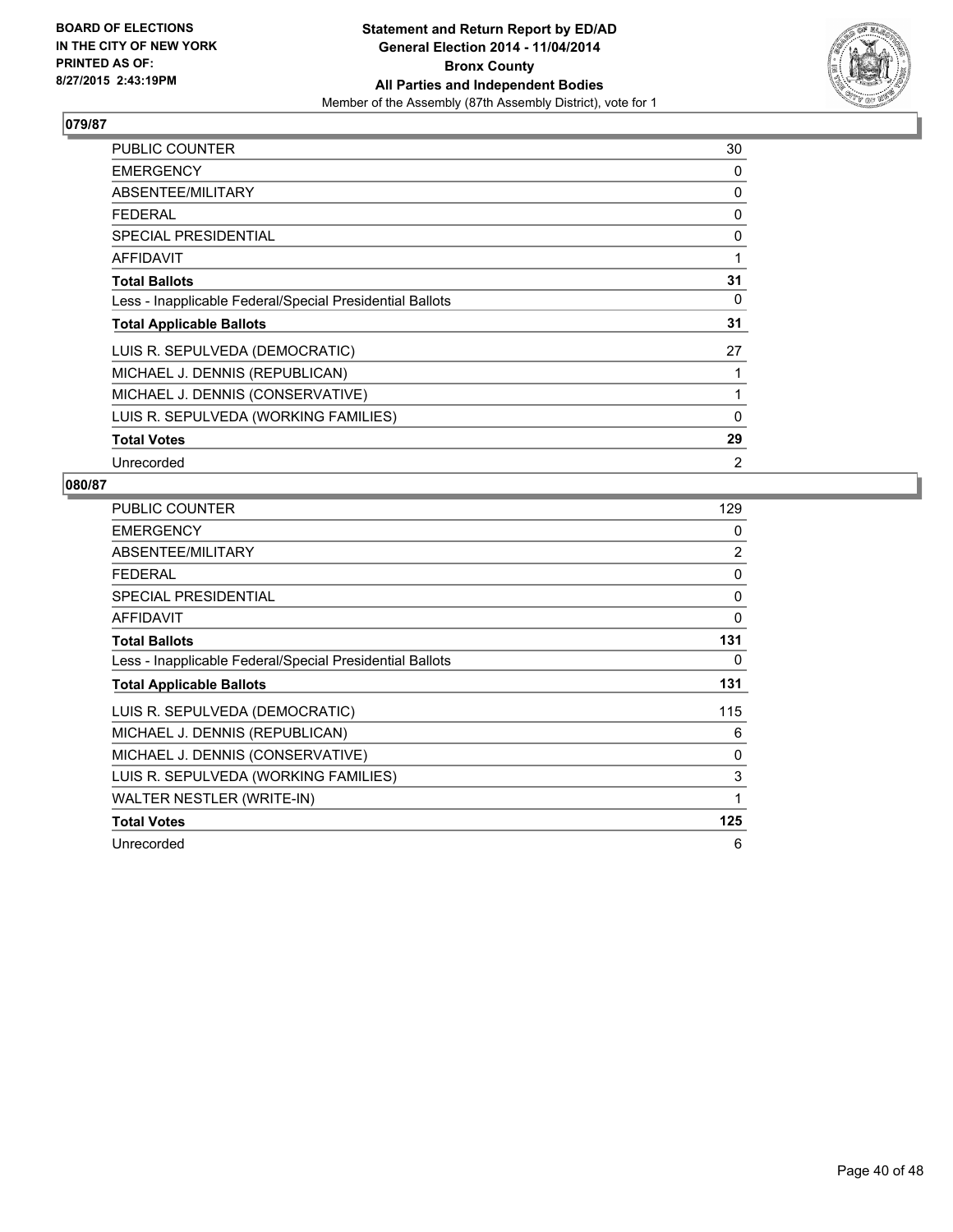BOARD OF ELECTIONS
IN THE CITY OF NEW YORK
PRINTED AS OF:
8/27/2015 2:43:19PM

**Statement and Return Report by ED/AD**
**General Election 2014 - 11/04/2014**
**Bronx County**
**All Parties and Independent Bodies**
Member of the Assembly (87th Assembly District), vote for 1

## 079/87

| | |
|---|---|
| PUBLIC COUNTER | 30 |
| EMERGENCY | 0 |
| ABSENTEE/MILITARY | 0 |
| FEDERAL | 0 |
| SPECIAL PRESIDENTIAL | 0 |
| AFFIDAVIT | 1 |
| **Total Ballots** | **31** |
| Less - Inapplicable Federal/Special Presidential Ballots | 0 |
| **Total Applicable Ballots** | **31** |
| LUIS R. SEPULVEDA (DEMOCRATIC) | 27 |
| MICHAEL J. DENNIS (REPUBLICAN) | 1 |
| MICHAEL J. DENNIS (CONSERVATIVE) | 1 |
| LUIS R. SEPULVEDA (WORKING FAMILIES) | 0 |
| **Total Votes** | **29** |
| Unrecorded | 2 |

## 080/87

| | |
|---|---|
| PUBLIC COUNTER | 129 |
| EMERGENCY | 0 |
| ABSENTEE/MILITARY | 2 |
| FEDERAL | 0 |
| SPECIAL PRESIDENTIAL | 0 |
| AFFIDAVIT | 0 |
| **Total Ballots** | **131** |
| Less - Inapplicable Federal/Special Presidential Ballots | 0 |
| **Total Applicable Ballots** | **131** |
| LUIS R. SEPULVEDA (DEMOCRATIC) | 115 |
| MICHAEL J. DENNIS (REPUBLICAN) | 6 |
| MICHAEL J. DENNIS (CONSERVATIVE) | 0 |
| LUIS R. SEPULVEDA (WORKING FAMILIES) | 3 |
| WALTER NESTLER (WRITE-IN) | 1 |
| **Total Votes** | **125** |
| Unrecorded | 6 |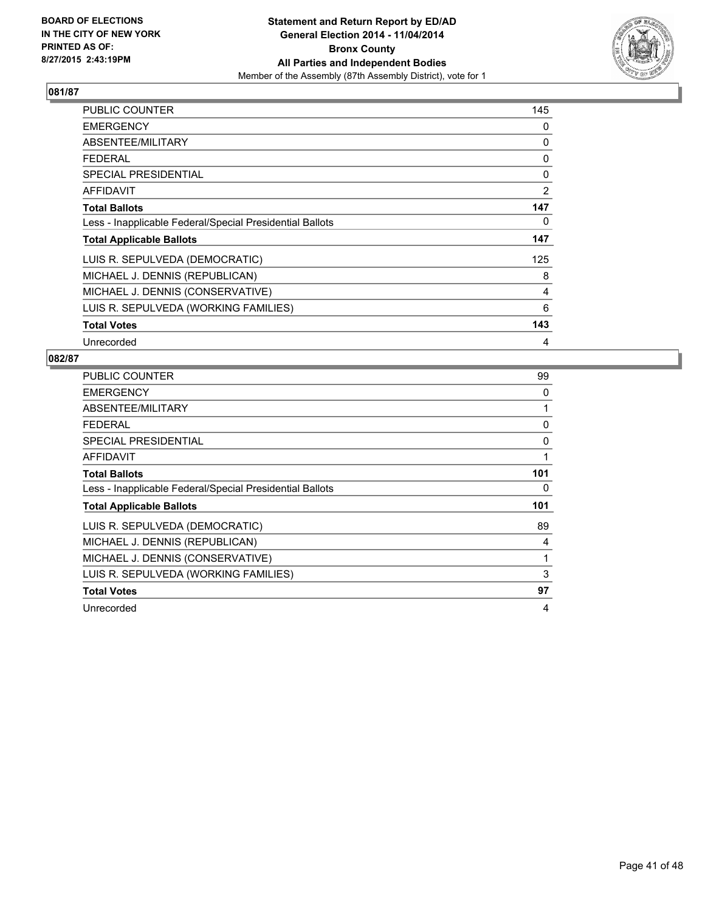**Statement and Return Report by ED/AD**
**General Election 2014 - 11/04/2014**
**Bronx County**
**All Parties and Independent Bodies**
Member of the Assembly (87th Assembly District), vote for 1

BOARD OF ELECTIONS
IN THE CITY OF NEW YORK
PRINTED AS OF:
8/27/2015 2:43:19PM

### 081/87

| | |
|---|---|
| PUBLIC COUNTER | 145 |
| EMERGENCY | 0 |
| ABSENTEE/MILITARY | 0 |
| FEDERAL | 0 |
| SPECIAL PRESIDENTIAL | 0 |
| AFFIDAVIT | 2 |
| **Total Ballots** | **147** |
| Less - Inapplicable Federal/Special Presidential Ballots | 0 |
| **Total Applicable Ballots** | **147** |
| LUIS R. SEPULVEDA (DEMOCRATIC) | 125 |
| MICHAEL J. DENNIS (REPUBLICAN) | 8 |
| MICHAEL J. DENNIS (CONSERVATIVE) | 4 |
| LUIS R. SEPULVEDA (WORKING FAMILIES) | 6 |
| **Total Votes** | **143** |
| Unrecorded | 4 |

### 082/87

| | |
|---|---|
| PUBLIC COUNTER | 99 |
| EMERGENCY | 0 |
| ABSENTEE/MILITARY | 1 |
| FEDERAL | 0 |
| SPECIAL PRESIDENTIAL | 0 |
| AFFIDAVIT | 1 |
| **Total Ballots** | **101** |
| Less - Inapplicable Federal/Special Presidential Ballots | 0 |
| **Total Applicable Ballots** | **101** |
| LUIS R. SEPULVEDA (DEMOCRATIC) | 89 |
| MICHAEL J. DENNIS (REPUBLICAN) | 4 |
| MICHAEL J. DENNIS (CONSERVATIVE) | 1 |
| LUIS R. SEPULVEDA (WORKING FAMILIES) | 3 |
| **Total Votes** | **97** |
| Unrecorded | 4 |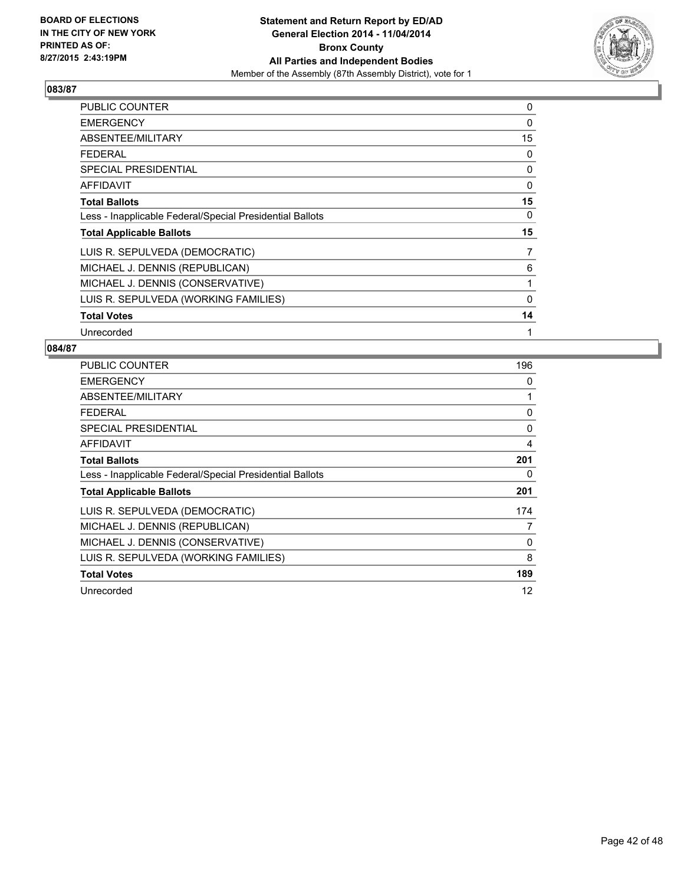BOARD OF ELECTIONS
IN THE CITY OF NEW YORK
PRINTED AS OF:
8/27/2015 2:43:19PM

**Statement and Return Report by ED/AD**
**General Election 2014 - 11/04/2014**
**Bronx County**
**All Parties and Independent Bodies**
Member of the Assembly (87th Assembly District), vote for 1

## 083/87

| | |
|---|---|
| PUBLIC COUNTER | 0 |
| EMERGENCY | 0 |
| ABSENTEE/MILITARY | 15 |
| FEDERAL | 0 |
| SPECIAL PRESIDENTIAL | 0 |
| AFFIDAVIT | 0 |
| **Total Ballots** | **15** |
| Less - Inapplicable Federal/Special Presidential Ballots | 0 |
| **Total Applicable Ballots** | **15** |
| LUIS R. SEPULVEDA (DEMOCRATIC) | 7 |
| MICHAEL J. DENNIS (REPUBLICAN) | 6 |
| MICHAEL J. DENNIS (CONSERVATIVE) | 1 |
| LUIS R. SEPULVEDA (WORKING FAMILIES) | 0 |
| **Total Votes** | **14** |
| Unrecorded | 1 |

## 084/87

| | |
|---|---|
| PUBLIC COUNTER | 196 |
| EMERGENCY | 0 |
| ABSENTEE/MILITARY | 1 |
| FEDERAL | 0 |
| SPECIAL PRESIDENTIAL | 0 |
| AFFIDAVIT | 4 |
| **Total Ballots** | **201** |
| Less - Inapplicable Federal/Special Presidential Ballots | 0 |
| **Total Applicable Ballots** | **201** |
| LUIS R. SEPULVEDA (DEMOCRATIC) | 174 |
| MICHAEL J. DENNIS (REPUBLICAN) | 7 |
| MICHAEL J. DENNIS (CONSERVATIVE) | 0 |
| LUIS R. SEPULVEDA (WORKING FAMILIES) | 8 |
| **Total Votes** | **189** |
| Unrecorded | 12 |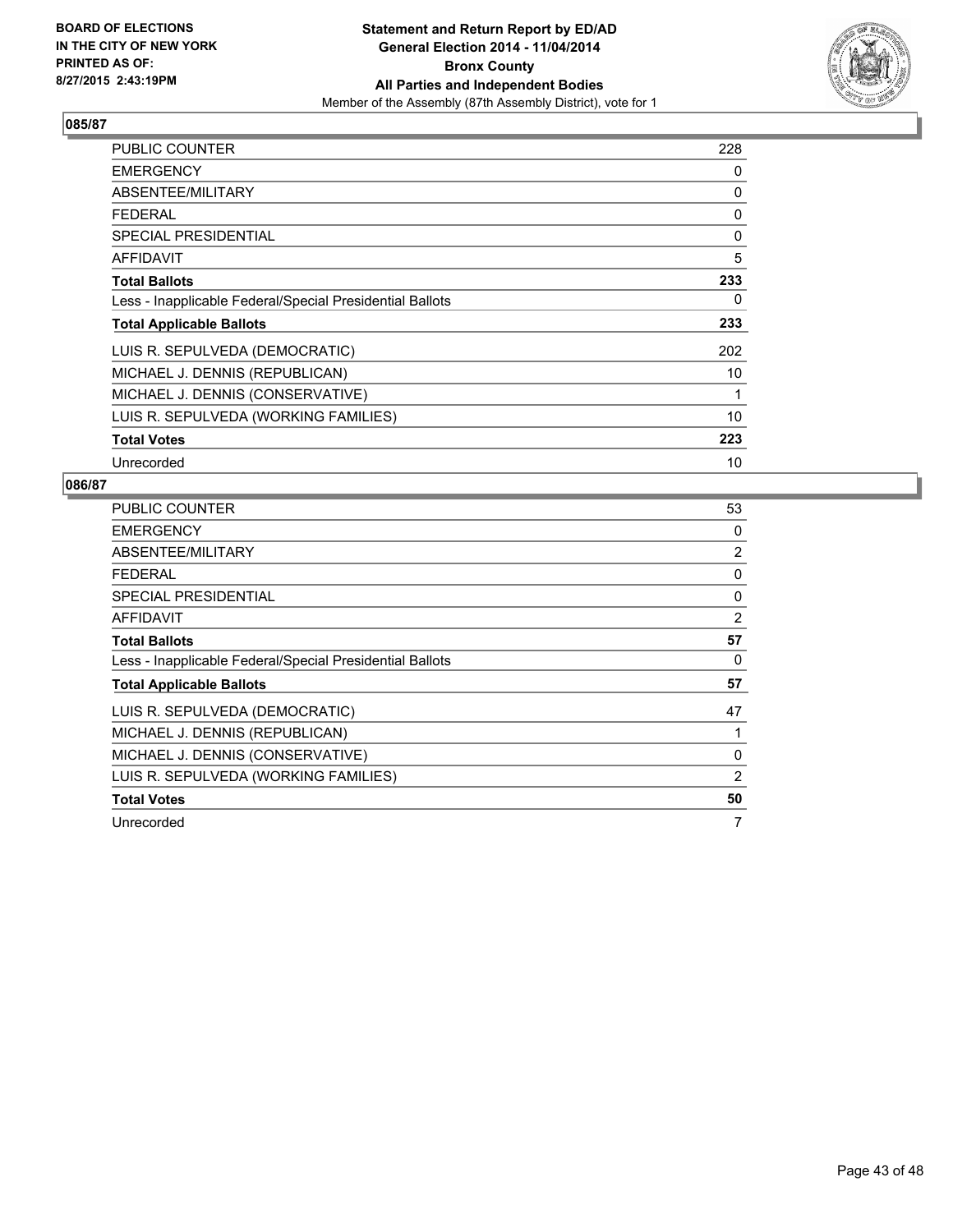BOARD OF ELECTIONS
IN THE CITY OF NEW YORK
PRINTED AS OF:
8/27/2015 2:43:19PM

**Statement and Return Report by ED/AD**
**General Election 2014 - 11/04/2014**
**Bronx County**
**All Parties and Independent Bodies**
Member of the Assembly (87th Assembly District), vote for 1

## 085/87

| | |
|---|---|
| PUBLIC COUNTER | 228 |
| EMERGENCY | 0 |
| ABSENTEE/MILITARY | 0 |
| FEDERAL | 0 |
| SPECIAL PRESIDENTIAL | 0 |
| AFFIDAVIT | 5 |
| **Total Ballots** | **233** |
| Less - Inapplicable Federal/Special Presidential Ballots | 0 |
| **Total Applicable Ballots** | **233** |
| LUIS R. SEPULVEDA (DEMOCRATIC) | 202 |
| MICHAEL J. DENNIS (REPUBLICAN) | 10 |
| MICHAEL J. DENNIS (CONSERVATIVE) | 1 |
| LUIS R. SEPULVEDA (WORKING FAMILIES) | 10 |
| **Total Votes** | **223** |
| Unrecorded | 10 |

## 086/87

| | |
|---|---|
| PUBLIC COUNTER | 53 |
| EMERGENCY | 0 |
| ABSENTEE/MILITARY | 2 |
| FEDERAL | 0 |
| SPECIAL PRESIDENTIAL | 0 |
| AFFIDAVIT | 2 |
| **Total Ballots** | **57** |
| Less - Inapplicable Federal/Special Presidential Ballots | 0 |
| **Total Applicable Ballots** | **57** |
| LUIS R. SEPULVEDA (DEMOCRATIC) | 47 |
| MICHAEL J. DENNIS (REPUBLICAN) | 1 |
| MICHAEL J. DENNIS (CONSERVATIVE) | 0 |
| LUIS R. SEPULVEDA (WORKING FAMILIES) | 2 |
| **Total Votes** | **50** |
| Unrecorded | 7 |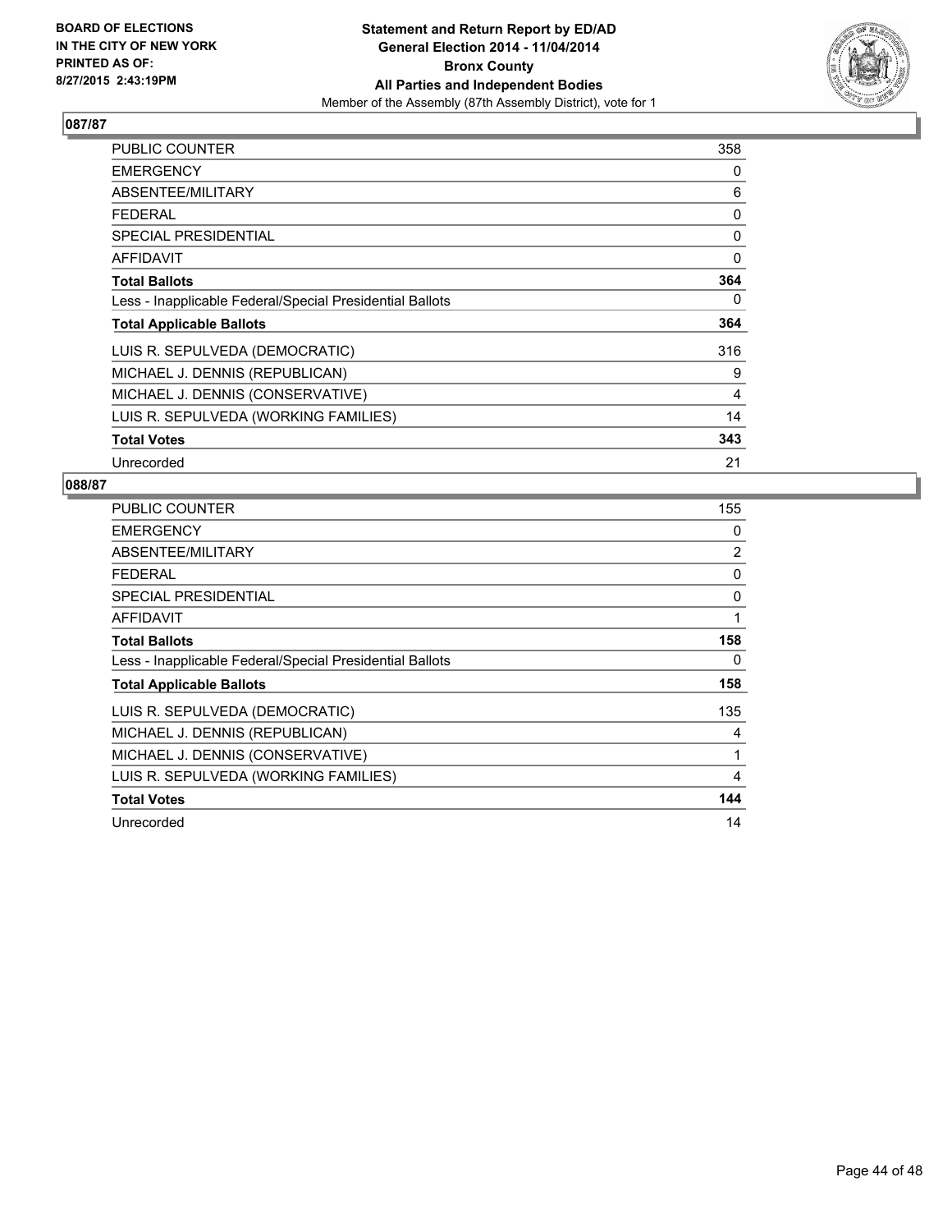**BOARD OF ELECTIONS IN THE CITY OF NEW YORK PRINTED AS OF: 8/27/2015 2:43:19PM**

**Statement and Return Report by ED/AD**
**General Election 2014 - 11/04/2014**
**Bronx County**
**All Parties and Independent Bodies**
Member of the Assembly (87th Assembly District), vote for 1

## 087/87

| | |
|---|---|
| PUBLIC COUNTER | 358 |
| EMERGENCY | 0 |
| ABSENTEE/MILITARY | 6 |
| FEDERAL | 0 |
| SPECIAL PRESIDENTIAL | 0 |
| AFFIDAVIT | 0 |
| **Total Ballots** | **364** |
| Less - Inapplicable Federal/Special Presidential Ballots | 0 |
| **Total Applicable Ballots** | **364** |
| LUIS R. SEPULVEDA (DEMOCRATIC) | 316 |
| MICHAEL J. DENNIS (REPUBLICAN) | 9 |
| MICHAEL J. DENNIS (CONSERVATIVE) | 4 |
| LUIS R. SEPULVEDA (WORKING FAMILIES) | 14 |
| **Total Votes** | **343** |
| Unrecorded | 21 |

## 088/87

| | |
|---|---|
| PUBLIC COUNTER | 155 |
| EMERGENCY | 0 |
| ABSENTEE/MILITARY | 2 |
| FEDERAL | 0 |
| SPECIAL PRESIDENTIAL | 0 |
| AFFIDAVIT | 1 |
| **Total Ballots** | **158** |
| Less - Inapplicable Federal/Special Presidential Ballots | 0 |
| **Total Applicable Ballots** | **158** |
| LUIS R. SEPULVEDA (DEMOCRATIC) | 135 |
| MICHAEL J. DENNIS (REPUBLICAN) | 4 |
| MICHAEL J. DENNIS (CONSERVATIVE) | 1 |
| LUIS R. SEPULVEDA (WORKING FAMILIES) | 4 |
| **Total Votes** | **144** |
| Unrecorded | 14 |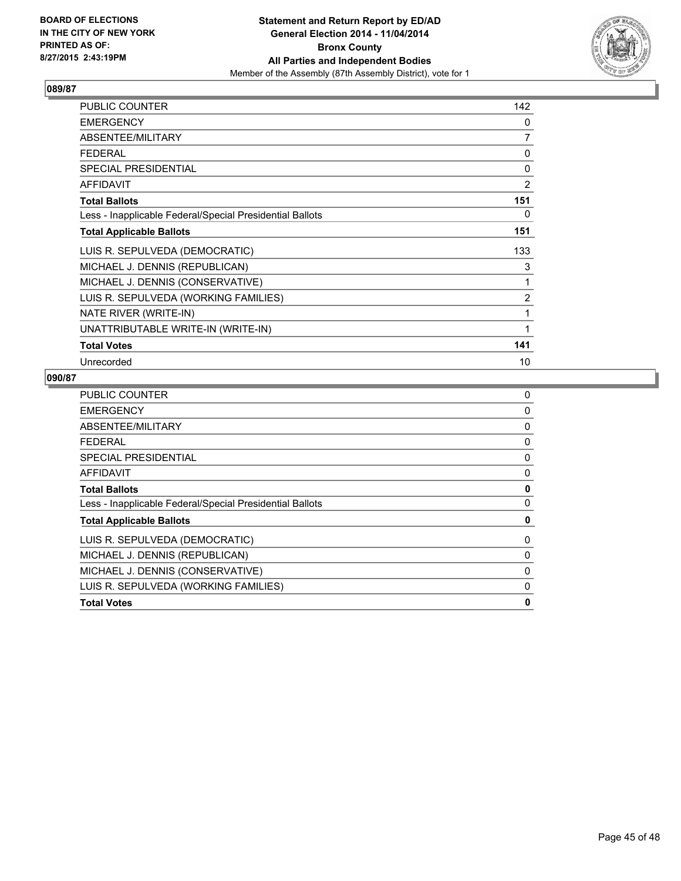## 089/87

| | |
|---|---|
| PUBLIC COUNTER | 142 |
| EMERGENCY | 0 |
| ABSENTEE/MILITARY | 7 |
| FEDERAL | 0 |
| SPECIAL PRESIDENTIAL | 0 |
| AFFIDAVIT | 2 |
| **Total Ballots** | **151** |
| Less - Inapplicable Federal/Special Presidential Ballots | 0 |
| **Total Applicable Ballots** | **151** |
| LUIS R. SEPULVEDA (DEMOCRATIC) | 133 |
| MICHAEL J. DENNIS (REPUBLICAN) | 3 |
| MICHAEL J. DENNIS (CONSERVATIVE) | 1 |
| LUIS R. SEPULVEDA (WORKING FAMILIES) | 2 |
| NATE RIVER (WRITE-IN) | 1 |
| UNATTRIBUTABLE WRITE-IN (WRITE-IN) | 1 |
| **Total Votes** | **141** |
| Unrecorded | 10 |

## 090/87

| | |
|---|---|
| PUBLIC COUNTER | 0 |
| EMERGENCY | 0 |
| ABSENTEE/MILITARY | 0 |
| FEDERAL | 0 |
| SPECIAL PRESIDENTIAL | 0 |
| AFFIDAVIT | 0 |
| **Total Ballots** | **0** |
| Less - Inapplicable Federal/Special Presidential Ballots | 0 |
| **Total Applicable Ballots** | **0** |
| LUIS R. SEPULVEDA (DEMOCRATIC) | 0 |
| MICHAEL J. DENNIS (REPUBLICAN) | 0 |
| MICHAEL J. DENNIS (CONSERVATIVE) | 0 |
| LUIS R. SEPULVEDA (WORKING FAMILIES) | 0 |
| **Total Votes** | **0** |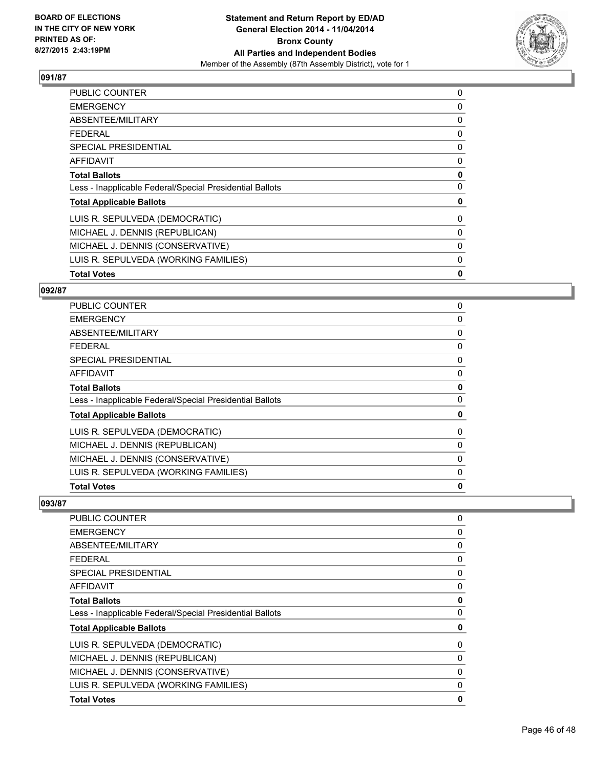## 091/87

| | |
|---|---|
| PUBLIC COUNTER | 0 |
| EMERGENCY | 0 |
| ABSENTEE/MILITARY | 0 |
| FEDERAL | 0 |
| SPECIAL PRESIDENTIAL | 0 |
| AFFIDAVIT | 0 |
| **Total Ballots** | **0** |
| Less - Inapplicable Federal/Special Presidential Ballots | 0 |
| **Total Applicable Ballots** | **0** |
| LUIS R. SEPULVEDA (DEMOCRATIC) | 0 |
| MICHAEL J. DENNIS (REPUBLICAN) | 0 |
| MICHAEL J. DENNIS (CONSERVATIVE) | 0 |
| LUIS R. SEPULVEDA (WORKING FAMILIES) | 0 |
| **Total Votes** | **0** |

## 092/87

| | |
|---|---|
| PUBLIC COUNTER | 0 |
| EMERGENCY | 0 |
| ABSENTEE/MILITARY | 0 |
| FEDERAL | 0 |
| SPECIAL PRESIDENTIAL | 0 |
| AFFIDAVIT | 0 |
| **Total Ballots** | **0** |
| Less - Inapplicable Federal/Special Presidential Ballots | 0 |
| **Total Applicable Ballots** | **0** |
| LUIS R. SEPULVEDA (DEMOCRATIC) | 0 |
| MICHAEL J. DENNIS (REPUBLICAN) | 0 |
| MICHAEL J. DENNIS (CONSERVATIVE) | 0 |
| LUIS R. SEPULVEDA (WORKING FAMILIES) | 0 |
| **Total Votes** | **0** |

## 093/87

| | |
|---|---|
| PUBLIC COUNTER | 0 |
| EMERGENCY | 0 |
| ABSENTEE/MILITARY | 0 |
| FEDERAL | 0 |
| SPECIAL PRESIDENTIAL | 0 |
| AFFIDAVIT | 0 |
| **Total Ballots** | **0** |
| Less - Inapplicable Federal/Special Presidential Ballots | 0 |
| **Total Applicable Ballots** | **0** |
| LUIS R. SEPULVEDA (DEMOCRATIC) | 0 |
| MICHAEL J. DENNIS (REPUBLICAN) | 0 |
| MICHAEL J. DENNIS (CONSERVATIVE) | 0 |
| LUIS R. SEPULVEDA (WORKING FAMILIES) | 0 |
| **Total Votes** | **0** |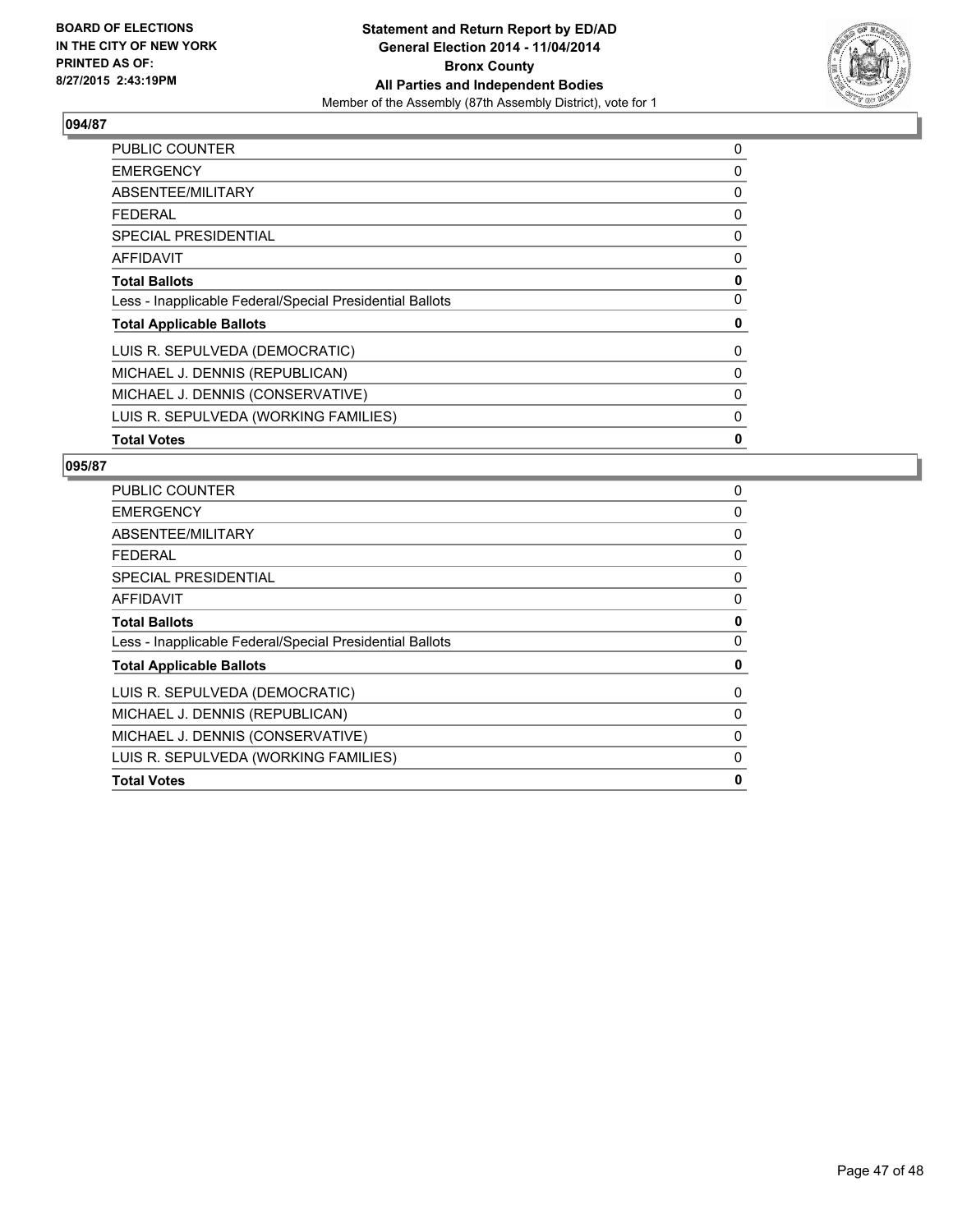BOARD OF ELECTIONS
IN THE CITY OF NEW YORK
PRINTED AS OF:
8/27/2015 2:43:19PM

**Statement and Return Report by ED/AD**
**General Election 2014 - 11/04/2014**
**Bronx County**
**All Parties and Independent Bodies**
Member of the Assembly (87th Assembly District), vote for 1

### 094/87

| | |
|---|---|
| PUBLIC COUNTER | 0 |
| EMERGENCY | 0 |
| ABSENTEE/MILITARY | 0 |
| FEDERAL | 0 |
| SPECIAL PRESIDENTIAL | 0 |
| AFFIDAVIT | 0 |
| **Total Ballots** | **0** |
| Less - Inapplicable Federal/Special Presidential Ballots | 0 |
| **Total Applicable Ballots** | **0** |
| LUIS R. SEPULVEDA (DEMOCRATIC) | 0 |
| MICHAEL J. DENNIS (REPUBLICAN) | 0 |
| MICHAEL J. DENNIS (CONSERVATIVE) | 0 |
| LUIS R. SEPULVEDA (WORKING FAMILIES) | 0 |
| **Total Votes** | **0** |

### 095/87

| | |
|---|---|
| PUBLIC COUNTER | 0 |
| EMERGENCY | 0 |
| ABSENTEE/MILITARY | 0 |
| FEDERAL | 0 |
| SPECIAL PRESIDENTIAL | 0 |
| AFFIDAVIT | 0 |
| **Total Ballots** | **0** |
| Less - Inapplicable Federal/Special Presidential Ballots | 0 |
| **Total Applicable Ballots** | **0** |
| LUIS R. SEPULVEDA (DEMOCRATIC) | 0 |
| MICHAEL J. DENNIS (REPUBLICAN) | 0 |
| MICHAEL J. DENNIS (CONSERVATIVE) | 0 |
| LUIS R. SEPULVEDA (WORKING FAMILIES) | 0 |
| **Total Votes** | **0** |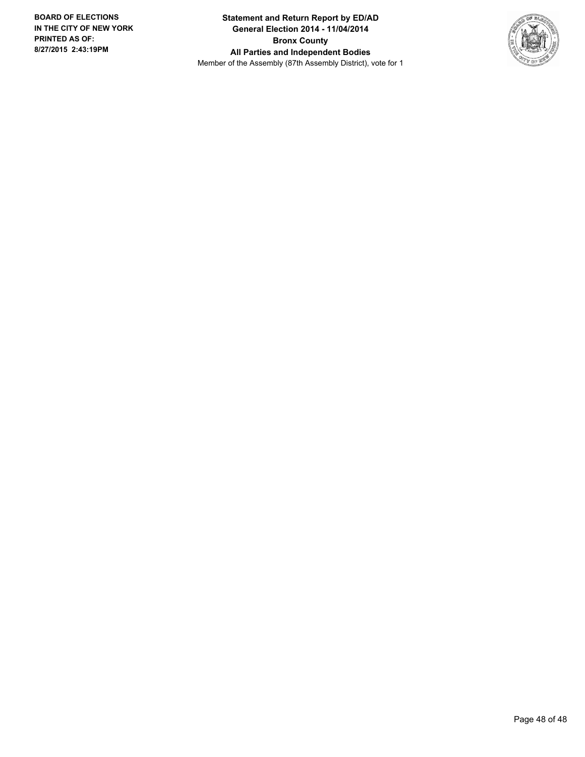**BOARD OF ELECTIONS IN THE CITY OF NEW YORK PRINTED AS OF: 8/27/2015 2:43:19PM**

**Statement and Return Report by ED/AD**
**General Election 2014 - 11/04/2014**
**Bronx County**
**All Parties and Independent Bodies**
Member of the Assembly (87th Assembly District), vote for 1